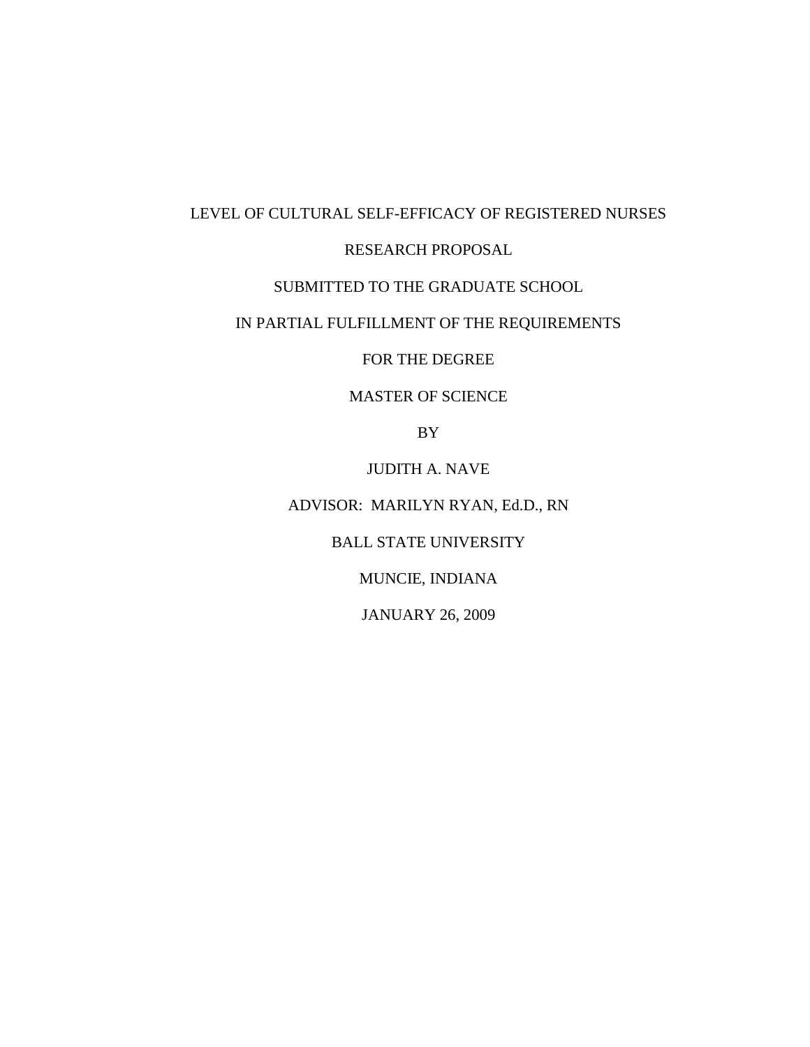# LEVEL OF CULTURAL SELF-EFFICACY OF REGISTERED NURSES

RESEARCH PROPOSAL

SUBMITTED TO THE GRADUATE SCHOOL

IN PARTIAL FULFILLMENT OF THE REQUIREMENTS

FOR THE DEGREE

MASTER OF SCIENCE

BY

JUDITH A. NAVE

ADVISOR: MARILYN RYAN, Ed.D., RN

BALL STATE UNIVERSITY

MUNCIE, INDIANA

JANUARY 26, 2009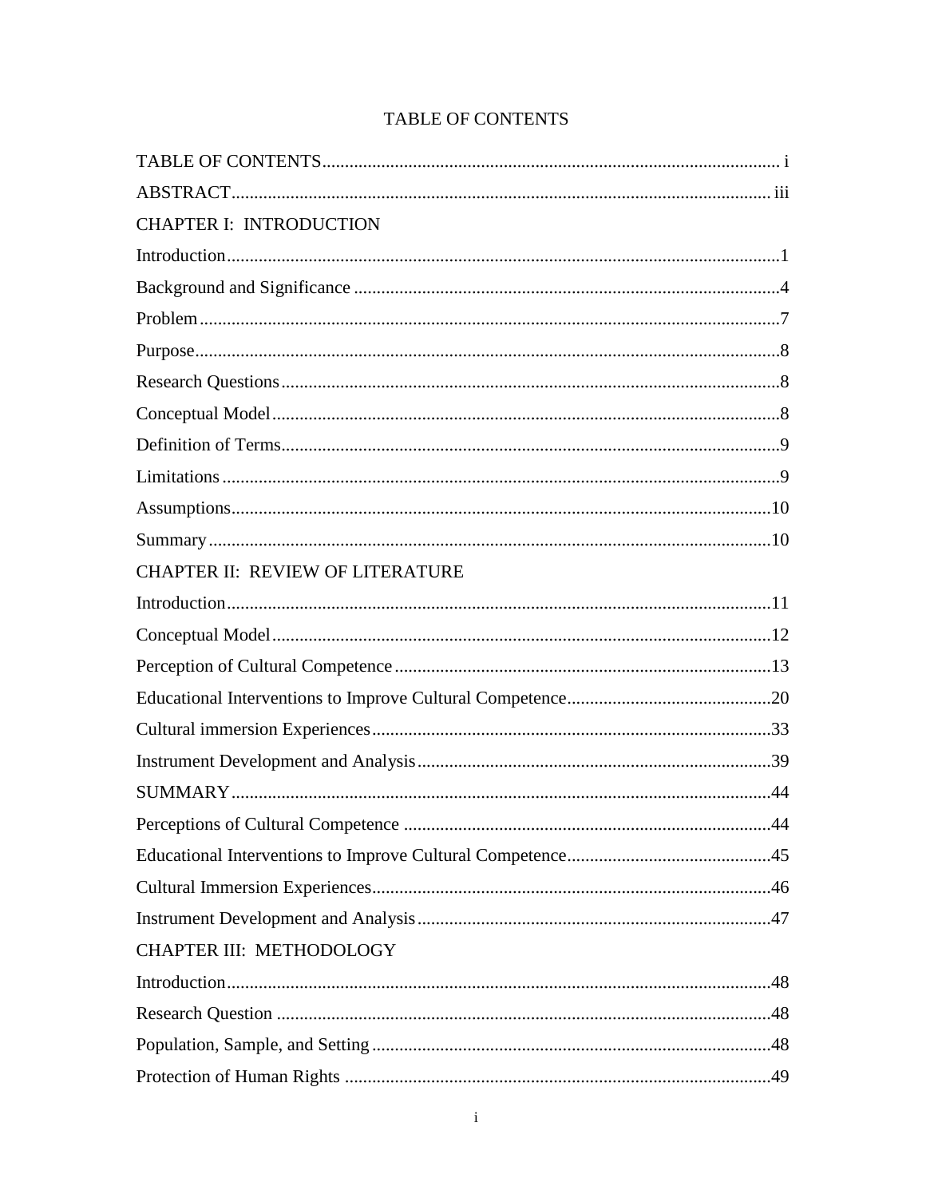# TABLE OF CONTENTS

TABLE OF CONTENTS.................................................................................................... i

ABSTRACT...................................................................................................................... iii

CHAPTER I: INTRODUCTION

Introduction........................................................................................................................1

Background and Significance .............................................................................................4

Problem...............................................................................................................................7

Purpose................................................................................................................................8

Research Questions.............................................................................................................8

Conceptual Model...............................................................................................................8

Definition of Terms.............................................................................................................9

Limitations..........................................................................................................................9

Assumptions......................................................................................................................10

Summary...........................................................................................................................10

CHAPTER II: REVIEW OF LITERATURE

Introduction.......................................................................................................................11

Conceptual Model.............................................................................................................12

Perception of Cultural Competence..................................................................................13

Educational Interventions to Improve Cultural Competence............................................20

Cultural immersion Experiences.......................................................................................33

Instrument Development and Analysis.............................................................................39

SUMMARY......................................................................................................................44

Perceptions of Cultural Competence ................................................................................44

Educational Interventions to Improve Cultural Competence............................................45

Cultural Immersion Experiences.......................................................................................46

Instrument Development and Analysis.............................................................................47

CHAPTER III: METHODOLOGY

Introduction.......................................................................................................................48

Research Question ............................................................................................................48

Population, Sample, and Setting.......................................................................................48

Protection of Human Rights .............................................................................................49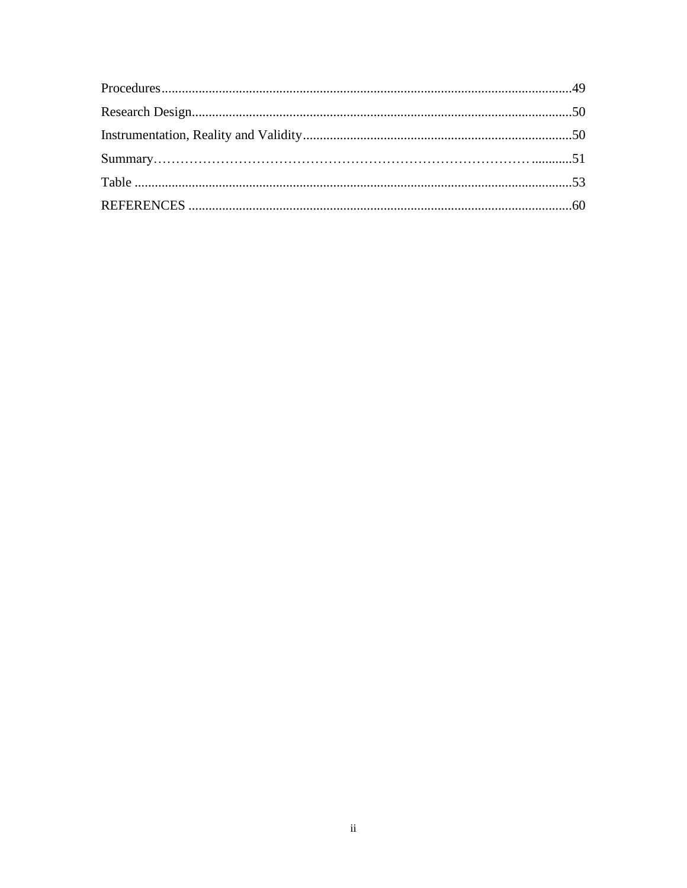Procedures........................................................................................................................49

Research Design................................................................................................................50

Instrumentation, Reality and Validity................................................................................50

Summary…………………………………………………………………………............51

Table ..................................................................................................................................53

REFERENCES .................................................................................................................60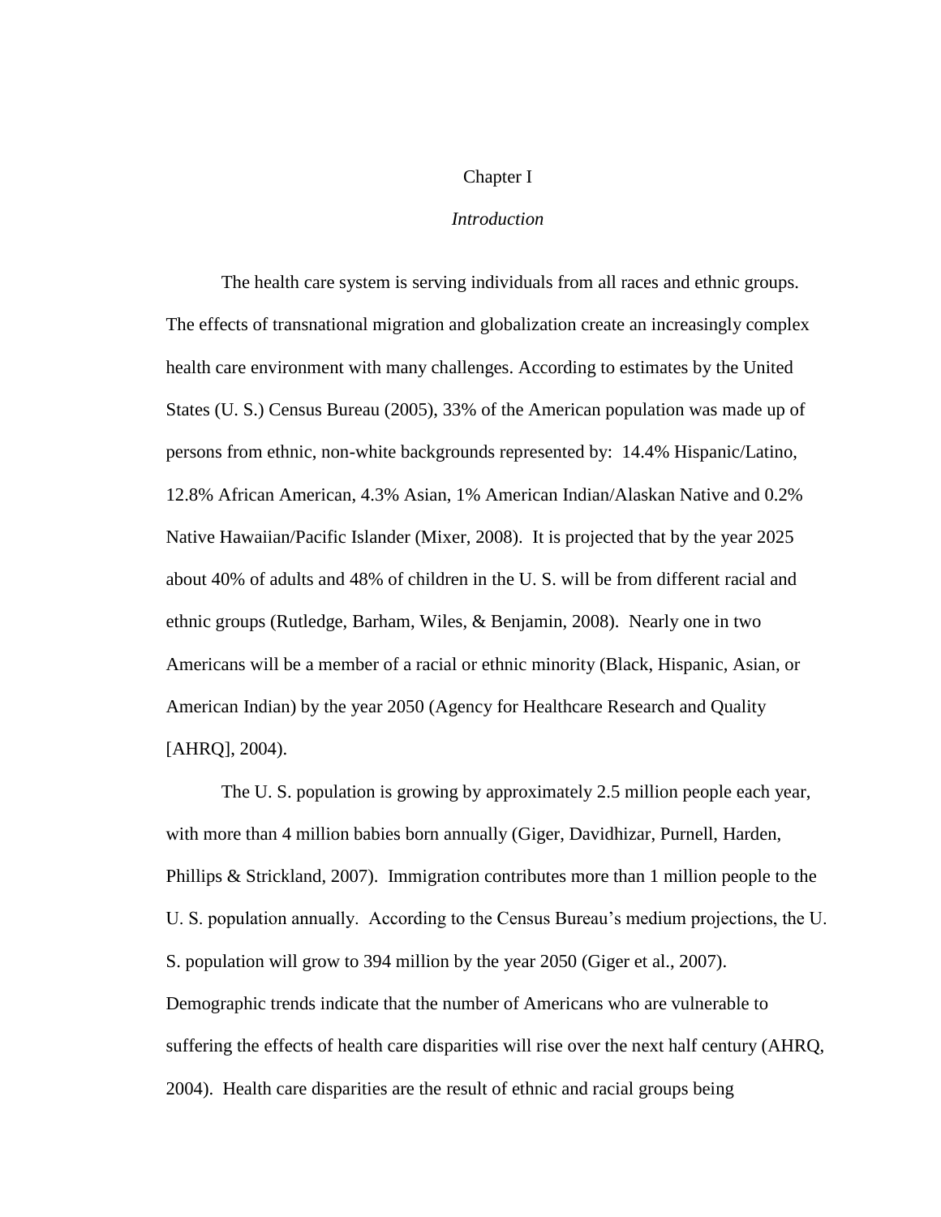# Chapter I

## *Introduction*

The health care system is serving individuals from all races and ethnic groups. The effects of transnational migration and globalization create an increasingly complex health care environment with many challenges. According to estimates by the United States (U. S.) Census Bureau (2005), 33% of the American population was made up of persons from ethnic, non-white backgrounds represented by: 14.4% Hispanic/Latino, 12.8% African American, 4.3% Asian, 1% American Indian/Alaskan Native and 0.2% Native Hawaiian/Pacific Islander (Mixer, 2008). It is projected that by the year 2025 about 40% of adults and 48% of children in the U. S. will be from different racial and ethnic groups (Rutledge, Barham, Wiles, & Benjamin, 2008). Nearly one in two Americans will be a member of a racial or ethnic minority (Black, Hispanic, Asian, or American Indian) by the year 2050 (Agency for Healthcare Research and Quality [AHRQ], 2004).

The U. S. population is growing by approximately 2.5 million people each year, with more than 4 million babies born annually (Giger, Davidhizar, Purnell, Harden, Phillips & Strickland, 2007). Immigration contributes more than 1 million people to the U. S. population annually. According to the Census Bureau's medium projections, the U. S. population will grow to 394 million by the year 2050 (Giger et al., 2007). Demographic trends indicate that the number of Americans who are vulnerable to suffering the effects of health care disparities will rise over the next half century (AHRQ, 2004). Health care disparities are the result of ethnic and racial groups being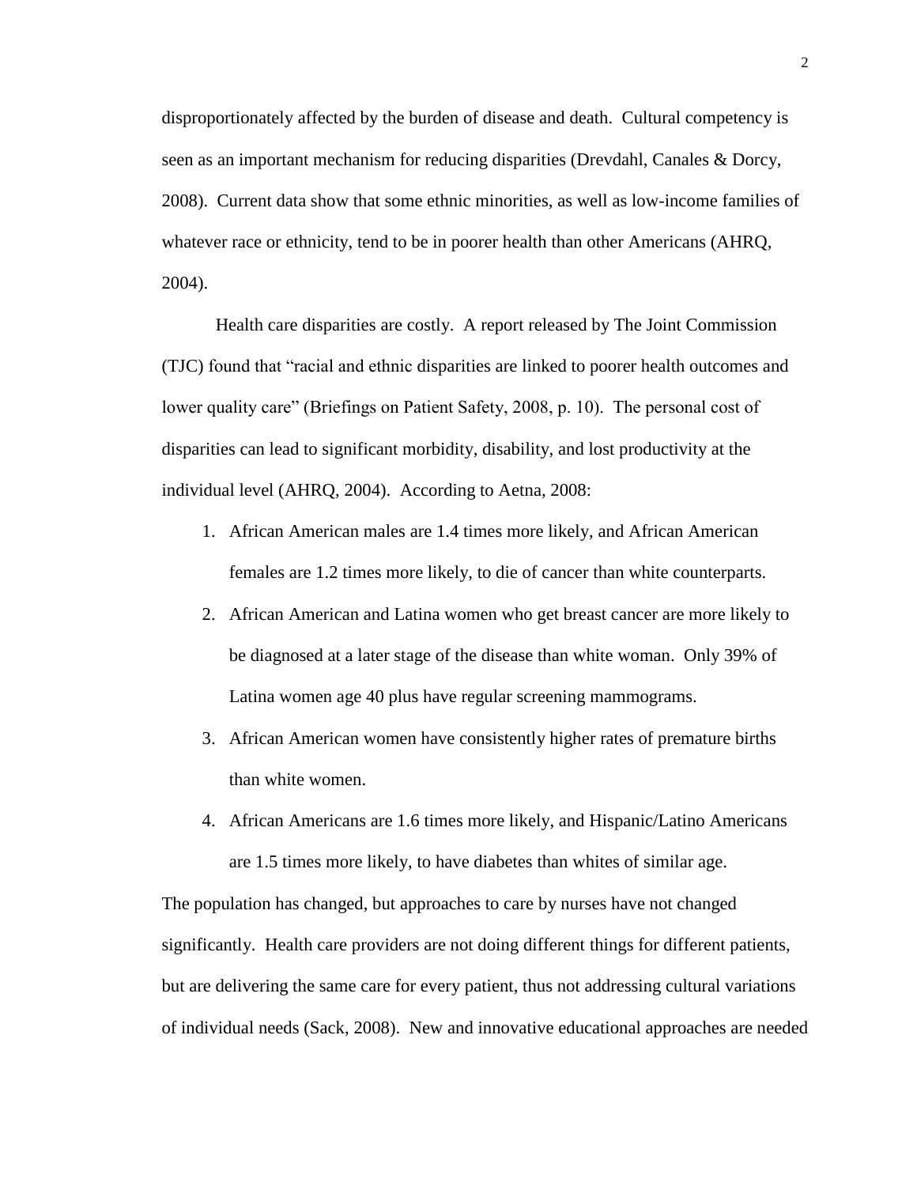disproportionately affected by the burden of disease and death. Cultural competency is seen as an important mechanism for reducing disparities (Drevdahl, Canales & Dorcy, 2008). Current data show that some ethnic minorities, as well as low-income families of whatever race or ethnicity, tend to be in poorer health than other Americans (AHRQ, 2004).

Health care disparities are costly. A report released by The Joint Commission (TJC) found that "racial and ethnic disparities are linked to poorer health outcomes and lower quality care" (Briefings on Patient Safety, 2008, p. 10). The personal cost of disparities can lead to significant morbidity, disability, and lost productivity at the individual level (AHRQ, 2004). According to Aetna, 2008:

1. African American males are 1.4 times more likely, and African American females are 1.2 times more likely, to die of cancer than white counterparts.
2. African American and Latina women who get breast cancer are more likely to be diagnosed at a later stage of the disease than white woman. Only 39% of Latina women age 40 plus have regular screening mammograms.
3. African American women have consistently higher rates of premature births than white women.
4. African Americans are 1.6 times more likely, and Hispanic/Latino Americans are 1.5 times more likely, to have diabetes than whites of similar age.

The population has changed, but approaches to care by nurses have not changed significantly. Health care providers are not doing different things for different patients, but are delivering the same care for every patient, thus not addressing cultural variations of individual needs (Sack, 2008). New and innovative educational approaches are needed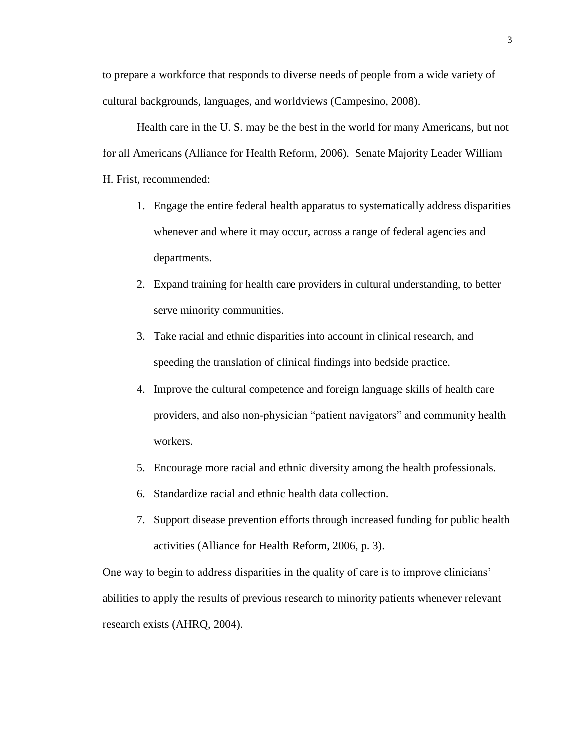to prepare a workforce that responds to diverse needs of people from a wide variety of cultural backgrounds, languages, and worldviews (Campesino, 2008).

Health care in the U. S. may be the best in the world for many Americans, but not for all Americans (Alliance for Health Reform, 2006). Senate Majority Leader William H. Frist, recommended:

1. Engage the entire federal health apparatus to systematically address disparities whenever and where it may occur, across a range of federal agencies and departments.
2. Expand training for health care providers in cultural understanding, to better serve minority communities.
3. Take racial and ethnic disparities into account in clinical research, and speeding the translation of clinical findings into bedside practice.
4. Improve the cultural competence and foreign language skills of health care providers, and also non-physician "patient navigators" and community health workers.
5. Encourage more racial and ethnic diversity among the health professionals.
6. Standardize racial and ethnic health data collection.
7. Support disease prevention efforts through increased funding for public health activities (Alliance for Health Reform, 2006, p. 3).

One way to begin to address disparities in the quality of care is to improve clinicians' abilities to apply the results of previous research to minority patients whenever relevant research exists (AHRQ, 2004).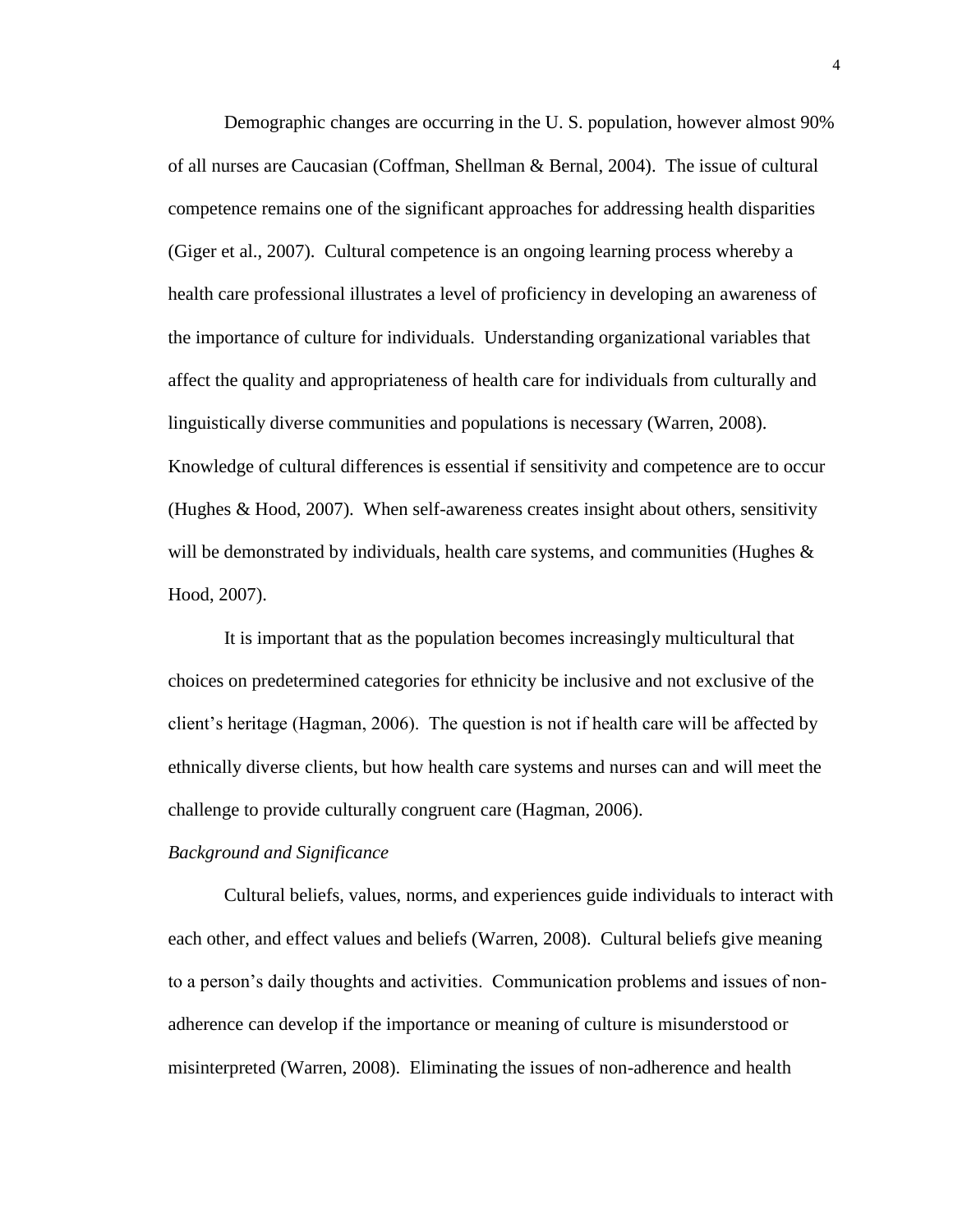Demographic changes are occurring in the U. S. population, however almost 90% of all nurses are Caucasian (Coffman, Shellman & Bernal, 2004). The issue of cultural competence remains one of the significant approaches for addressing health disparities (Giger et al., 2007). Cultural competence is an ongoing learning process whereby a health care professional illustrates a level of proficiency in developing an awareness of the importance of culture for individuals. Understanding organizational variables that affect the quality and appropriateness of health care for individuals from culturally and linguistically diverse communities and populations is necessary (Warren, 2008). Knowledge of cultural differences is essential if sensitivity and competence are to occur (Hughes & Hood, 2007). When self-awareness creates insight about others, sensitivity will be demonstrated by individuals, health care systems, and communities (Hughes & Hood, 2007).

It is important that as the population becomes increasingly multicultural that choices on predetermined categories for ethnicity be inclusive and not exclusive of the client's heritage (Hagman, 2006). The question is not if health care will be affected by ethnically diverse clients, but how health care systems and nurses can and will meet the challenge to provide culturally congruent care (Hagman, 2006).

*Background and Significance*

Cultural beliefs, values, norms, and experiences guide individuals to interact with each other, and effect values and beliefs (Warren, 2008). Cultural beliefs give meaning to a person's daily thoughts and activities. Communication problems and issues of non-adherence can develop if the importance or meaning of culture is misunderstood or misinterpreted (Warren, 2008). Eliminating the issues of non-adherence and health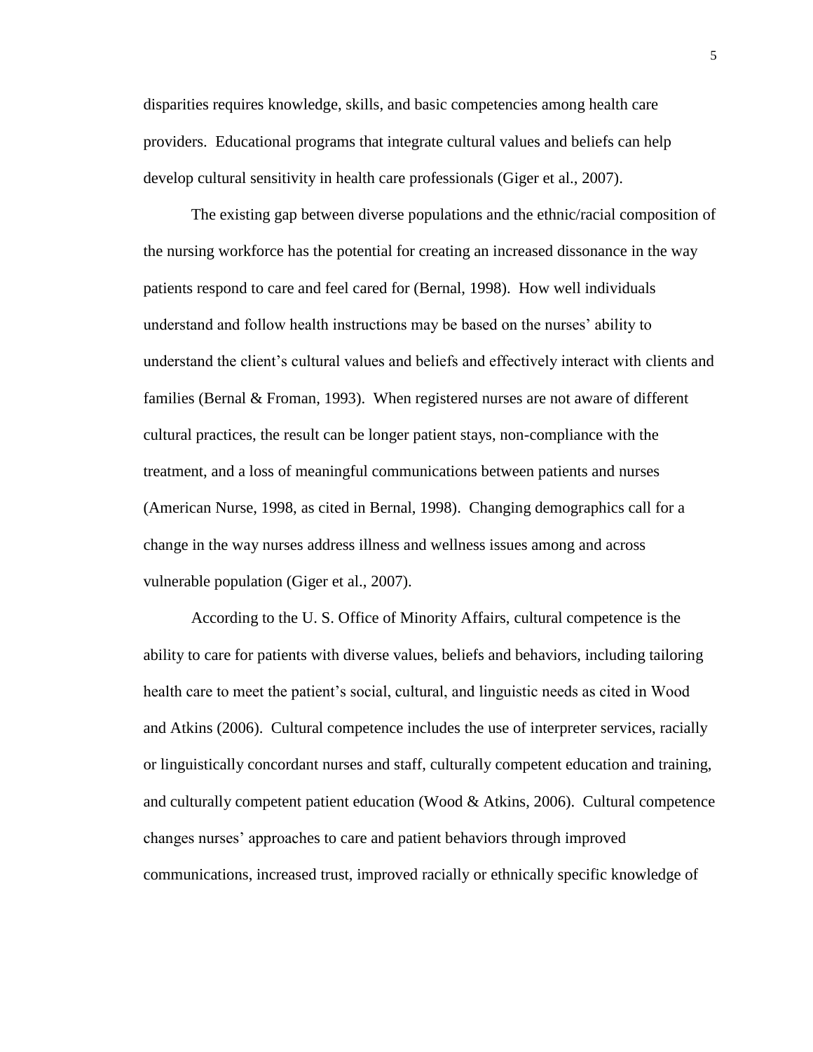disparities requires knowledge, skills, and basic competencies among health care providers. Educational programs that integrate cultural values and beliefs can help develop cultural sensitivity in health care professionals (Giger et al., 2007).

The existing gap between diverse populations and the ethnic/racial composition of the nursing workforce has the potential for creating an increased dissonance in the way patients respond to care and feel cared for (Bernal, 1998). How well individuals understand and follow health instructions may be based on the nurses' ability to understand the client's cultural values and beliefs and effectively interact with clients and families (Bernal & Froman, 1993). When registered nurses are not aware of different cultural practices, the result can be longer patient stays, non-compliance with the treatment, and a loss of meaningful communications between patients and nurses (American Nurse, 1998, as cited in Bernal, 1998). Changing demographics call for a change in the way nurses address illness and wellness issues among and across vulnerable population (Giger et al., 2007).

According to the U. S. Office of Minority Affairs, cultural competence is the ability to care for patients with diverse values, beliefs and behaviors, including tailoring health care to meet the patient's social, cultural, and linguistic needs as cited in Wood and Atkins (2006). Cultural competence includes the use of interpreter services, racially or linguistically concordant nurses and staff, culturally competent education and training, and culturally competent patient education (Wood & Atkins, 2006). Cultural competence changes nurses' approaches to care and patient behaviors through improved communications, increased trust, improved racially or ethnically specific knowledge of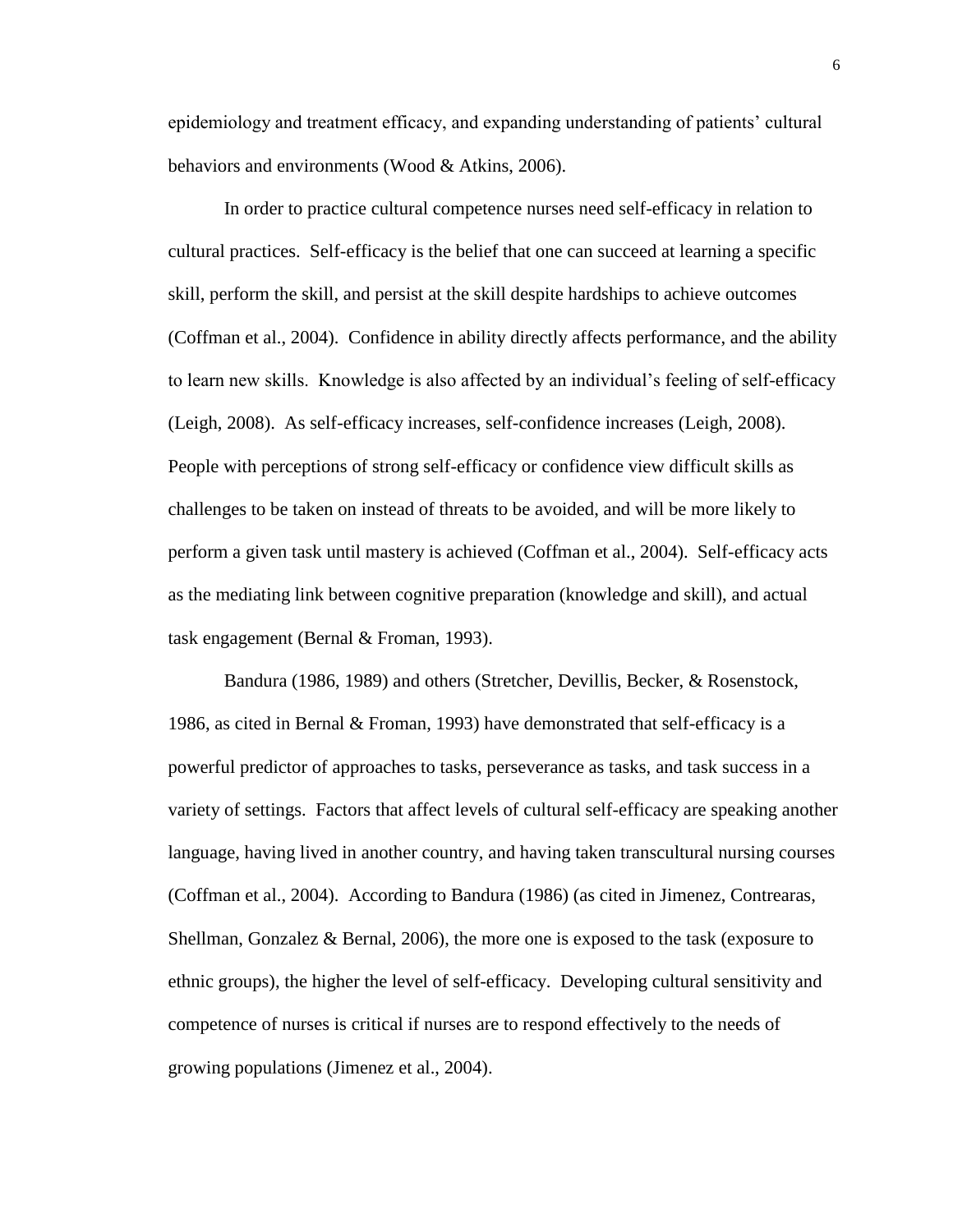epidemiology and treatment efficacy, and expanding understanding of patients' cultural behaviors and environments (Wood & Atkins, 2006).

In order to practice cultural competence nurses need self-efficacy in relation to cultural practices. Self-efficacy is the belief that one can succeed at learning a specific skill, perform the skill, and persist at the skill despite hardships to achieve outcomes (Coffman et al., 2004). Confidence in ability directly affects performance, and the ability to learn new skills. Knowledge is also affected by an individual's feeling of self-efficacy (Leigh, 2008). As self-efficacy increases, self-confidence increases (Leigh, 2008). People with perceptions of strong self-efficacy or confidence view difficult skills as challenges to be taken on instead of threats to be avoided, and will be more likely to perform a given task until mastery is achieved (Coffman et al., 2004). Self-efficacy acts as the mediating link between cognitive preparation (knowledge and skill), and actual task engagement (Bernal & Froman, 1993).

Bandura (1986, 1989) and others (Stretcher, Devillis, Becker, & Rosenstock, 1986, as cited in Bernal & Froman, 1993) have demonstrated that self-efficacy is a powerful predictor of approaches to tasks, perseverance as tasks, and task success in a variety of settings. Factors that affect levels of cultural self-efficacy are speaking another language, having lived in another country, and having taken transcultural nursing courses (Coffman et al., 2004). According to Bandura (1986) (as cited in Jimenez, Contrearas, Shellman, Gonzalez & Bernal, 2006), the more one is exposed to the task (exposure to ethnic groups), the higher the level of self-efficacy. Developing cultural sensitivity and competence of nurses is critical if nurses are to respond effectively to the needs of growing populations (Jimenez et al., 2004).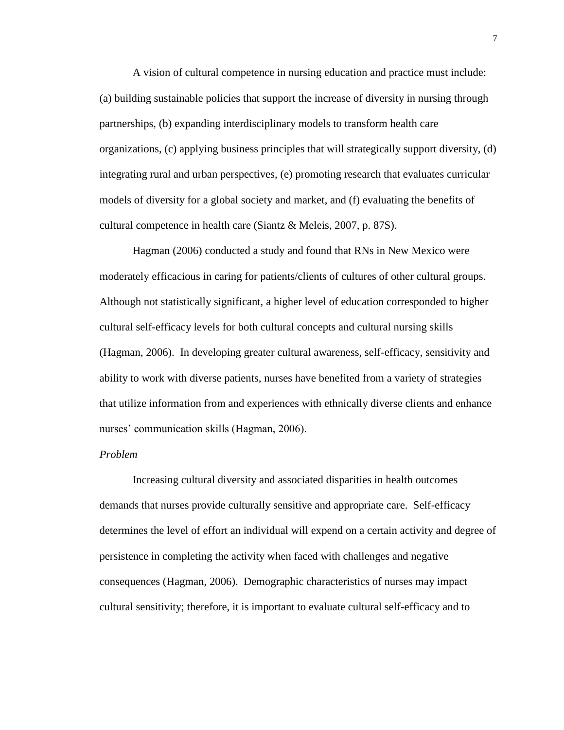A vision of cultural competence in nursing education and practice must include: (a) building sustainable policies that support the increase of diversity in nursing through partnerships, (b) expanding interdisciplinary models to transform health care organizations, (c) applying business principles that will strategically support diversity, (d) integrating rural and urban perspectives, (e) promoting research that evaluates curricular models of diversity for a global society and market, and (f) evaluating the benefits of cultural competence in health care (Siantz & Meleis, 2007, p. 87S).

Hagman (2006) conducted a study and found that RNs in New Mexico were moderately efficacious in caring for patients/clients of cultures of other cultural groups. Although not statistically significant, a higher level of education corresponded to higher cultural self-efficacy levels for both cultural concepts and cultural nursing skills (Hagman, 2006). In developing greater cultural awareness, self-efficacy, sensitivity and ability to work with diverse patients, nurses have benefited from a variety of strategies that utilize information from and experiences with ethnically diverse clients and enhance nurses' communication skills (Hagman, 2006).

*Problem*

Increasing cultural diversity and associated disparities in health outcomes demands that nurses provide culturally sensitive and appropriate care. Self-efficacy determines the level of effort an individual will expend on a certain activity and degree of persistence in completing the activity when faced with challenges and negative consequences (Hagman, 2006). Demographic characteristics of nurses may impact cultural sensitivity; therefore, it is important to evaluate cultural self-efficacy and to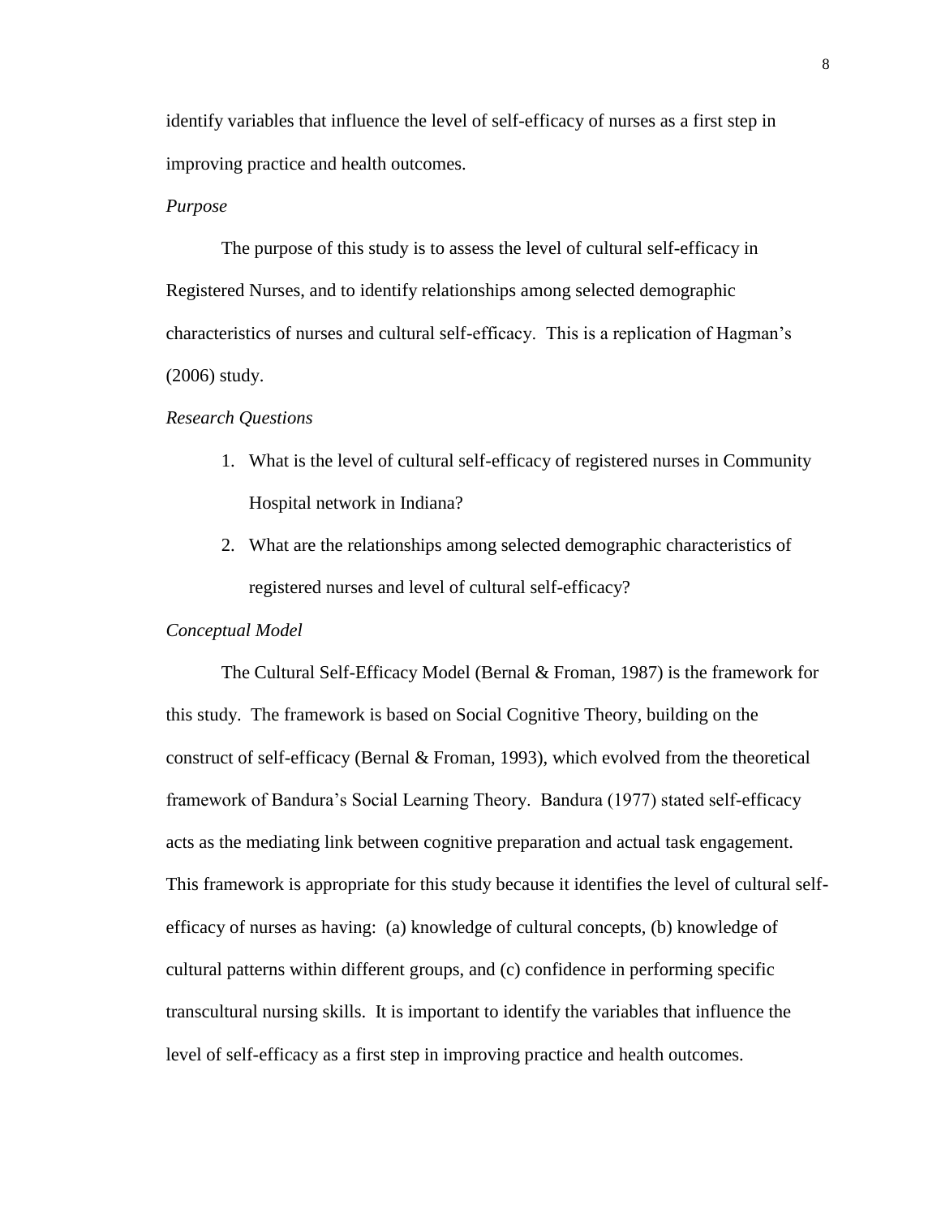identify variables that influence the level of self-efficacy of nurses as a first step in improving practice and health outcomes.

*Purpose*

The purpose of this study is to assess the level of cultural self-efficacy in Registered Nurses, and to identify relationships among selected demographic characteristics of nurses and cultural self-efficacy. This is a replication of Hagman's (2006) study.

*Research Questions*

1. What is the level of cultural self-efficacy of registered nurses in Community Hospital network in Indiana?
2. What are the relationships among selected demographic characteristics of registered nurses and level of cultural self-efficacy?

*Conceptual Model*

The Cultural Self-Efficacy Model (Bernal & Froman, 1987) is the framework for this study. The framework is based on Social Cognitive Theory, building on the construct of self-efficacy (Bernal & Froman, 1993), which evolved from the theoretical framework of Bandura's Social Learning Theory. Bandura (1977) stated self-efficacy acts as the mediating link between cognitive preparation and actual task engagement. This framework is appropriate for this study because it identifies the level of cultural self-efficacy of nurses as having: (a) knowledge of cultural concepts, (b) knowledge of cultural patterns within different groups, and (c) confidence in performing specific transcultural nursing skills. It is important to identify the variables that influence the level of self-efficacy as a first step in improving practice and health outcomes.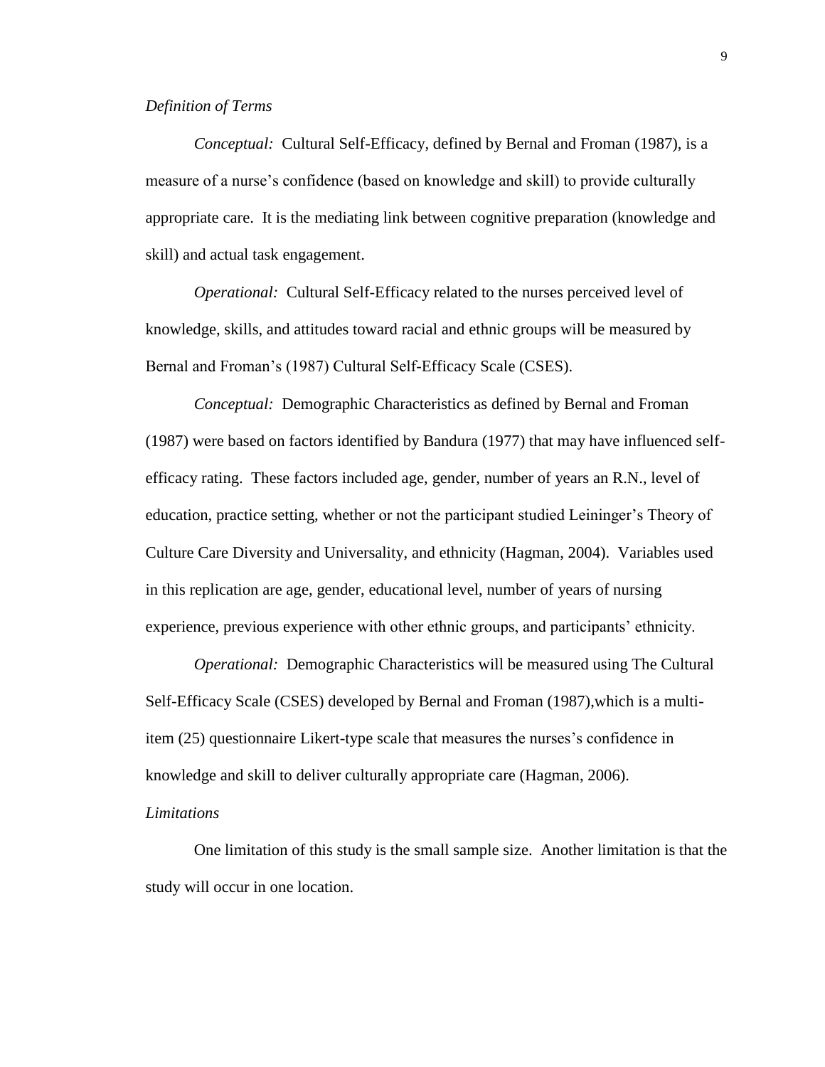*Definition of Terms*

*Conceptual:* Cultural Self-Efficacy, defined by Bernal and Froman (1987), is a measure of a nurse's confidence (based on knowledge and skill) to provide culturally appropriate care. It is the mediating link between cognitive preparation (knowledge and skill) and actual task engagement.

*Operational:* Cultural Self-Efficacy related to the nurses perceived level of knowledge, skills, and attitudes toward racial and ethnic groups will be measured by Bernal and Froman's (1987) Cultural Self-Efficacy Scale (CSES).

*Conceptual:* Demographic Characteristics as defined by Bernal and Froman (1987) were based on factors identified by Bandura (1977) that may have influenced self-efficacy rating. These factors included age, gender, number of years an R.N., level of education, practice setting, whether or not the participant studied Leininger's Theory of Culture Care Diversity and Universality, and ethnicity (Hagman, 2004). Variables used in this replication are age, gender, educational level, number of years of nursing experience, previous experience with other ethnic groups, and participants' ethnicity.

*Operational:* Demographic Characteristics will be measured using The Cultural Self-Efficacy Scale (CSES) developed by Bernal and Froman (1987),which is a multi-item (25) questionnaire Likert-type scale that measures the nurses's confidence in knowledge and skill to deliver culturally appropriate care (Hagman, 2006).

*Limitations*

One limitation of this study is the small sample size. Another limitation is that the study will occur in one location.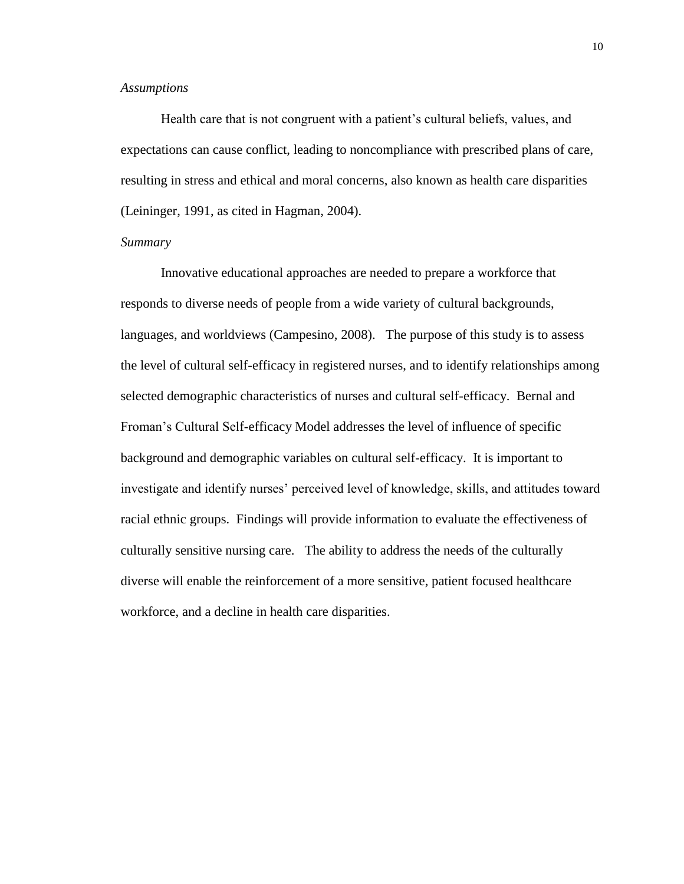*Assumptions*

Health care that is not congruent with a patient's cultural beliefs, values, and expectations can cause conflict, leading to noncompliance with prescribed plans of care, resulting in stress and ethical and moral concerns, also known as health care disparities (Leininger, 1991, as cited in Hagman, 2004).

*Summary*

Innovative educational approaches are needed to prepare a workforce that responds to diverse needs of people from a wide variety of cultural backgrounds, languages, and worldviews (Campesino, 2008). The purpose of this study is to assess the level of cultural self-efficacy in registered nurses, and to identify relationships among selected demographic characteristics of nurses and cultural self-efficacy. Bernal and Froman's Cultural Self-efficacy Model addresses the level of influence of specific background and demographic variables on cultural self-efficacy. It is important to investigate and identify nurses' perceived level of knowledge, skills, and attitudes toward racial ethnic groups. Findings will provide information to evaluate the effectiveness of culturally sensitive nursing care. The ability to address the needs of the culturally diverse will enable the reinforcement of a more sensitive, patient focused healthcare workforce, and a decline in health care disparities.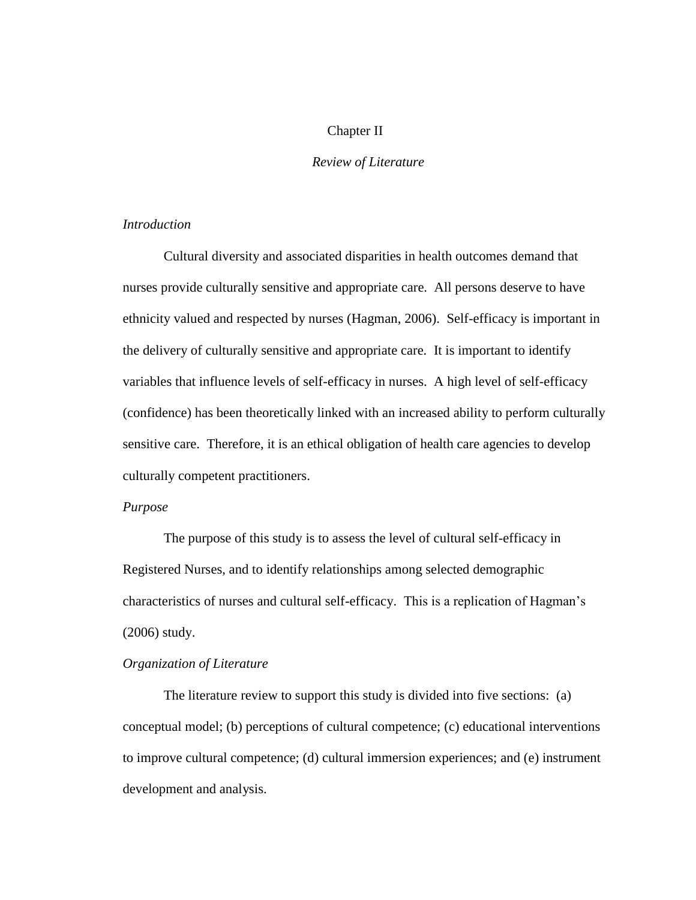# Chapter II

## *Review of Literature*

### *Introduction*

Cultural diversity and associated disparities in health outcomes demand that nurses provide culturally sensitive and appropriate care. All persons deserve to have ethnicity valued and respected by nurses (Hagman, 2006). Self-efficacy is important in the delivery of culturally sensitive and appropriate care. It is important to identify variables that influence levels of self-efficacy in nurses. A high level of self-efficacy (confidence) has been theoretically linked with an increased ability to perform culturally sensitive care. Therefore, it is an ethical obligation of health care agencies to develop culturally competent practitioners.

### *Purpose*

The purpose of this study is to assess the level of cultural self-efficacy in Registered Nurses, and to identify relationships among selected demographic characteristics of nurses and cultural self-efficacy. This is a replication of Hagman's (2006) study.

### *Organization of Literature*

The literature review to support this study is divided into five sections: (a) conceptual model; (b) perceptions of cultural competence; (c) educational interventions to improve cultural competence; (d) cultural immersion experiences; and (e) instrument development and analysis.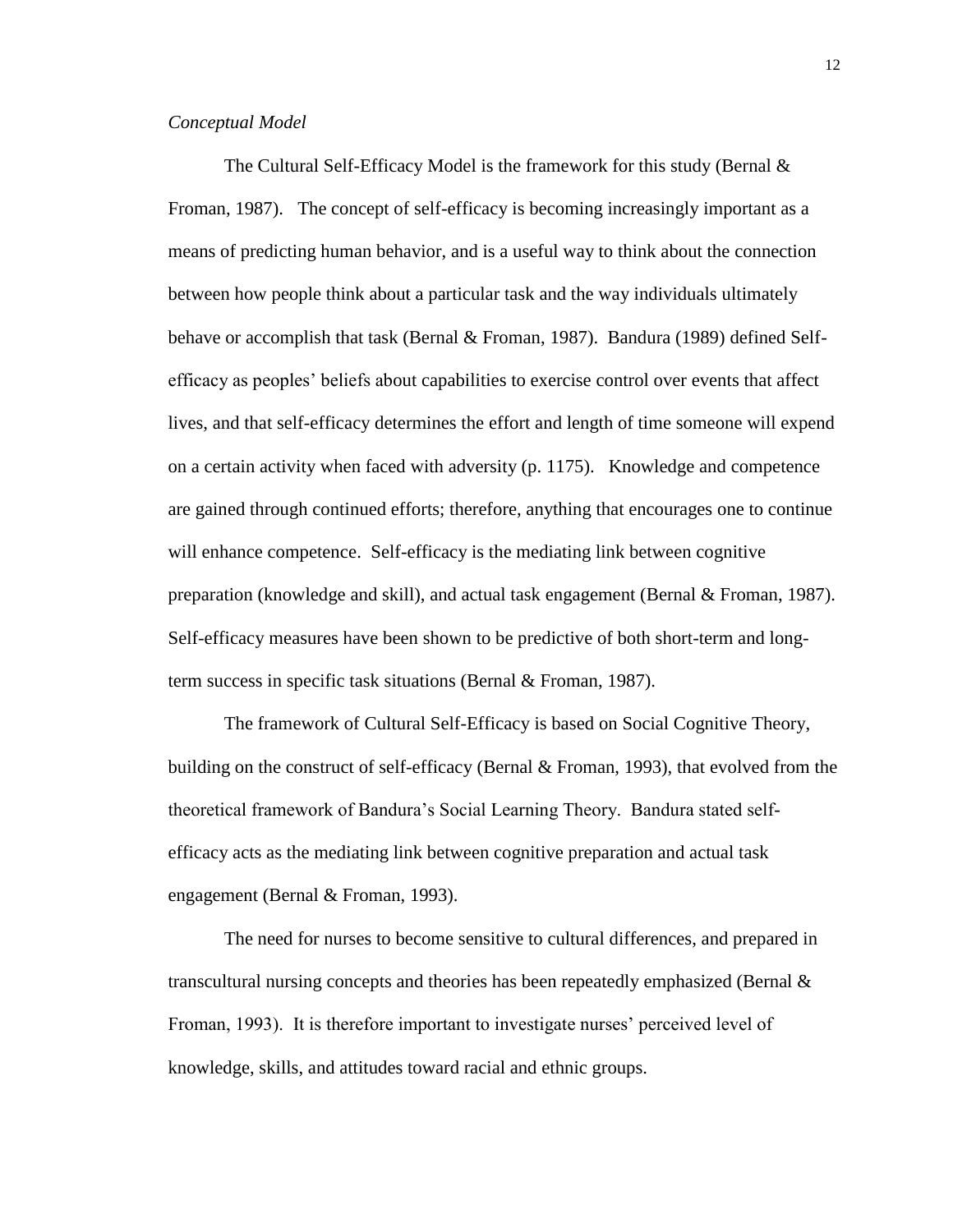*Conceptual Model*

The Cultural Self-Efficacy Model is the framework for this study (Bernal & Froman, 1987). The concept of self-efficacy is becoming increasingly important as a means of predicting human behavior, and is a useful way to think about the connection between how people think about a particular task and the way individuals ultimately behave or accomplish that task (Bernal & Froman, 1987). Bandura (1989) defined Self-efficacy as peoples' beliefs about capabilities to exercise control over events that affect lives, and that self-efficacy determines the effort and length of time someone will expend on a certain activity when faced with adversity (p. 1175). Knowledge and competence are gained through continued efforts; therefore, anything that encourages one to continue will enhance competence. Self-efficacy is the mediating link between cognitive preparation (knowledge and skill), and actual task engagement (Bernal & Froman, 1987). Self-efficacy measures have been shown to be predictive of both short-term and long-term success in specific task situations (Bernal & Froman, 1987).

The framework of Cultural Self-Efficacy is based on Social Cognitive Theory, building on the construct of self-efficacy (Bernal & Froman, 1993), that evolved from the theoretical framework of Bandura's Social Learning Theory. Bandura stated self-efficacy acts as the mediating link between cognitive preparation and actual task engagement (Bernal & Froman, 1993).

The need for nurses to become sensitive to cultural differences, and prepared in transcultural nursing concepts and theories has been repeatedly emphasized (Bernal & Froman, 1993). It is therefore important to investigate nurses' perceived level of knowledge, skills, and attitudes toward racial and ethnic groups.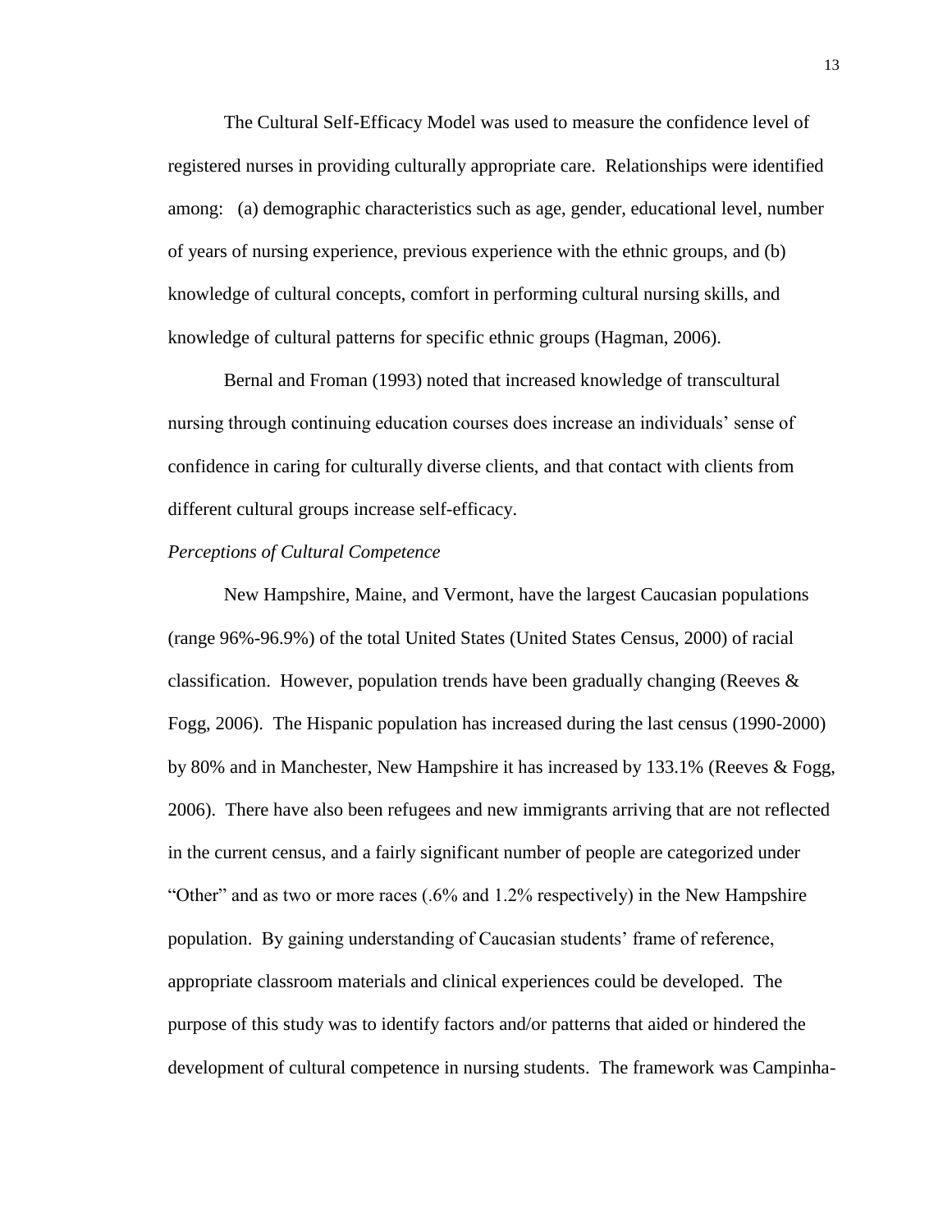The Cultural Self-Efficacy Model was used to measure the confidence level of registered nurses in providing culturally appropriate care. Relationships were identified among: (a) demographic characteristics such as age, gender, educational level, number of years of nursing experience, previous experience with the ethnic groups, and (b) knowledge of cultural concepts, comfort in performing cultural nursing skills, and knowledge of cultural patterns for specific ethnic groups (Hagman, 2006).

Bernal and Froman (1993) noted that increased knowledge of transcultural nursing through continuing education courses does increase an individuals' sense of confidence in caring for culturally diverse clients, and that contact with clients from different cultural groups increase self-efficacy.

*Perceptions of Cultural Competence*

New Hampshire, Maine, and Vermont, have the largest Caucasian populations (range 96%-96.9%) of the total United States (United States Census, 2000) of racial classification. However, population trends have been gradually changing (Reeves & Fogg, 2006). The Hispanic population has increased during the last census (1990-2000) by 80% and in Manchester, New Hampshire it has increased by 133.1% (Reeves & Fogg, 2006). There have also been refugees and new immigrants arriving that are not reflected in the current census, and a fairly significant number of people are categorized under "Other" and as two or more races (.6% and 1.2% respectively) in the New Hampshire population. By gaining understanding of Caucasian students' frame of reference, appropriate classroom materials and clinical experiences could be developed. The purpose of this study was to identify factors and/or patterns that aided or hindered the development of cultural competence in nursing students. The framework was Campinha-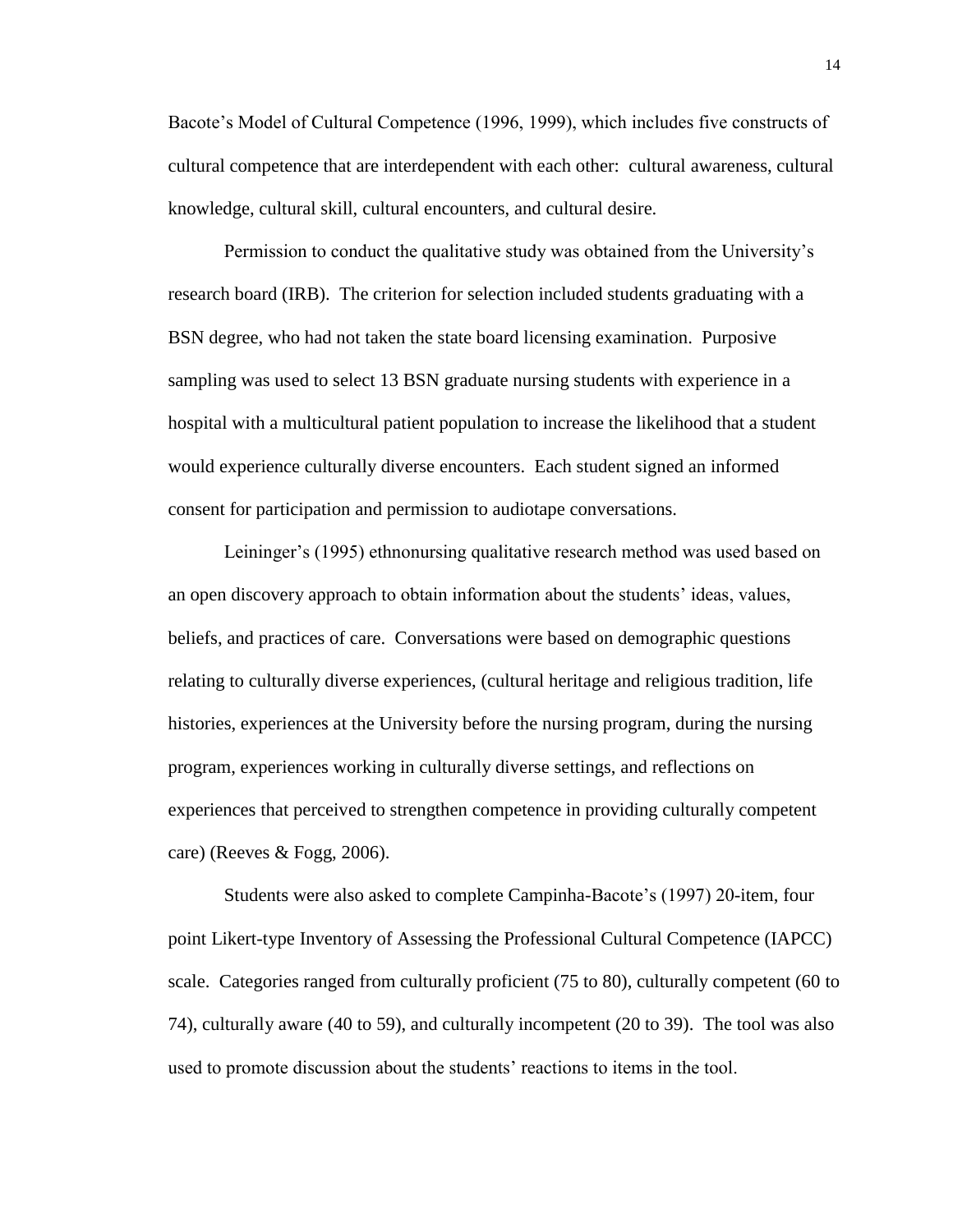Bacote's Model of Cultural Competence (1996, 1999), which includes five constructs of cultural competence that are interdependent with each other: cultural awareness, cultural knowledge, cultural skill, cultural encounters, and cultural desire.

Permission to conduct the qualitative study was obtained from the University's research board (IRB). The criterion for selection included students graduating with a BSN degree, who had not taken the state board licensing examination. Purposive sampling was used to select 13 BSN graduate nursing students with experience in a hospital with a multicultural patient population to increase the likelihood that a student would experience culturally diverse encounters. Each student signed an informed consent for participation and permission to audiotape conversations.

Leininger's (1995) ethnonursing qualitative research method was used based on an open discovery approach to obtain information about the students' ideas, values, beliefs, and practices of care. Conversations were based on demographic questions relating to culturally diverse experiences, (cultural heritage and religious tradition, life histories, experiences at the University before the nursing program, during the nursing program, experiences working in culturally diverse settings, and reflections on experiences that perceived to strengthen competence in providing culturally competent care) (Reeves & Fogg, 2006).

Students were also asked to complete Campinha-Bacote's (1997) 20-item, four point Likert-type Inventory of Assessing the Professional Cultural Competence (IAPCC) scale. Categories ranged from culturally proficient (75 to 80), culturally competent (60 to 74), culturally aware (40 to 59), and culturally incompetent (20 to 39). The tool was also used to promote discussion about the students' reactions to items in the tool.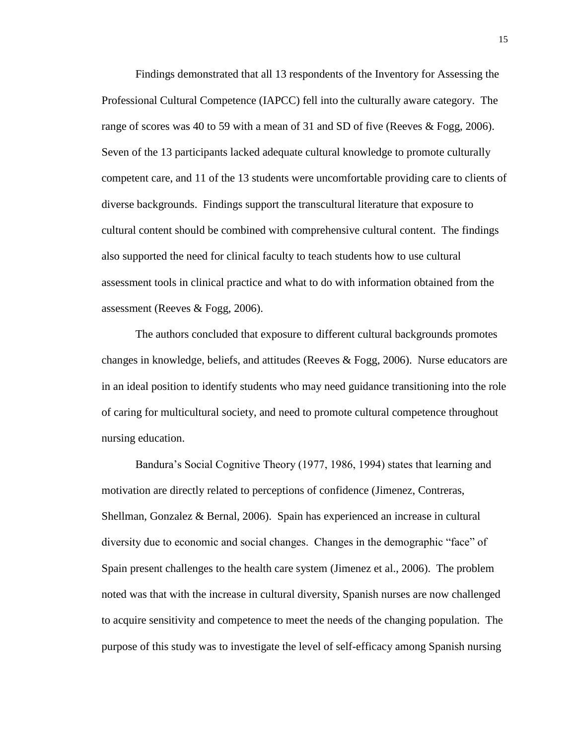Findings demonstrated that all 13 respondents of the Inventory for Assessing the Professional Cultural Competence (IAPCC) fell into the culturally aware category. The range of scores was 40 to 59 with a mean of 31 and SD of five (Reeves & Fogg, 2006). Seven of the 13 participants lacked adequate cultural knowledge to promote culturally competent care, and 11 of the 13 students were uncomfortable providing care to clients of diverse backgrounds. Findings support the transcultural literature that exposure to cultural content should be combined with comprehensive cultural content. The findings also supported the need for clinical faculty to teach students how to use cultural assessment tools in clinical practice and what to do with information obtained from the assessment (Reeves & Fogg, 2006).

The authors concluded that exposure to different cultural backgrounds promotes changes in knowledge, beliefs, and attitudes (Reeves & Fogg, 2006). Nurse educators are in an ideal position to identify students who may need guidance transitioning into the role of caring for multicultural society, and need to promote cultural competence throughout nursing education.

Bandura's Social Cognitive Theory (1977, 1986, 1994) states that learning and motivation are directly related to perceptions of confidence (Jimenez, Contreras, Shellman, Gonzalez & Bernal, 2006). Spain has experienced an increase in cultural diversity due to economic and social changes. Changes in the demographic "face" of Spain present challenges to the health care system (Jimenez et al., 2006). The problem noted was that with the increase in cultural diversity, Spanish nurses are now challenged to acquire sensitivity and competence to meet the needs of the changing population. The purpose of this study was to investigate the level of self-efficacy among Spanish nursing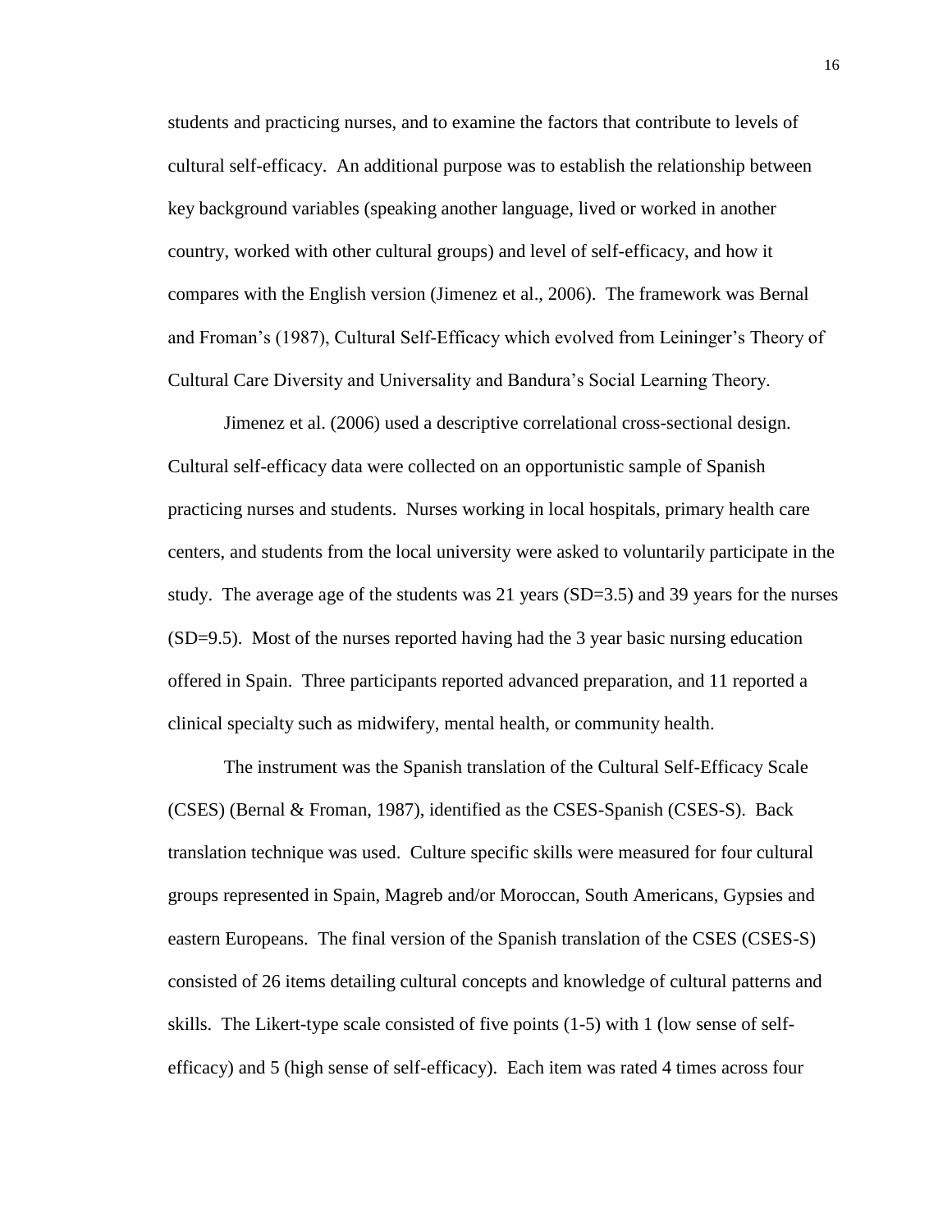students and practicing nurses, and to examine the factors that contribute to levels of cultural self-efficacy. An additional purpose was to establish the relationship between key background variables (speaking another language, lived or worked in another country, worked with other cultural groups) and level of self-efficacy, and how it compares with the English version (Jimenez et al., 2006). The framework was Bernal and Froman's (1987), Cultural Self-Efficacy which evolved from Leininger's Theory of Cultural Care Diversity and Universality and Bandura's Social Learning Theory.

Jimenez et al. (2006) used a descriptive correlational cross-sectional design. Cultural self-efficacy data were collected on an opportunistic sample of Spanish practicing nurses and students. Nurses working in local hospitals, primary health care centers, and students from the local university were asked to voluntarily participate in the study. The average age of the students was 21 years (SD=3.5) and 39 years for the nurses (SD=9.5). Most of the nurses reported having had the 3 year basic nursing education offered in Spain. Three participants reported advanced preparation, and 11 reported a clinical specialty such as midwifery, mental health, or community health.

The instrument was the Spanish translation of the Cultural Self-Efficacy Scale (CSES) (Bernal & Froman, 1987), identified as the CSES-Spanish (CSES-S). Back translation technique was used. Culture specific skills were measured for four cultural groups represented in Spain, Magreb and/or Moroccan, South Americans, Gypsies and eastern Europeans. The final version of the Spanish translation of the CSES (CSES-S) consisted of 26 items detailing cultural concepts and knowledge of cultural patterns and skills. The Likert-type scale consisted of five points (1-5) with 1 (low sense of self-efficacy) and 5 (high sense of self-efficacy). Each item was rated 4 times across four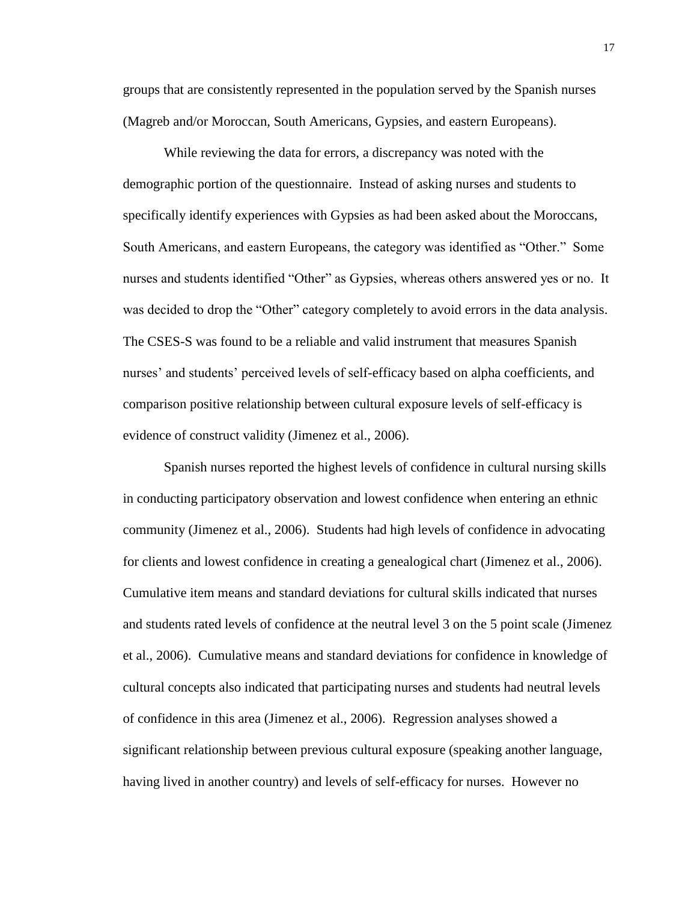groups that are consistently represented in the population served by the Spanish nurses (Magreb and/or Moroccan, South Americans, Gypsies, and eastern Europeans).

While reviewing the data for errors, a discrepancy was noted with the demographic portion of the questionnaire. Instead of asking nurses and students to specifically identify experiences with Gypsies as had been asked about the Moroccans, South Americans, and eastern Europeans, the category was identified as "Other." Some nurses and students identified "Other" as Gypsies, whereas others answered yes or no. It was decided to drop the "Other" category completely to avoid errors in the data analysis. The CSES-S was found to be a reliable and valid instrument that measures Spanish nurses' and students' perceived levels of self-efficacy based on alpha coefficients, and comparison positive relationship between cultural exposure levels of self-efficacy is evidence of construct validity (Jimenez et al., 2006).

Spanish nurses reported the highest levels of confidence in cultural nursing skills in conducting participatory observation and lowest confidence when entering an ethnic community (Jimenez et al., 2006). Students had high levels of confidence in advocating for clients and lowest confidence in creating a genealogical chart (Jimenez et al., 2006). Cumulative item means and standard deviations for cultural skills indicated that nurses and students rated levels of confidence at the neutral level 3 on the 5 point scale (Jimenez et al., 2006). Cumulative means and standard deviations for confidence in knowledge of cultural concepts also indicated that participating nurses and students had neutral levels of confidence in this area (Jimenez et al., 2006). Regression analyses showed a significant relationship between previous cultural exposure (speaking another language, having lived in another country) and levels of self-efficacy for nurses. However no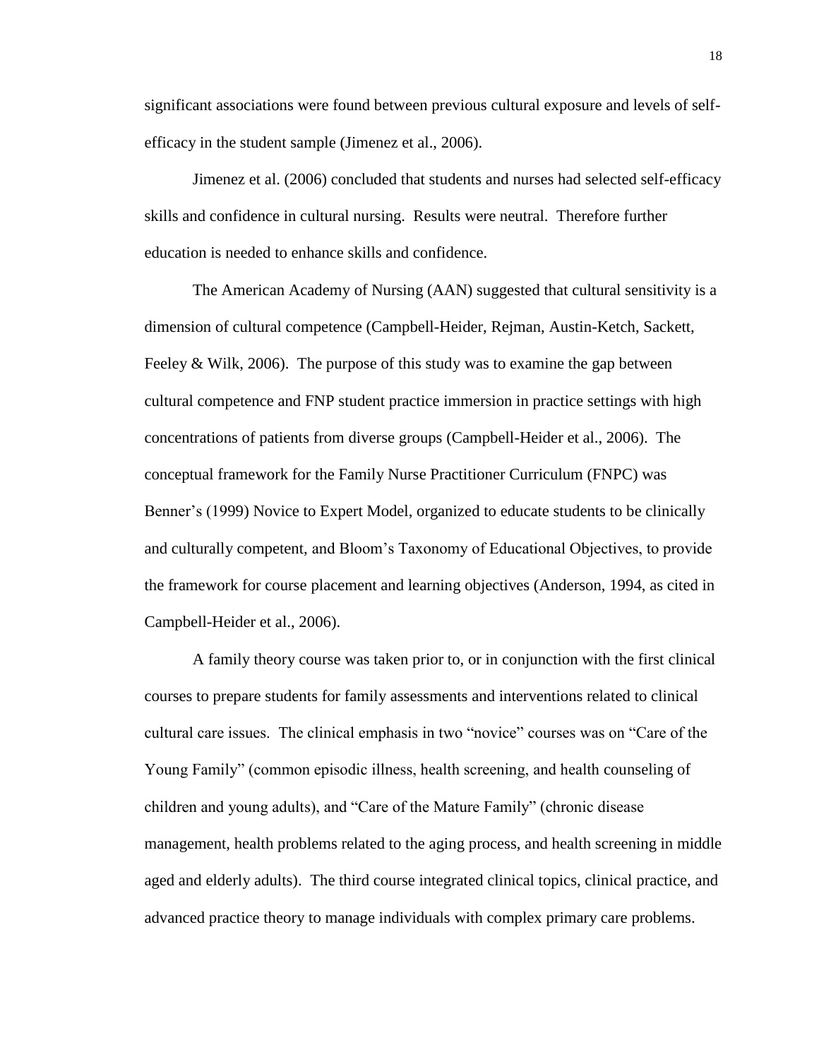significant associations were found between previous cultural exposure and levels of self-efficacy in the student sample (Jimenez et al., 2006).

Jimenez et al. (2006) concluded that students and nurses had selected self-efficacy skills and confidence in cultural nursing. Results were neutral. Therefore further education is needed to enhance skills and confidence.

The American Academy of Nursing (AAN) suggested that cultural sensitivity is a dimension of cultural competence (Campbell-Heider, Rejman, Austin-Ketch, Sackett, Feeley & Wilk, 2006). The purpose of this study was to examine the gap between cultural competence and FNP student practice immersion in practice settings with high concentrations of patients from diverse groups (Campbell-Heider et al., 2006). The conceptual framework for the Family Nurse Practitioner Curriculum (FNPC) was Benner's (1999) Novice to Expert Model, organized to educate students to be clinically and culturally competent, and Bloom's Taxonomy of Educational Objectives, to provide the framework for course placement and learning objectives (Anderson, 1994, as cited in Campbell-Heider et al., 2006).

A family theory course was taken prior to, or in conjunction with the first clinical courses to prepare students for family assessments and interventions related to clinical cultural care issues. The clinical emphasis in two "novice" courses was on "Care of the Young Family" (common episodic illness, health screening, and health counseling of children and young adults), and "Care of the Mature Family" (chronic disease management, health problems related to the aging process, and health screening in middle aged and elderly adults). The third course integrated clinical topics, clinical practice, and advanced practice theory to manage individuals with complex primary care problems.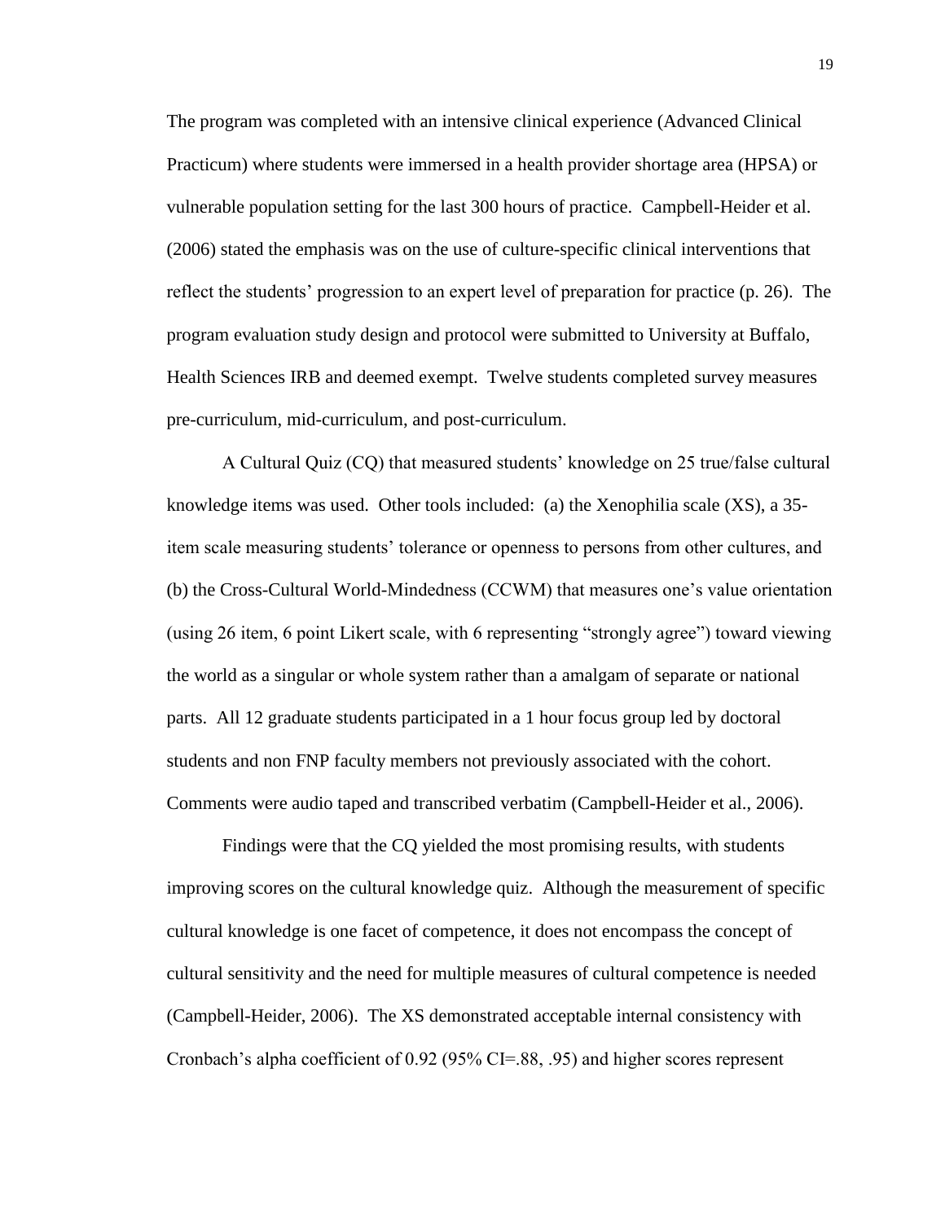The program was completed with an intensive clinical experience (Advanced Clinical Practicum) where students were immersed in a health provider shortage area (HPSA) or vulnerable population setting for the last 300 hours of practice. Campbell-Heider et al. (2006) stated the emphasis was on the use of culture-specific clinical interventions that reflect the students' progression to an expert level of preparation for practice (p. 26). The program evaluation study design and protocol were submitted to University at Buffalo, Health Sciences IRB and deemed exempt. Twelve students completed survey measures pre-curriculum, mid-curriculum, and post-curriculum.

A Cultural Quiz (CQ) that measured students' knowledge on 25 true/false cultural knowledge items was used. Other tools included: (a) the Xenophilia scale (XS), a 35-item scale measuring students' tolerance or openness to persons from other cultures, and (b) the Cross-Cultural World-Mindedness (CCWM) that measures one's value orientation (using 26 item, 6 point Likert scale, with 6 representing "strongly agree") toward viewing the world as a singular or whole system rather than a amalgam of separate or national parts. All 12 graduate students participated in a 1 hour focus group led by doctoral students and non FNP faculty members not previously associated with the cohort. Comments were audio taped and transcribed verbatim (Campbell-Heider et al., 2006).

Findings were that the CQ yielded the most promising results, with students improving scores on the cultural knowledge quiz. Although the measurement of specific cultural knowledge is one facet of competence, it does not encompass the concept of cultural sensitivity and the need for multiple measures of cultural competence is needed (Campbell-Heider, 2006). The XS demonstrated acceptable internal consistency with Cronbach's alpha coefficient of 0.92 (95% CI=.88, .95) and higher scores represent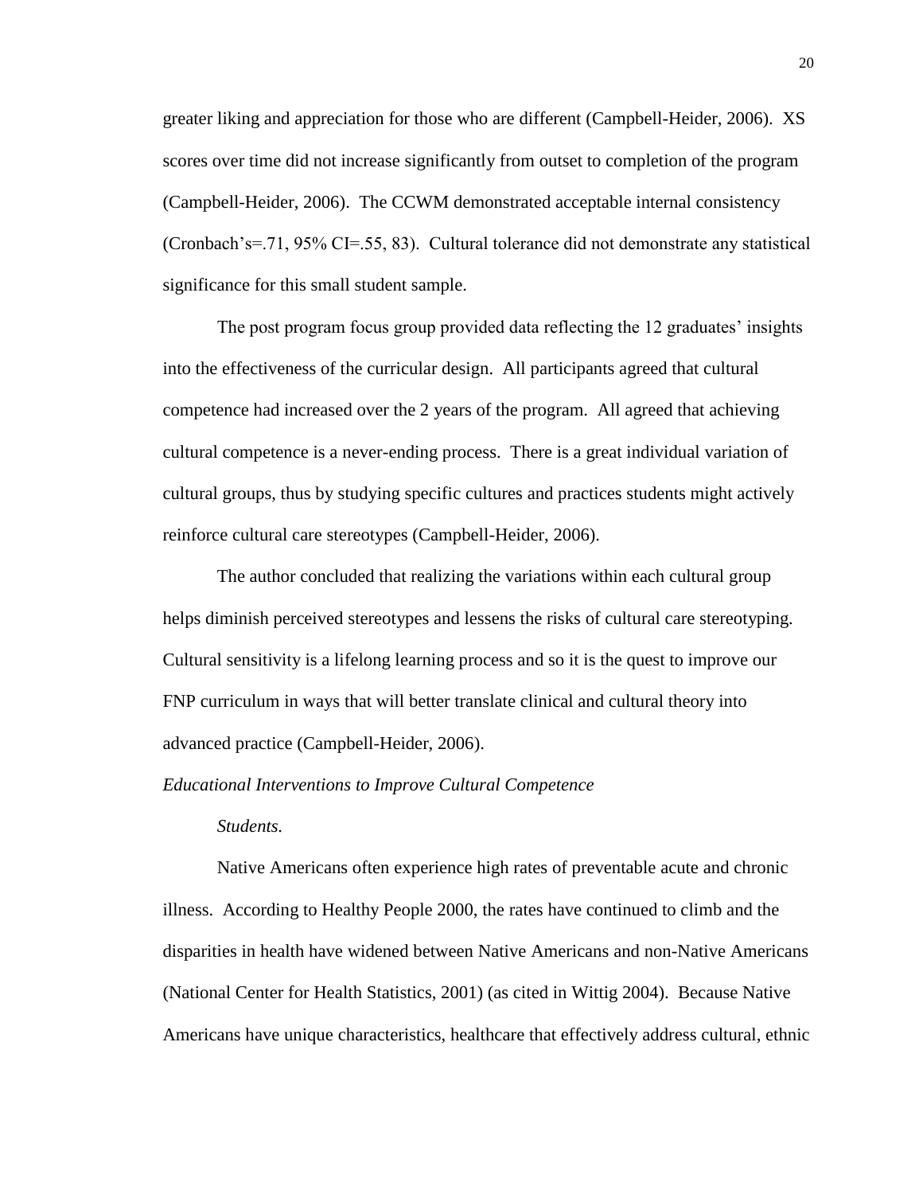greater liking and appreciation for those who are different (Campbell-Heider, 2006). XS scores over time did not increase significantly from outset to completion of the program (Campbell-Heider, 2006). The CCWM demonstrated acceptable internal consistency (Cronbach's=.71, 95% CI=.55, 83). Cultural tolerance did not demonstrate any statistical significance for this small student sample.

The post program focus group provided data reflecting the 12 graduates' insights into the effectiveness of the curricular design. All participants agreed that cultural competence had increased over the 2 years of the program. All agreed that achieving cultural competence is a never-ending process. There is a great individual variation of cultural groups, thus by studying specific cultures and practices students might actively reinforce cultural care stereotypes (Campbell-Heider, 2006).

The author concluded that realizing the variations within each cultural group helps diminish perceived stereotypes and lessens the risks of cultural care stereotyping. Cultural sensitivity is a lifelong learning process and so it is the quest to improve our FNP curriculum in ways that will better translate clinical and cultural theory into advanced practice (Campbell-Heider, 2006).

*Educational Interventions to Improve Cultural Competence*

*Students.*

Native Americans often experience high rates of preventable acute and chronic illness. According to Healthy People 2000, the rates have continued to climb and the disparities in health have widened between Native Americans and non-Native Americans (National Center for Health Statistics, 2001) (as cited in Wittig 2004). Because Native Americans have unique characteristics, healthcare that effectively address cultural, ethnic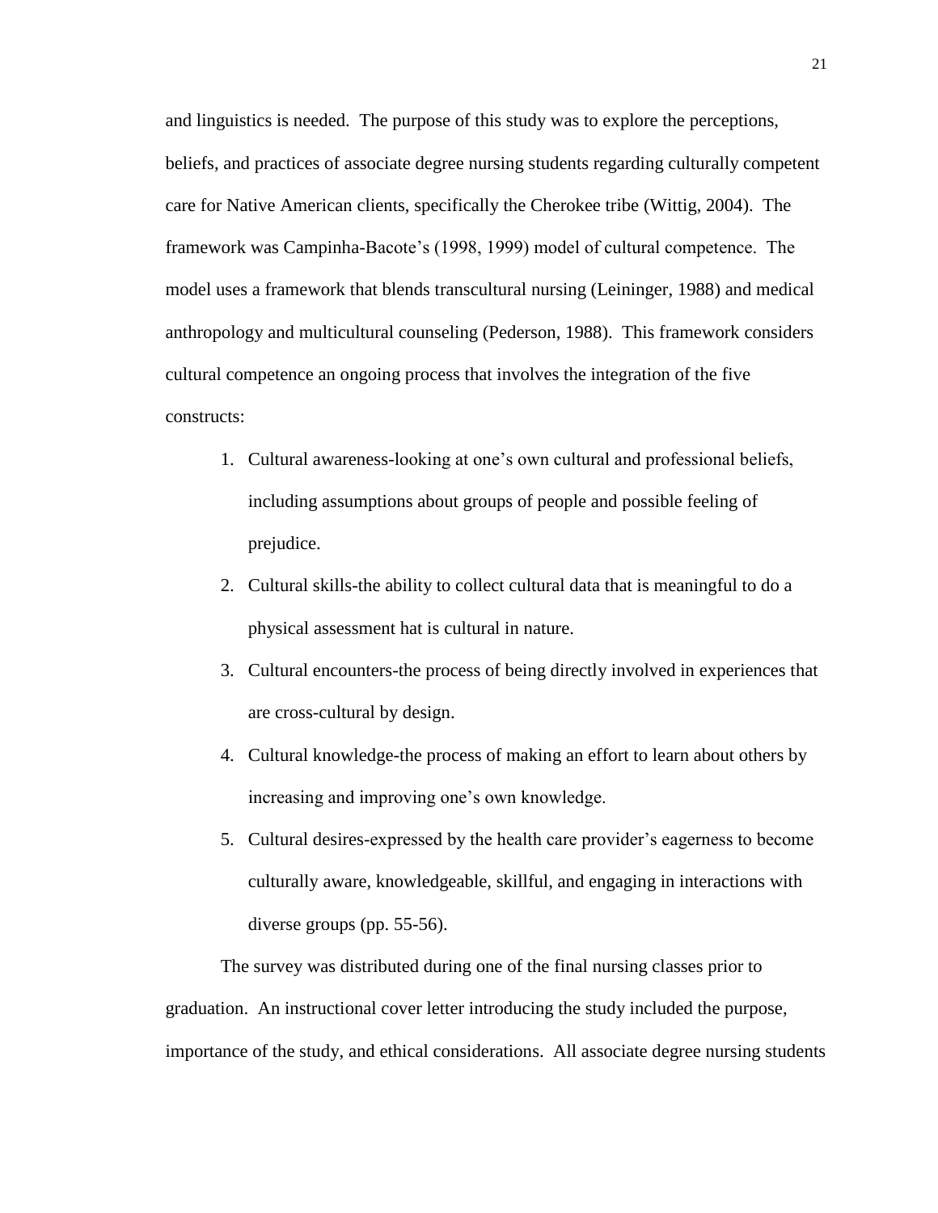and linguistics is needed. The purpose of this study was to explore the perceptions, beliefs, and practices of associate degree nursing students regarding culturally competent care for Native American clients, specifically the Cherokee tribe (Wittig, 2004). The framework was Campinha-Bacote's (1998, 1999) model of cultural competence. The model uses a framework that blends transcultural nursing (Leininger, 1988) and medical anthropology and multicultural counseling (Pederson, 1988). This framework considers cultural competence an ongoing process that involves the integration of the five constructs:

1. Cultural awareness-looking at one's own cultural and professional beliefs, including assumptions about groups of people and possible feeling of prejudice.
2. Cultural skills-the ability to collect cultural data that is meaningful to do a physical assessment hat is cultural in nature.
3. Cultural encounters-the process of being directly involved in experiences that are cross-cultural by design.
4. Cultural knowledge-the process of making an effort to learn about others by increasing and improving one's own knowledge.
5. Cultural desires-expressed by the health care provider's eagerness to become culturally aware, knowledgeable, skillful, and engaging in interactions with diverse groups (pp. 55-56).

The survey was distributed during one of the final nursing classes prior to graduation. An instructional cover letter introducing the study included the purpose, importance of the study, and ethical considerations. All associate degree nursing students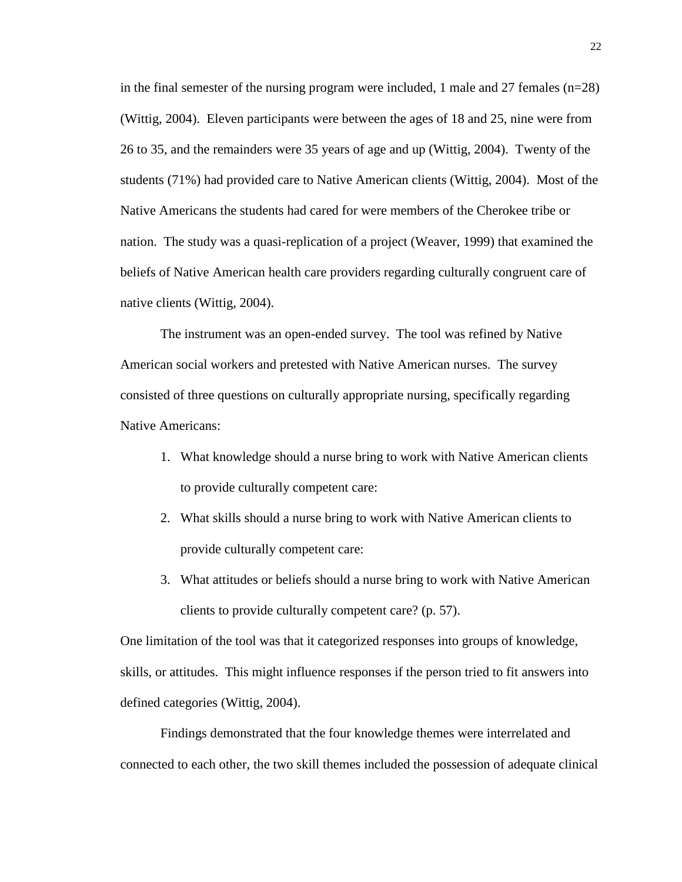in the final semester of the nursing program were included, 1 male and 27 females (n=28) (Wittig, 2004). Eleven participants were between the ages of 18 and 25, nine were from 26 to 35, and the remainders were 35 years of age and up (Wittig, 2004). Twenty of the students (71%) had provided care to Native American clients (Wittig, 2004). Most of the Native Americans the students had cared for were members of the Cherokee tribe or nation. The study was a quasi-replication of a project (Weaver, 1999) that examined the beliefs of Native American health care providers regarding culturally congruent care of native clients (Wittig, 2004).

The instrument was an open-ended survey. The tool was refined by Native American social workers and pretested with Native American nurses. The survey consisted of three questions on culturally appropriate nursing, specifically regarding Native Americans:

1. What knowledge should a nurse bring to work with Native American clients to provide culturally competent care:
2. What skills should a nurse bring to work with Native American clients to provide culturally competent care:
3. What attitudes or beliefs should a nurse bring to work with Native American clients to provide culturally competent care? (p. 57).

One limitation of the tool was that it categorized responses into groups of knowledge, skills, or attitudes. This might influence responses if the person tried to fit answers into defined categories (Wittig, 2004).

Findings demonstrated that the four knowledge themes were interrelated and connected to each other, the two skill themes included the possession of adequate clinical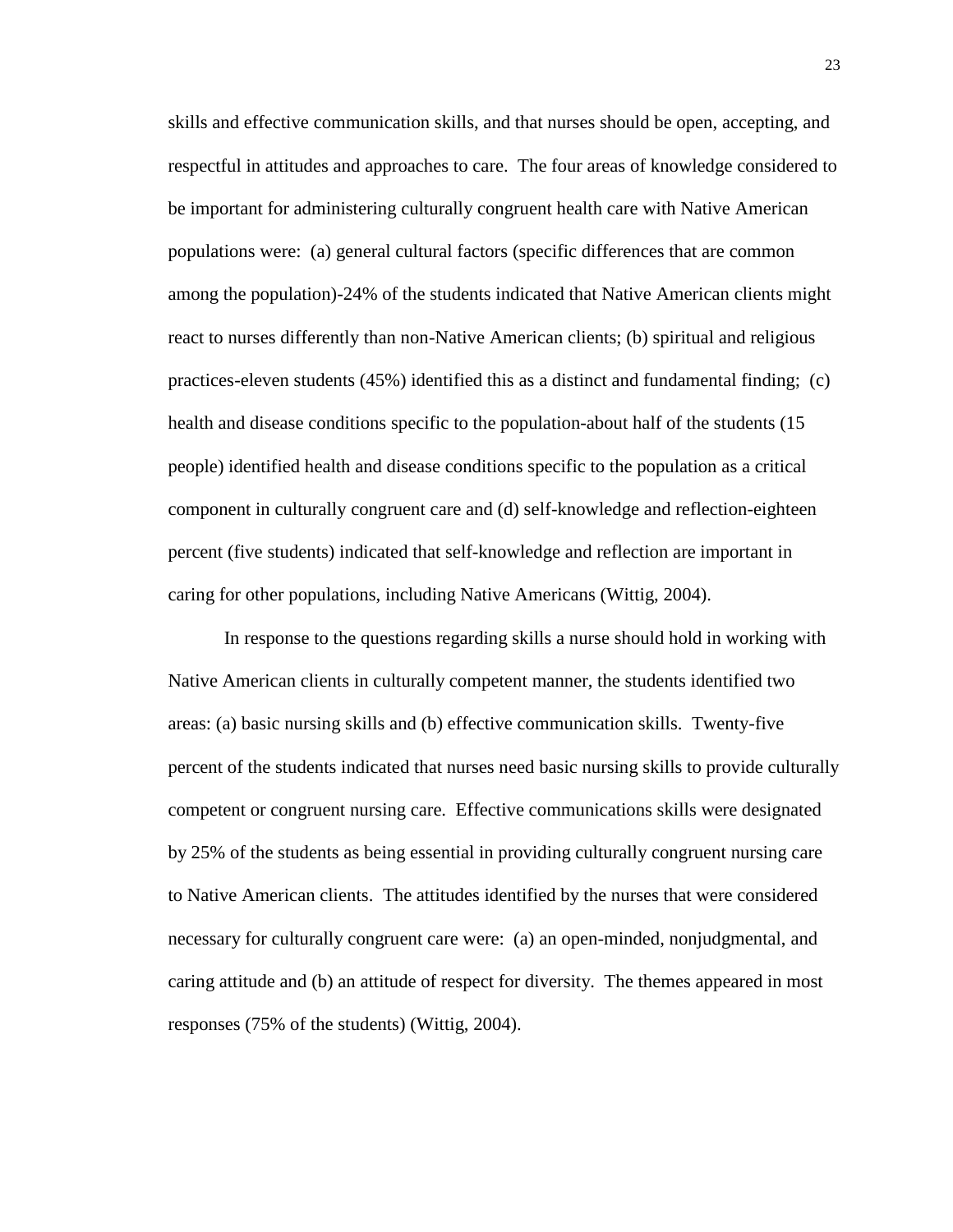skills and effective communication skills, and that nurses should be open, accepting, and respectful in attitudes and approaches to care. The four areas of knowledge considered to be important for administering culturally congruent health care with Native American populations were: (a) general cultural factors (specific differences that are common among the population)-24% of the students indicated that Native American clients might react to nurses differently than non-Native American clients; (b) spiritual and religious practices-eleven students (45%) identified this as a distinct and fundamental finding; (c) health and disease conditions specific to the population-about half of the students (15 people) identified health and disease conditions specific to the population as a critical component in culturally congruent care and (d) self-knowledge and reflection-eighteen percent (five students) indicated that self-knowledge and reflection are important in caring for other populations, including Native Americans (Wittig, 2004).

In response to the questions regarding skills a nurse should hold in working with Native American clients in culturally competent manner, the students identified two areas: (a) basic nursing skills and (b) effective communication skills. Twenty-five percent of the students indicated that nurses need basic nursing skills to provide culturally competent or congruent nursing care. Effective communications skills were designated by 25% of the students as being essential in providing culturally congruent nursing care to Native American clients. The attitudes identified by the nurses that were considered necessary for culturally congruent care were: (a) an open-minded, nonjudgmental, and caring attitude and (b) an attitude of respect for diversity. The themes appeared in most responses (75% of the students) (Wittig, 2004).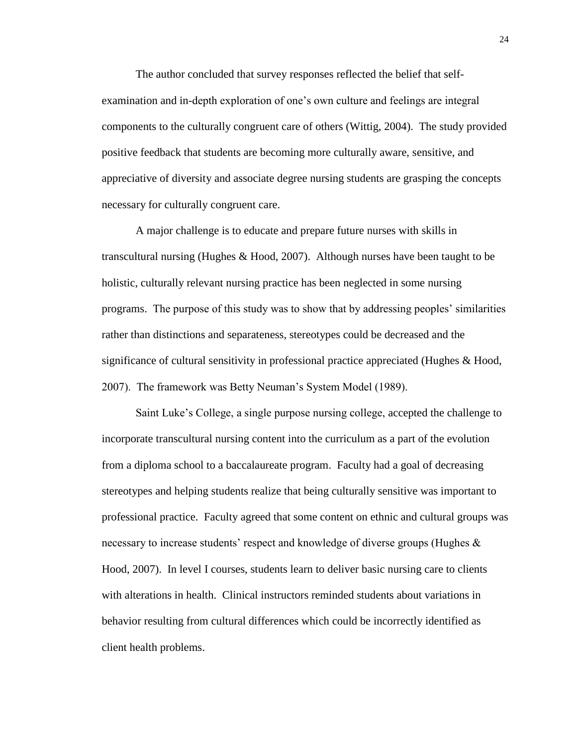The author concluded that survey responses reflected the belief that self-examination and in-depth exploration of one's own culture and feelings are integral components to the culturally congruent care of others (Wittig, 2004). The study provided positive feedback that students are becoming more culturally aware, sensitive, and appreciative of diversity and associate degree nursing students are grasping the concepts necessary for culturally congruent care.

A major challenge is to educate and prepare future nurses with skills in transcultural nursing (Hughes & Hood, 2007). Although nurses have been taught to be holistic, culturally relevant nursing practice has been neglected in some nursing programs. The purpose of this study was to show that by addressing peoples' similarities rather than distinctions and separateness, stereotypes could be decreased and the significance of cultural sensitivity in professional practice appreciated (Hughes & Hood, 2007). The framework was Betty Neuman's System Model (1989).

Saint Luke's College, a single purpose nursing college, accepted the challenge to incorporate transcultural nursing content into the curriculum as a part of the evolution from a diploma school to a baccalaureate program. Faculty had a goal of decreasing stereotypes and helping students realize that being culturally sensitive was important to professional practice. Faculty agreed that some content on ethnic and cultural groups was necessary to increase students' respect and knowledge of diverse groups (Hughes & Hood, 2007). In level I courses, students learn to deliver basic nursing care to clients with alterations in health. Clinical instructors reminded students about variations in behavior resulting from cultural differences which could be incorrectly identified as client health problems.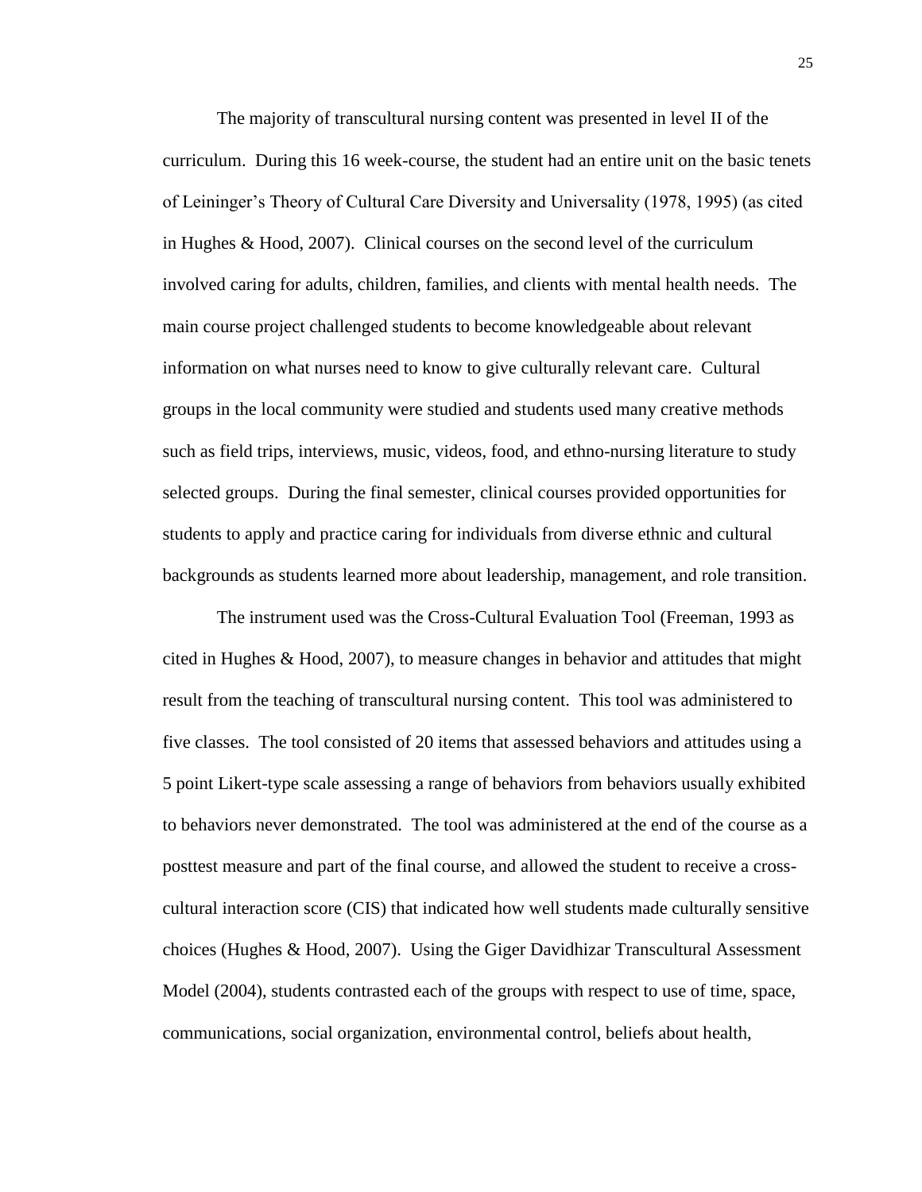The majority of transcultural nursing content was presented in level II of the curriculum. During this 16 week-course, the student had an entire unit on the basic tenets of Leininger's Theory of Cultural Care Diversity and Universality (1978, 1995) (as cited in Hughes & Hood, 2007). Clinical courses on the second level of the curriculum involved caring for adults, children, families, and clients with mental health needs. The main course project challenged students to become knowledgeable about relevant information on what nurses need to know to give culturally relevant care. Cultural groups in the local community were studied and students used many creative methods such as field trips, interviews, music, videos, food, and ethno-nursing literature to study selected groups. During the final semester, clinical courses provided opportunities for students to apply and practice caring for individuals from diverse ethnic and cultural backgrounds as students learned more about leadership, management, and role transition.

The instrument used was the Cross-Cultural Evaluation Tool (Freeman, 1993 as cited in Hughes & Hood, 2007), to measure changes in behavior and attitudes that might result from the teaching of transcultural nursing content. This tool was administered to five classes. The tool consisted of 20 items that assessed behaviors and attitudes using a 5 point Likert-type scale assessing a range of behaviors from behaviors usually exhibited to behaviors never demonstrated. The tool was administered at the end of the course as a posttest measure and part of the final course, and allowed the student to receive a cross-cultural interaction score (CIS) that indicated how well students made culturally sensitive choices (Hughes & Hood, 2007). Using the Giger Davidhizar Transcultural Assessment Model (2004), students contrasted each of the groups with respect to use of time, space, communications, social organization, environmental control, beliefs about health,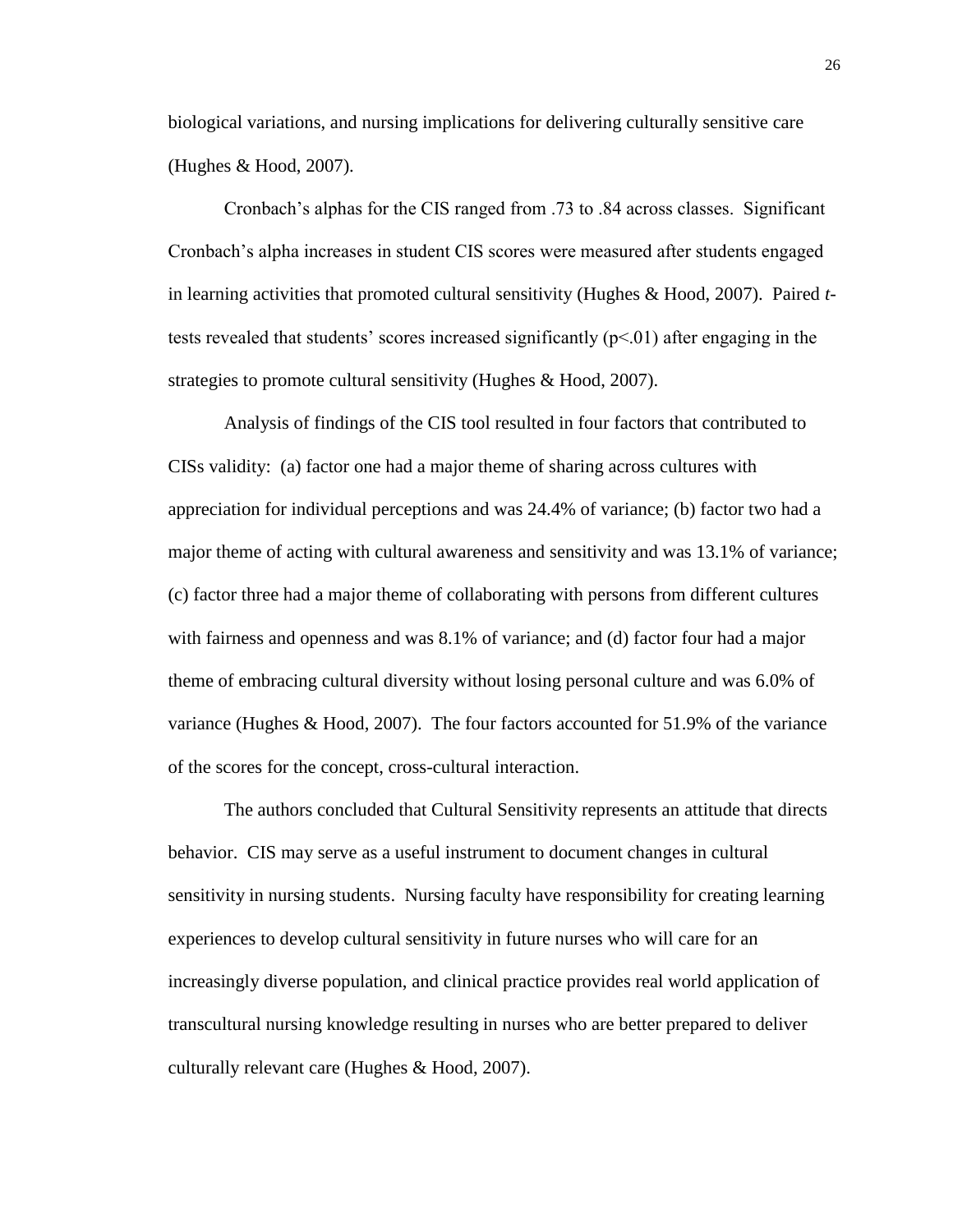biological variations, and nursing implications for delivering culturally sensitive care (Hughes & Hood, 2007).

Cronbach's alphas for the CIS ranged from .73 to .84 across classes. Significant Cronbach's alpha increases in student CIS scores were measured after students engaged in learning activities that promoted cultural sensitivity (Hughes & Hood, 2007). Paired *t*-tests revealed that students' scores increased significantly ($p<.01$) after engaging in the strategies to promote cultural sensitivity (Hughes & Hood, 2007).

Analysis of findings of the CIS tool resulted in four factors that contributed to CISs validity: (a) factor one had a major theme of sharing across cultures with appreciation for individual perceptions and was 24.4% of variance; (b) factor two had a major theme of acting with cultural awareness and sensitivity and was 13.1% of variance; (c) factor three had a major theme of collaborating with persons from different cultures with fairness and openness and was 8.1% of variance; and (d) factor four had a major theme of embracing cultural diversity without losing personal culture and was 6.0% of variance (Hughes & Hood, 2007). The four factors accounted for 51.9% of the variance of the scores for the concept, cross-cultural interaction.

The authors concluded that Cultural Sensitivity represents an attitude that directs behavior. CIS may serve as a useful instrument to document changes in cultural sensitivity in nursing students. Nursing faculty have responsibility for creating learning experiences to develop cultural sensitivity in future nurses who will care for an increasingly diverse population, and clinical practice provides real world application of transcultural nursing knowledge resulting in nurses who are better prepared to deliver culturally relevant care (Hughes & Hood, 2007).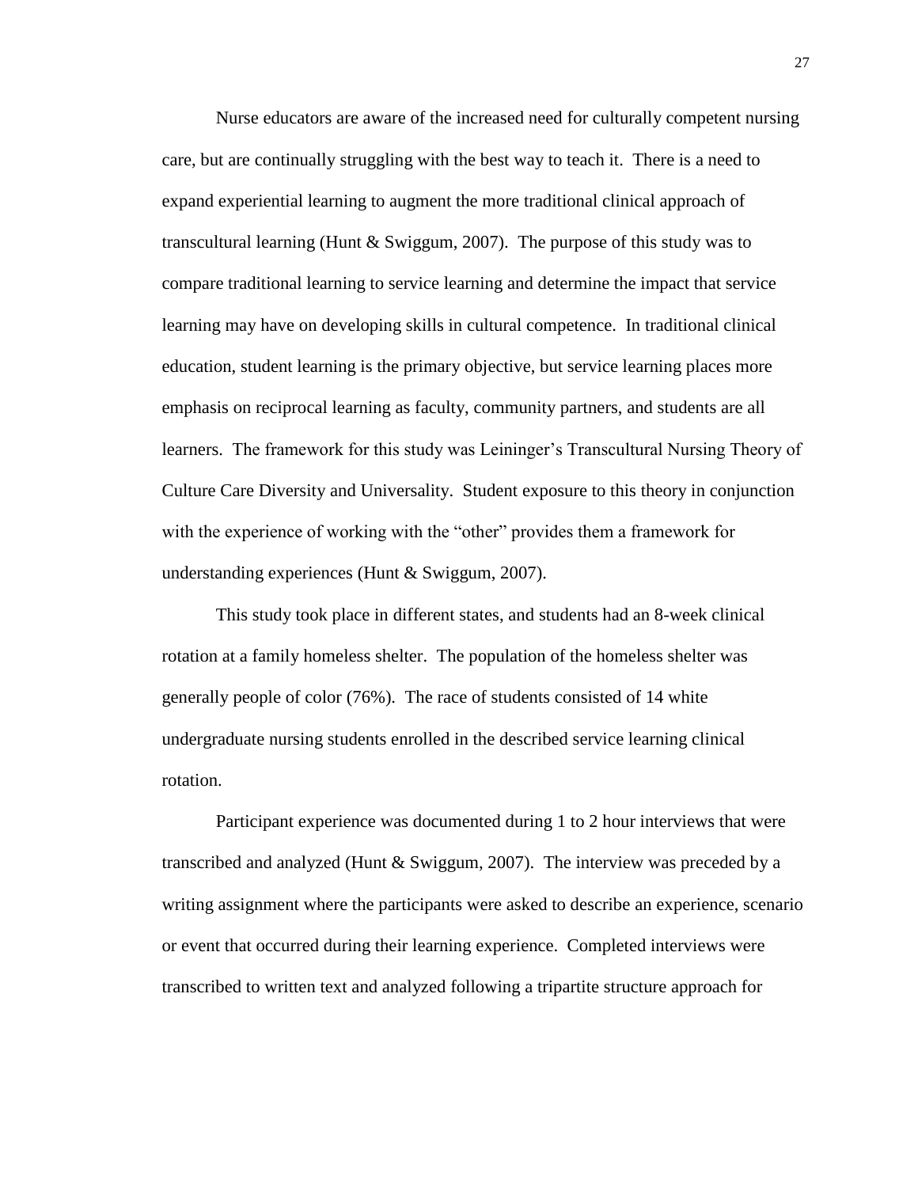Nurse educators are aware of the increased need for culturally competent nursing care, but are continually struggling with the best way to teach it. There is a need to expand experiential learning to augment the more traditional clinical approach of transcultural learning (Hunt & Swiggum, 2007). The purpose of this study was to compare traditional learning to service learning and determine the impact that service learning may have on developing skills in cultural competence. In traditional clinical education, student learning is the primary objective, but service learning places more emphasis on reciprocal learning as faculty, community partners, and students are all learners. The framework for this study was Leininger's Transcultural Nursing Theory of Culture Care Diversity and Universality. Student exposure to this theory in conjunction with the experience of working with the "other" provides them a framework for understanding experiences (Hunt & Swiggum, 2007).

This study took place in different states, and students had an 8-week clinical rotation at a family homeless shelter. The population of the homeless shelter was generally people of color (76%). The race of students consisted of 14 white undergraduate nursing students enrolled in the described service learning clinical rotation.

Participant experience was documented during 1 to 2 hour interviews that were transcribed and analyzed (Hunt & Swiggum, 2007). The interview was preceded by a writing assignment where the participants were asked to describe an experience, scenario or event that occurred during their learning experience. Completed interviews were transcribed to written text and analyzed following a tripartite structure approach for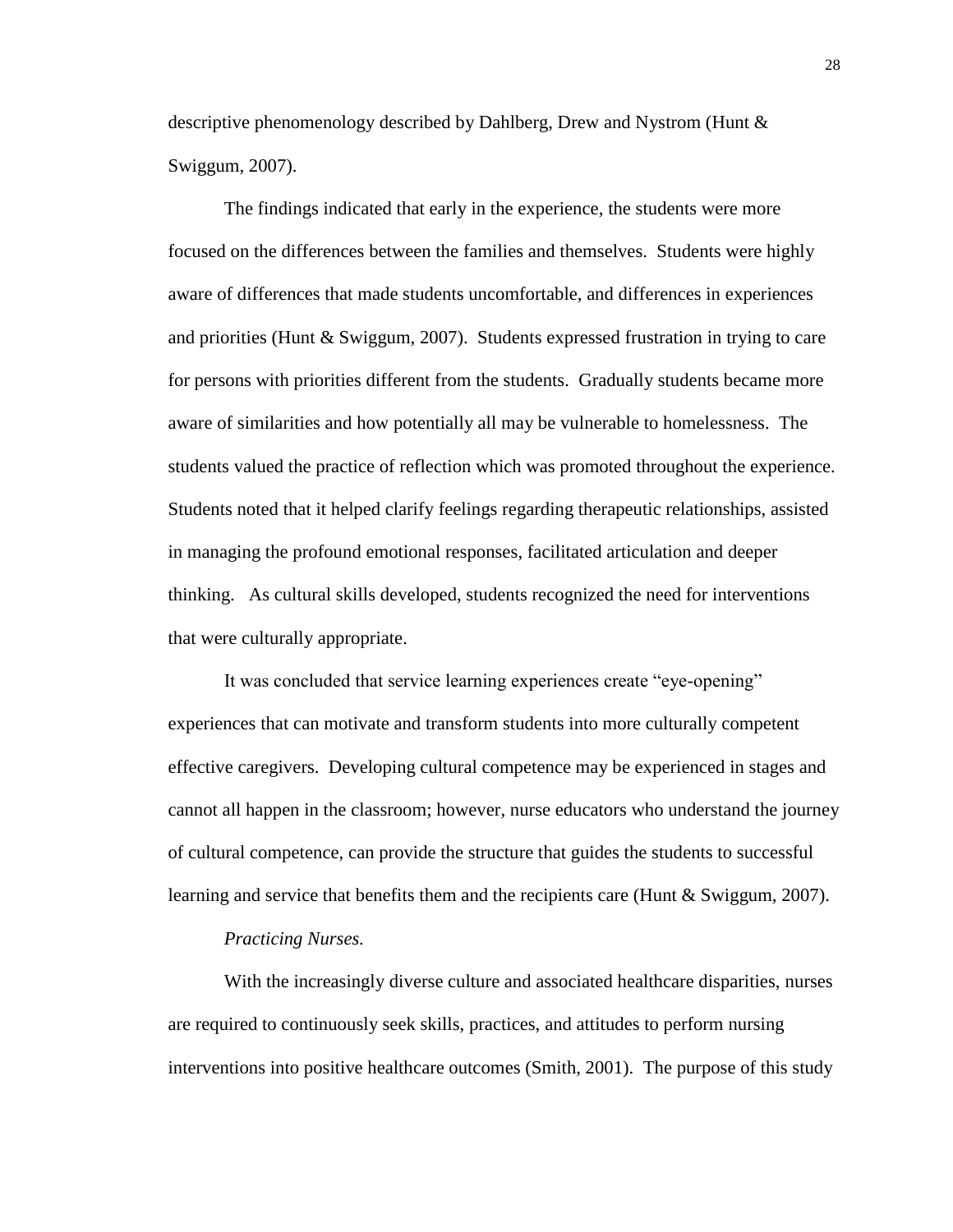descriptive phenomenology described by Dahlberg, Drew and Nystrom (Hunt & Swiggum, 2007).

The findings indicated that early in the experience, the students were more focused on the differences between the families and themselves. Students were highly aware of differences that made students uncomfortable, and differences in experiences and priorities (Hunt & Swiggum, 2007). Students expressed frustration in trying to care for persons with priorities different from the students. Gradually students became more aware of similarities and how potentially all may be vulnerable to homelessness. The students valued the practice of reflection which was promoted throughout the experience. Students noted that it helped clarify feelings regarding therapeutic relationships, assisted in managing the profound emotional responses, facilitated articulation and deeper thinking. As cultural skills developed, students recognized the need for interventions that were culturally appropriate.

It was concluded that service learning experiences create "eye-opening" experiences that can motivate and transform students into more culturally competent effective caregivers. Developing cultural competence may be experienced in stages and cannot all happen in the classroom; however, nurse educators who understand the journey of cultural competence, can provide the structure that guides the students to successful learning and service that benefits them and the recipients care (Hunt & Swiggum, 2007).

*Practicing Nurses.*

With the increasingly diverse culture and associated healthcare disparities, nurses are required to continuously seek skills, practices, and attitudes to perform nursing interventions into positive healthcare outcomes (Smith, 2001). The purpose of this study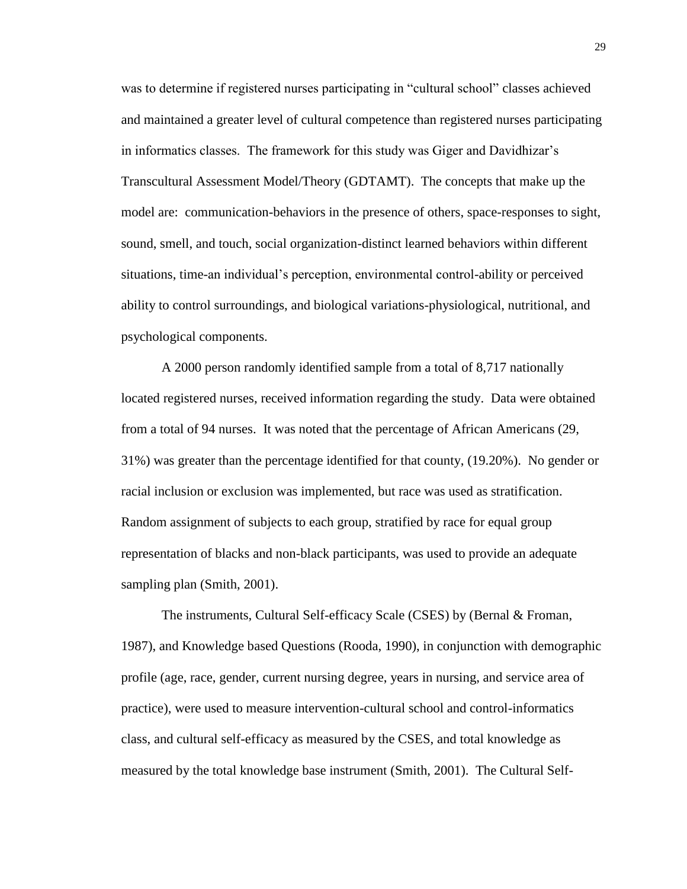was to determine if registered nurses participating in "cultural school" classes achieved and maintained a greater level of cultural competence than registered nurses participating in informatics classes. The framework for this study was Giger and Davidhizar's Transcultural Assessment Model/Theory (GDTAMT). The concepts that make up the model are: communication-behaviors in the presence of others, space-responses to sight, sound, smell, and touch, social organization-distinct learned behaviors within different situations, time-an individual's perception, environmental control-ability or perceived ability to control surroundings, and biological variations-physiological, nutritional, and psychological components.

A 2000 person randomly identified sample from a total of 8,717 nationally located registered nurses, received information regarding the study. Data were obtained from a total of 94 nurses. It was noted that the percentage of African Americans (29, 31%) was greater than the percentage identified for that county, (19.20%). No gender or racial inclusion or exclusion was implemented, but race was used as stratification. Random assignment of subjects to each group, stratified by race for equal group representation of blacks and non-black participants, was used to provide an adequate sampling plan (Smith, 2001).

The instruments, Cultural Self-efficacy Scale (CSES) by (Bernal & Froman, 1987), and Knowledge based Questions (Rooda, 1990), in conjunction with demographic profile (age, race, gender, current nursing degree, years in nursing, and service area of practice), were used to measure intervention-cultural school and control-informatics class, and cultural self-efficacy as measured by the CSES, and total knowledge as measured by the total knowledge base instrument (Smith, 2001). The Cultural Self-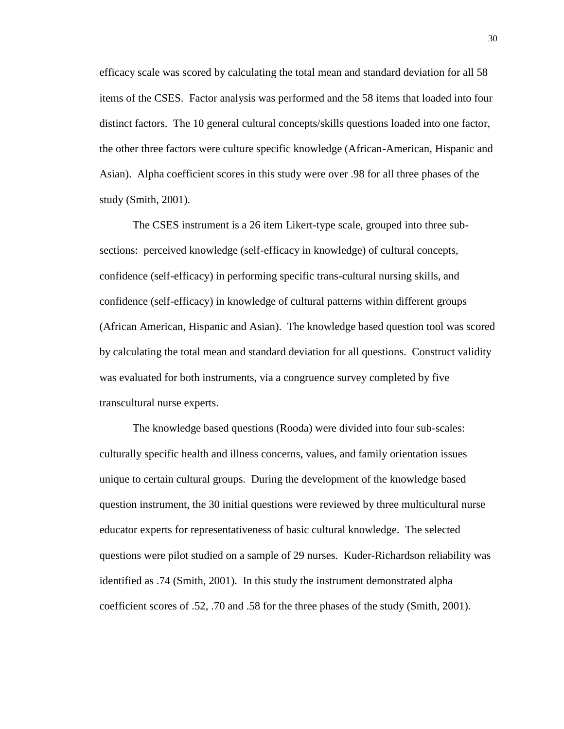efficacy scale was scored by calculating the total mean and standard deviation for all 58 items of the CSES. Factor analysis was performed and the 58 items that loaded into four distinct factors. The 10 general cultural concepts/skills questions loaded into one factor, the other three factors were culture specific knowledge (African-American, Hispanic and Asian). Alpha coefficient scores in this study were over .98 for all three phases of the study (Smith, 2001).

The CSES instrument is a 26 item Likert-type scale, grouped into three sub-sections: perceived knowledge (self-efficacy in knowledge) of cultural concepts, confidence (self-efficacy) in performing specific trans-cultural nursing skills, and confidence (self-efficacy) in knowledge of cultural patterns within different groups (African American, Hispanic and Asian). The knowledge based question tool was scored by calculating the total mean and standard deviation for all questions. Construct validity was evaluated for both instruments, via a congruence survey completed by five transcultural nurse experts.

The knowledge based questions (Rooda) were divided into four sub-scales: culturally specific health and illness concerns, values, and family orientation issues unique to certain cultural groups. During the development of the knowledge based question instrument, the 30 initial questions were reviewed by three multicultural nurse educator experts for representativeness of basic cultural knowledge. The selected questions were pilot studied on a sample of 29 nurses. Kuder-Richardson reliability was identified as .74 (Smith, 2001). In this study the instrument demonstrated alpha coefficient scores of .52, .70 and .58 for the three phases of the study (Smith, 2001).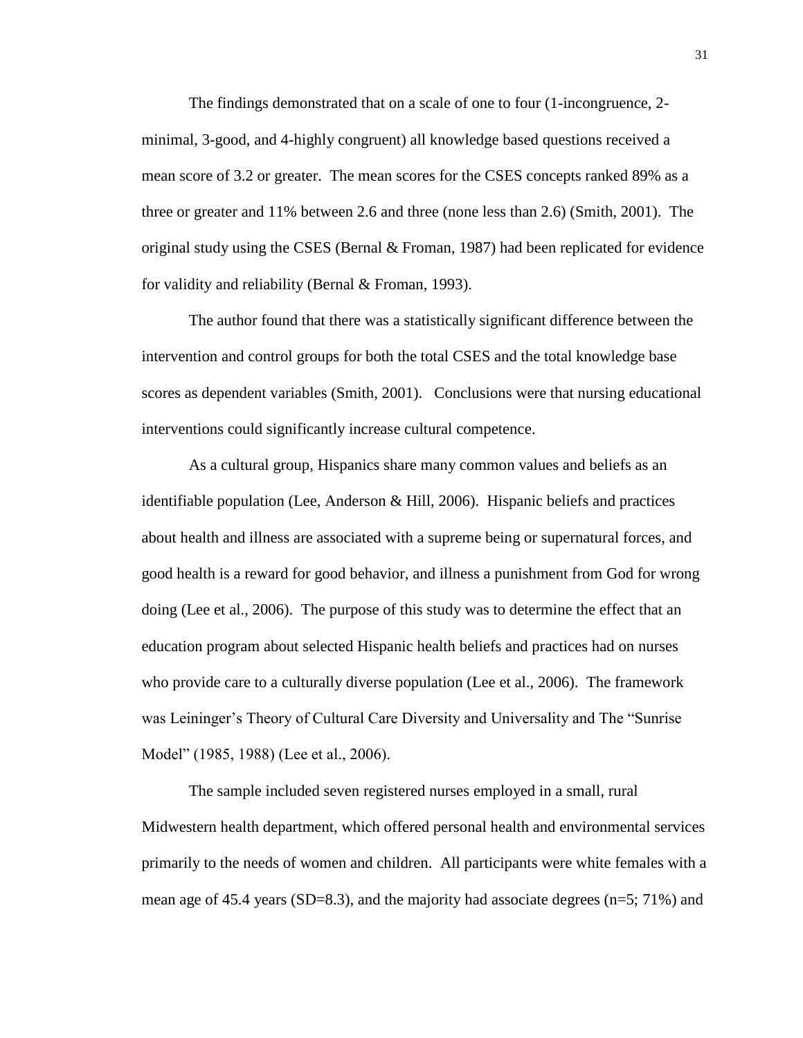The findings demonstrated that on a scale of one to four (1-incongruence, 2-minimal, 3-good, and 4-highly congruent) all knowledge based questions received a mean score of 3.2 or greater. The mean scores for the CSES concepts ranked 89% as a three or greater and 11% between 2.6 and three (none less than 2.6) (Smith, 2001). The original study using the CSES (Bernal & Froman, 1987) had been replicated for evidence for validity and reliability (Bernal & Froman, 1993).

The author found that there was a statistically significant difference between the intervention and control groups for both the total CSES and the total knowledge base scores as dependent variables (Smith, 2001). Conclusions were that nursing educational interventions could significantly increase cultural competence.

As a cultural group, Hispanics share many common values and beliefs as an identifiable population (Lee, Anderson & Hill, 2006). Hispanic beliefs and practices about health and illness are associated with a supreme being or supernatural forces, and good health is a reward for good behavior, and illness a punishment from God for wrong doing (Lee et al., 2006). The purpose of this study was to determine the effect that an education program about selected Hispanic health beliefs and practices had on nurses who provide care to a culturally diverse population (Lee et al., 2006). The framework was Leininger's Theory of Cultural Care Diversity and Universality and The "Sunrise Model" (1985, 1988) (Lee et al., 2006).

The sample included seven registered nurses employed in a small, rural Midwestern health department, which offered personal health and environmental services primarily to the needs of women and children. All participants were white females with a mean age of 45.4 years (SD=8.3), and the majority had associate degrees (n=5; 71%) and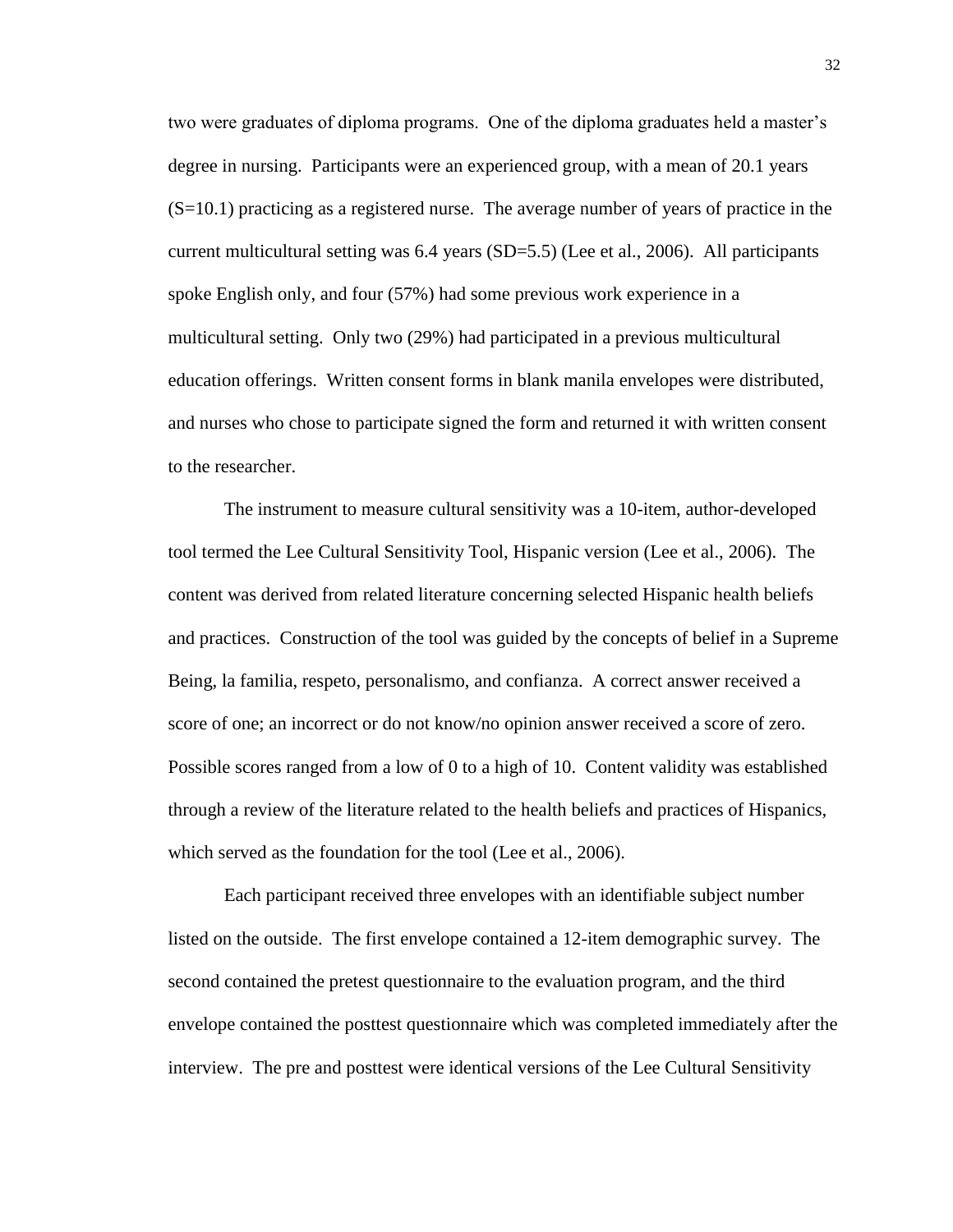two were graduates of diploma programs. One of the diploma graduates held a master's degree in nursing. Participants were an experienced group, with a mean of 20.1 years (S=10.1) practicing as a registered nurse. The average number of years of practice in the current multicultural setting was 6.4 years (SD=5.5) (Lee et al., 2006). All participants spoke English only, and four (57%) had some previous work experience in a multicultural setting. Only two (29%) had participated in a previous multicultural education offerings. Written consent forms in blank manila envelopes were distributed, and nurses who chose to participate signed the form and returned it with written consent to the researcher.

The instrument to measure cultural sensitivity was a 10-item, author-developed tool termed the Lee Cultural Sensitivity Tool, Hispanic version (Lee et al., 2006). The content was derived from related literature concerning selected Hispanic health beliefs and practices. Construction of the tool was guided by the concepts of belief in a Supreme Being, la familia, respeto, personalismo, and confianza. A correct answer received a score of one; an incorrect or do not know/no opinion answer received a score of zero. Possible scores ranged from a low of 0 to a high of 10. Content validity was established through a review of the literature related to the health beliefs and practices of Hispanics, which served as the foundation for the tool (Lee et al., 2006).

Each participant received three envelopes with an identifiable subject number listed on the outside. The first envelope contained a 12-item demographic survey. The second contained the pretest questionnaire to the evaluation program, and the third envelope contained the posttest questionnaire which was completed immediately after the interview. The pre and posttest were identical versions of the Lee Cultural Sensitivity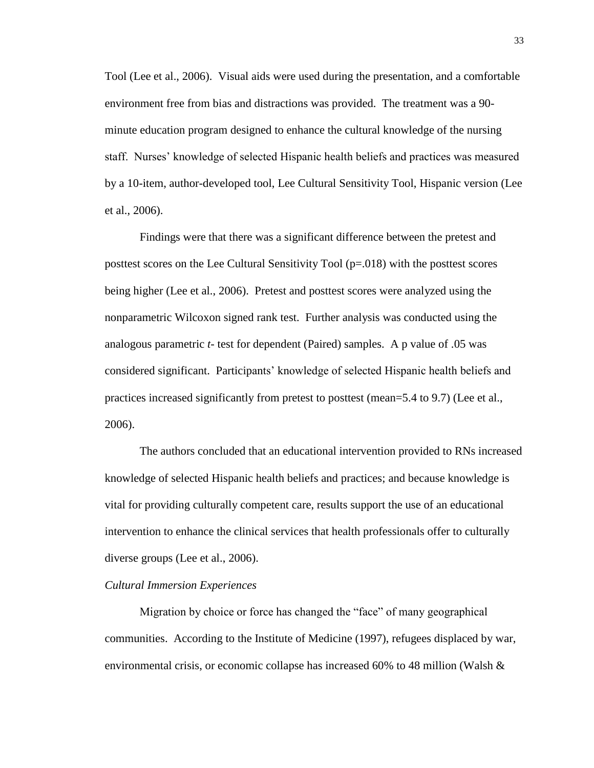Tool (Lee et al., 2006). Visual aids were used during the presentation, and a comfortable environment free from bias and distractions was provided. The treatment was a 90-minute education program designed to enhance the cultural knowledge of the nursing staff. Nurses' knowledge of selected Hispanic health beliefs and practices was measured by a 10-item, author-developed tool, Lee Cultural Sensitivity Tool, Hispanic version (Lee et al., 2006).

Findings were that there was a significant difference between the pretest and posttest scores on the Lee Cultural Sensitivity Tool ($p=.018$) with the posttest scores being higher (Lee et al., 2006). Pretest and posttest scores were analyzed using the nonparametric Wilcoxon signed rank test. Further analysis was conducted using the analogous parametric *t*- test for dependent (Paired) samples. A p value of .05 was considered significant. Participants' knowledge of selected Hispanic health beliefs and practices increased significantly from pretest to posttest (mean=5.4 to 9.7) (Lee et al., 2006).

The authors concluded that an educational intervention provided to RNs increased knowledge of selected Hispanic health beliefs and practices; and because knowledge is vital for providing culturally competent care, results support the use of an educational intervention to enhance the clinical services that health professionals offer to culturally diverse groups (Lee et al., 2006).

*Cultural Immersion Experiences*

Migration by choice or force has changed the "face" of many geographical communities. According to the Institute of Medicine (1997), refugees displaced by war, environmental crisis, or economic collapse has increased 60% to 48 million (Walsh &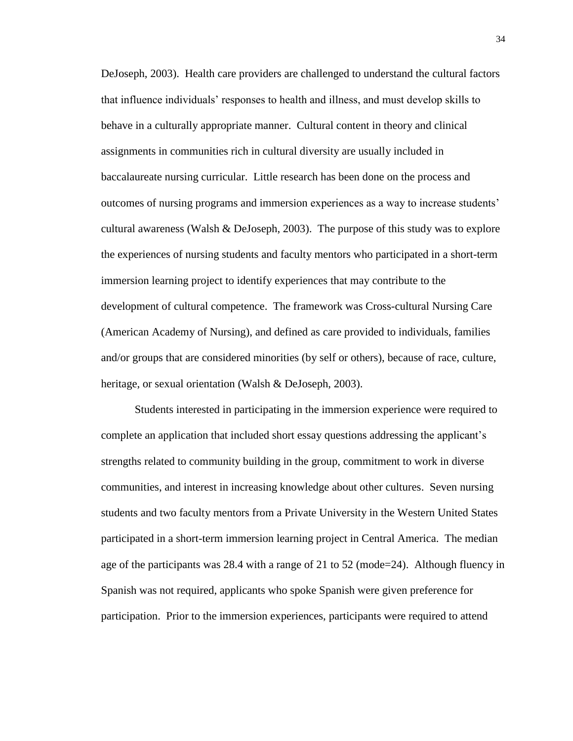DeJoseph, 2003). Health care providers are challenged to understand the cultural factors that influence individuals' responses to health and illness, and must develop skills to behave in a culturally appropriate manner. Cultural content in theory and clinical assignments in communities rich in cultural diversity are usually included in baccalaureate nursing curricular. Little research has been done on the process and outcomes of nursing programs and immersion experiences as a way to increase students' cultural awareness (Walsh & DeJoseph, 2003). The purpose of this study was to explore the experiences of nursing students and faculty mentors who participated in a short-term immersion learning project to identify experiences that may contribute to the development of cultural competence. The framework was Cross-cultural Nursing Care (American Academy of Nursing), and defined as care provided to individuals, families and/or groups that are considered minorities (by self or others), because of race, culture, heritage, or sexual orientation (Walsh & DeJoseph, 2003).

Students interested in participating in the immersion experience were required to complete an application that included short essay questions addressing the applicant's strengths related to community building in the group, commitment to work in diverse communities, and interest in increasing knowledge about other cultures. Seven nursing students and two faculty mentors from a Private University in the Western United States participated in a short-term immersion learning project in Central America. The median age of the participants was 28.4 with a range of 21 to 52 (mode=24). Although fluency in Spanish was not required, applicants who spoke Spanish were given preference for participation. Prior to the immersion experiences, participants were required to attend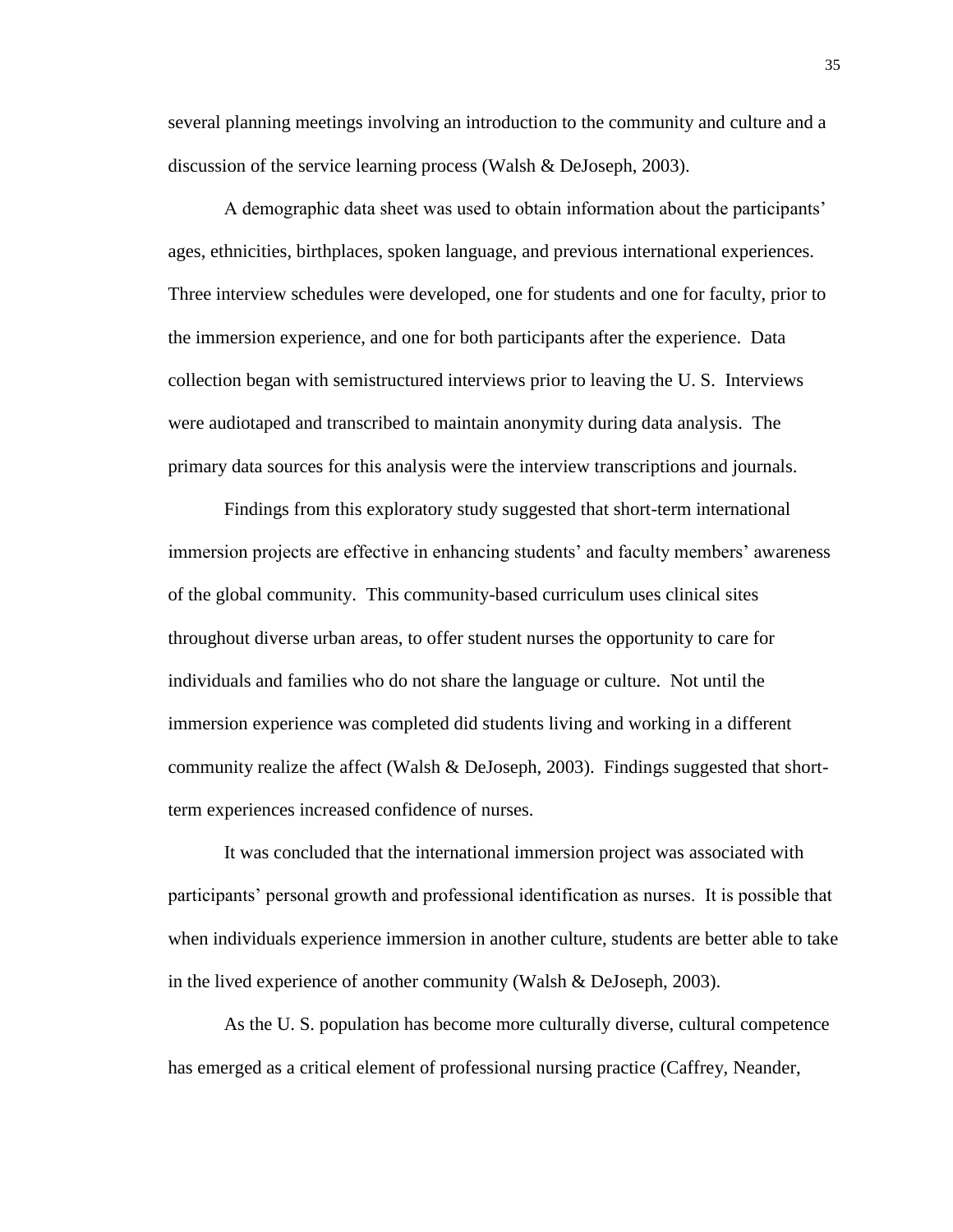several planning meetings involving an introduction to the community and culture and a discussion of the service learning process (Walsh & DeJoseph, 2003).

A demographic data sheet was used to obtain information about the participants' ages, ethnicities, birthplaces, spoken language, and previous international experiences. Three interview schedules were developed, one for students and one for faculty, prior to the immersion experience, and one for both participants after the experience. Data collection began with semistructured interviews prior to leaving the U. S. Interviews were audiotaped and transcribed to maintain anonymity during data analysis. The primary data sources for this analysis were the interview transcriptions and journals.

Findings from this exploratory study suggested that short-term international immersion projects are effective in enhancing students' and faculty members' awareness of the global community. This community-based curriculum uses clinical sites throughout diverse urban areas, to offer student nurses the opportunity to care for individuals and families who do not share the language or culture. Not until the immersion experience was completed did students living and working in a different community realize the affect (Walsh & DeJoseph, 2003). Findings suggested that short-term experiences increased confidence of nurses.

It was concluded that the international immersion project was associated with participants' personal growth and professional identification as nurses. It is possible that when individuals experience immersion in another culture, students are better able to take in the lived experience of another community (Walsh & DeJoseph, 2003).

As the U. S. population has become more culturally diverse, cultural competence has emerged as a critical element of professional nursing practice (Caffrey, Neander,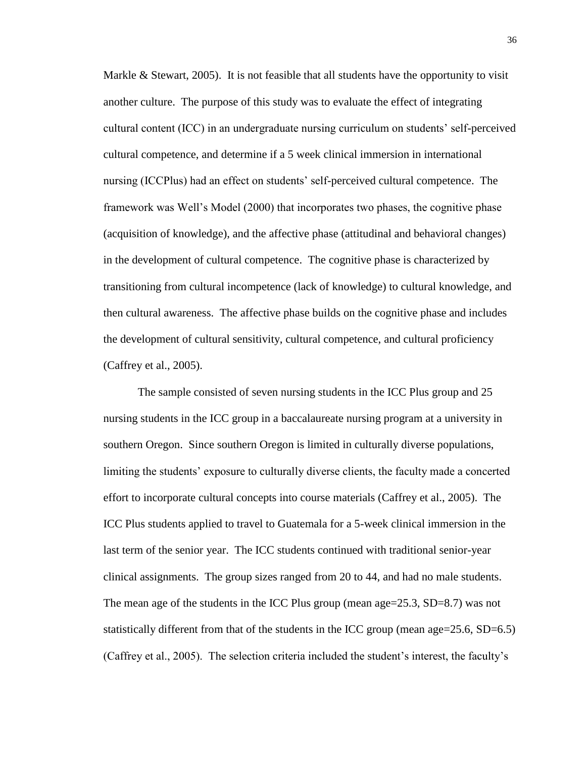Markle & Stewart, 2005). It is not feasible that all students have the opportunity to visit another culture. The purpose of this study was to evaluate the effect of integrating cultural content (ICC) in an undergraduate nursing curriculum on students' self-perceived cultural competence, and determine if a 5 week clinical immersion in international nursing (ICCPlus) had an effect on students' self-perceived cultural competence. The framework was Well's Model (2000) that incorporates two phases, the cognitive phase (acquisition of knowledge), and the affective phase (attitudinal and behavioral changes) in the development of cultural competence. The cognitive phase is characterized by transitioning from cultural incompetence (lack of knowledge) to cultural knowledge, and then cultural awareness. The affective phase builds on the cognitive phase and includes the development of cultural sensitivity, cultural competence, and cultural proficiency (Caffrey et al., 2005).

The sample consisted of seven nursing students in the ICC Plus group and 25 nursing students in the ICC group in a baccalaureate nursing program at a university in southern Oregon. Since southern Oregon is limited in culturally diverse populations, limiting the students' exposure to culturally diverse clients, the faculty made a concerted effort to incorporate cultural concepts into course materials (Caffrey et al., 2005). The ICC Plus students applied to travel to Guatemala for a 5-week clinical immersion in the last term of the senior year. The ICC students continued with traditional senior-year clinical assignments. The group sizes ranged from 20 to 44, and had no male students. The mean age of the students in the ICC Plus group (mean age=25.3, SD=8.7) was not statistically different from that of the students in the ICC group (mean age=25.6, SD=6.5) (Caffrey et al., 2005). The selection criteria included the student's interest, the faculty's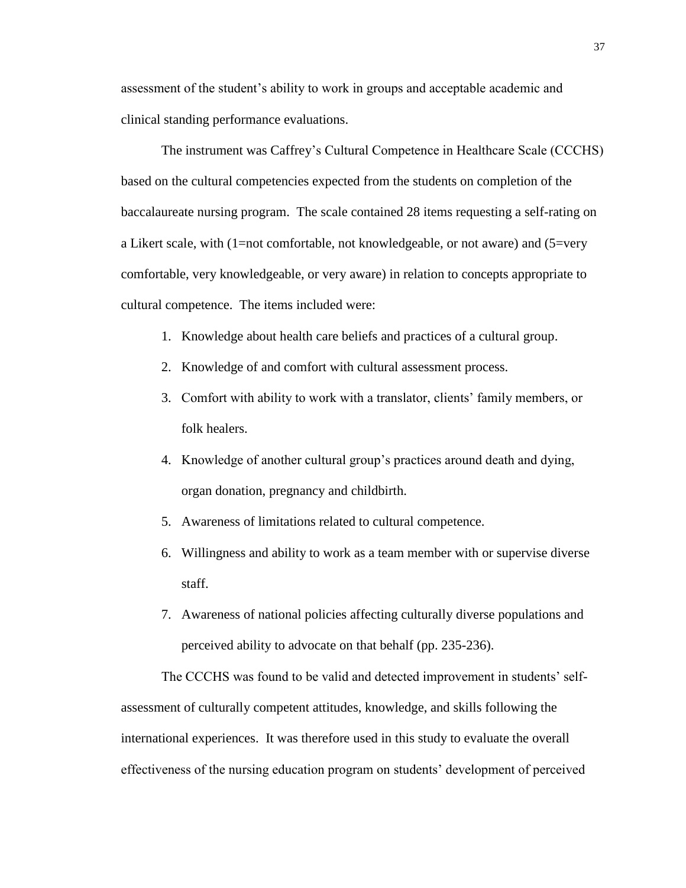assessment of the student's ability to work in groups and acceptable academic and clinical standing performance evaluations.

The instrument was Caffrey's Cultural Competence in Healthcare Scale (CCCHS) based on the cultural competencies expected from the students on completion of the baccalaureate nursing program. The scale contained 28 items requesting a self-rating on a Likert scale, with (1=not comfortable, not knowledgeable, or not aware) and (5=very comfortable, very knowledgeable, or very aware) in relation to concepts appropriate to cultural competence. The items included were:

1. Knowledge about health care beliefs and practices of a cultural group.
2. Knowledge of and comfort with cultural assessment process.
3. Comfort with ability to work with a translator, clients' family members, or folk healers.
4. Knowledge of another cultural group's practices around death and dying, organ donation, pregnancy and childbirth.
5. Awareness of limitations related to cultural competence.
6. Willingness and ability to work as a team member with or supervise diverse staff.
7. Awareness of national policies affecting culturally diverse populations and perceived ability to advocate on that behalf (pp. 235-236).

The CCCHS was found to be valid and detected improvement in students' self-assessment of culturally competent attitudes, knowledge, and skills following the international experiences. It was therefore used in this study to evaluate the overall effectiveness of the nursing education program on students' development of perceived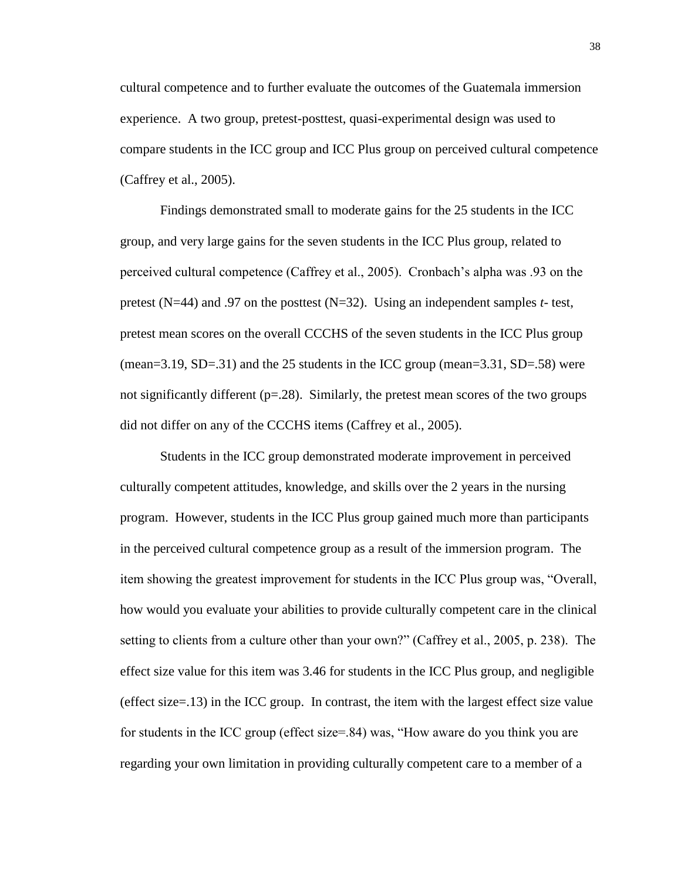cultural competence and to further evaluate the outcomes of the Guatemala immersion experience. A two group, pretest-posttest, quasi-experimental design was used to compare students in the ICC group and ICC Plus group on perceived cultural competence (Caffrey et al., 2005).

Findings demonstrated small to moderate gains for the 25 students in the ICC group, and very large gains for the seven students in the ICC Plus group, related to perceived cultural competence (Caffrey et al., 2005). Cronbach's alpha was .93 on the pretest (N=44) and .97 on the posttest (N=32). Using an independent samples *t*- test, pretest mean scores on the overall CCCHS of the seven students in the ICC Plus group (mean=3.19, SD=.31) and the 25 students in the ICC group (mean=3.31, SD=.58) were not significantly different (p=.28). Similarly, the pretest mean scores of the two groups did not differ on any of the CCCHS items (Caffrey et al., 2005).

Students in the ICC group demonstrated moderate improvement in perceived culturally competent attitudes, knowledge, and skills over the 2 years in the nursing program. However, students in the ICC Plus group gained much more than participants in the perceived cultural competence group as a result of the immersion program. The item showing the greatest improvement for students in the ICC Plus group was, "Overall, how would you evaluate your abilities to provide culturally competent care in the clinical setting to clients from a culture other than your own?" (Caffrey et al., 2005, p. 238). The effect size value for this item was 3.46 for students in the ICC Plus group, and negligible (effect size=.13) in the ICC group. In contrast, the item with the largest effect size value for students in the ICC group (effect size=.84) was, "How aware do you think you are regarding your own limitation in providing culturally competent care to a member of a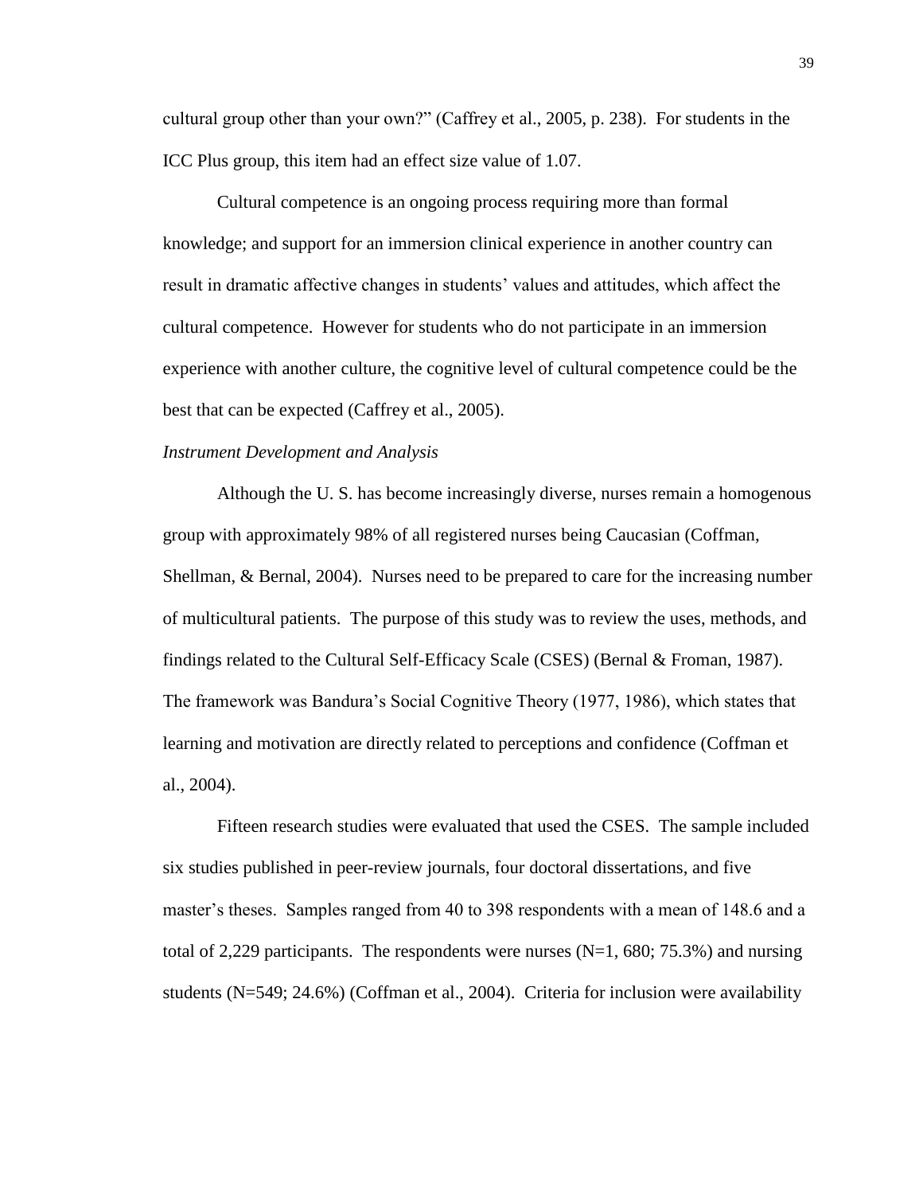cultural group other than your own?" (Caffrey et al., 2005, p. 238). For students in the ICC Plus group, this item had an effect size value of 1.07.

Cultural competence is an ongoing process requiring more than formal knowledge; and support for an immersion clinical experience in another country can result in dramatic affective changes in students' values and attitudes, which affect the cultural competence. However for students who do not participate in an immersion experience with another culture, the cognitive level of cultural competence could be the best that can be expected (Caffrey et al., 2005).

*Instrument Development and Analysis*

Although the U. S. has become increasingly diverse, nurses remain a homogenous group with approximately 98% of all registered nurses being Caucasian (Coffman, Shellman, & Bernal, 2004). Nurses need to be prepared to care for the increasing number of multicultural patients. The purpose of this study was to review the uses, methods, and findings related to the Cultural Self-Efficacy Scale (CSES) (Bernal & Froman, 1987). The framework was Bandura's Social Cognitive Theory (1977, 1986), which states that learning and motivation are directly related to perceptions and confidence (Coffman et al., 2004).

Fifteen research studies were evaluated that used the CSES. The sample included six studies published in peer-review journals, four doctoral dissertations, and five master's theses. Samples ranged from 40 to 398 respondents with a mean of 148.6 and a total of 2,229 participants. The respondents were nurses (N=1, 680; 75.3%) and nursing students (N=549; 24.6%) (Coffman et al., 2004). Criteria for inclusion were availability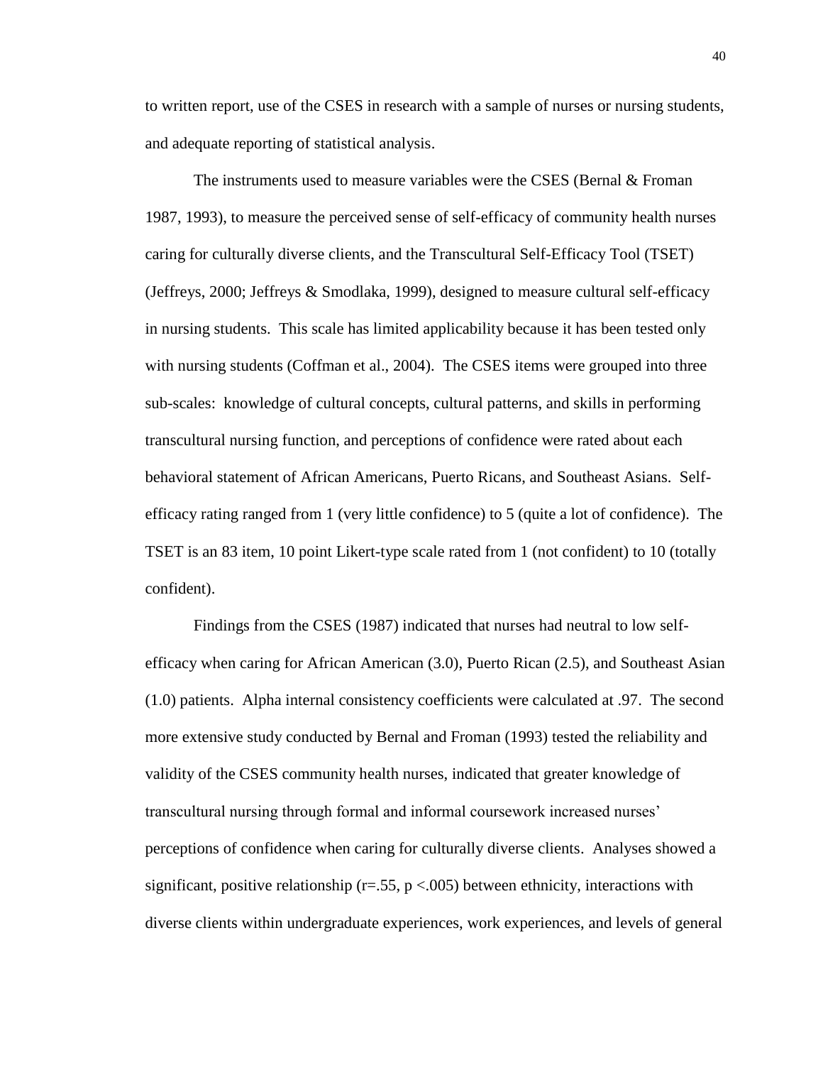to written report, use of the CSES in research with a sample of nurses or nursing students, and adequate reporting of statistical analysis.

The instruments used to measure variables were the CSES (Bernal & Froman 1987, 1993), to measure the perceived sense of self-efficacy of community health nurses caring for culturally diverse clients, and the Transcultural Self-Efficacy Tool (TSET) (Jeffreys, 2000; Jeffreys & Smodlaka, 1999), designed to measure cultural self-efficacy in nursing students. This scale has limited applicability because it has been tested only with nursing students (Coffman et al., 2004). The CSES items were grouped into three sub-scales: knowledge of cultural concepts, cultural patterns, and skills in performing transcultural nursing function, and perceptions of confidence were rated about each behavioral statement of African Americans, Puerto Ricans, and Southeast Asians. Self-efficacy rating ranged from 1 (very little confidence) to 5 (quite a lot of confidence). The TSET is an 83 item, 10 point Likert-type scale rated from 1 (not confident) to 10 (totally confident).

Findings from the CSES (1987) indicated that nurses had neutral to low self-efficacy when caring for African American (3.0), Puerto Rican (2.5), and Southeast Asian (1.0) patients. Alpha internal consistency coefficients were calculated at .97. The second more extensive study conducted by Bernal and Froman (1993) tested the reliability and validity of the CSES community health nurses, indicated that greater knowledge of transcultural nursing through formal and informal coursework increased nurses' perceptions of confidence when caring for culturally diverse clients. Analyses showed a significant, positive relationship ($r=.55$, $p <.005$) between ethnicity, interactions with diverse clients within undergraduate experiences, work experiences, and levels of general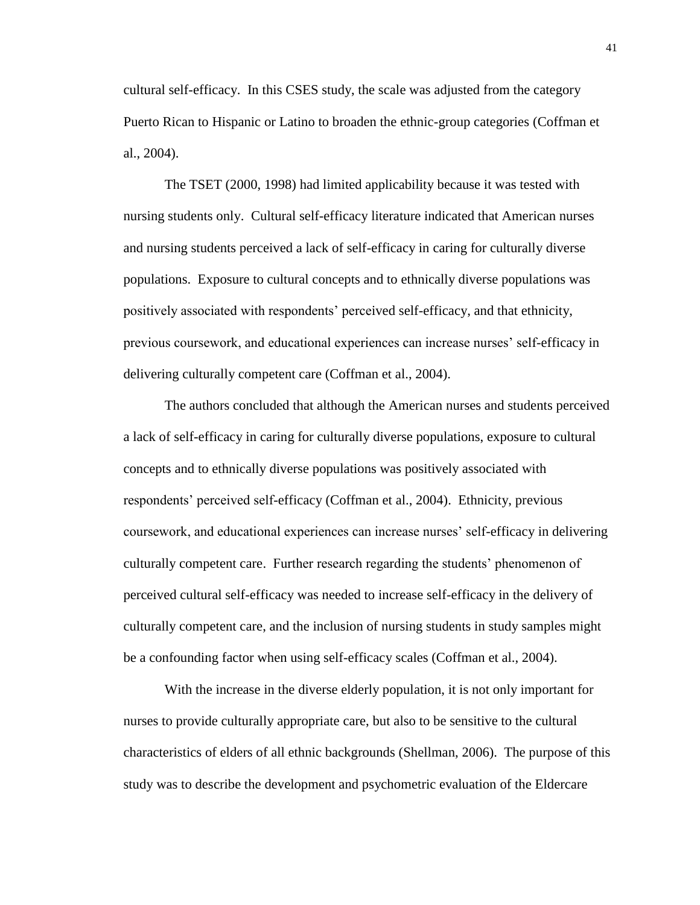cultural self-efficacy. In this CSES study, the scale was adjusted from the category Puerto Rican to Hispanic or Latino to broaden the ethnic-group categories (Coffman et al., 2004).

The TSET (2000, 1998) had limited applicability because it was tested with nursing students only. Cultural self-efficacy literature indicated that American nurses and nursing students perceived a lack of self-efficacy in caring for culturally diverse populations. Exposure to cultural concepts and to ethnically diverse populations was positively associated with respondents' perceived self-efficacy, and that ethnicity, previous coursework, and educational experiences can increase nurses' self-efficacy in delivering culturally competent care (Coffman et al., 2004).

The authors concluded that although the American nurses and students perceived a lack of self-efficacy in caring for culturally diverse populations, exposure to cultural concepts and to ethnically diverse populations was positively associated with respondents' perceived self-efficacy (Coffman et al., 2004). Ethnicity, previous coursework, and educational experiences can increase nurses' self-efficacy in delivering culturally competent care. Further research regarding the students' phenomenon of perceived cultural self-efficacy was needed to increase self-efficacy in the delivery of culturally competent care, and the inclusion of nursing students in study samples might be a confounding factor when using self-efficacy scales (Coffman et al., 2004).

With the increase in the diverse elderly population, it is not only important for nurses to provide culturally appropriate care, but also to be sensitive to the cultural characteristics of elders of all ethnic backgrounds (Shellman, 2006). The purpose of this study was to describe the development and psychometric evaluation of the Eldercare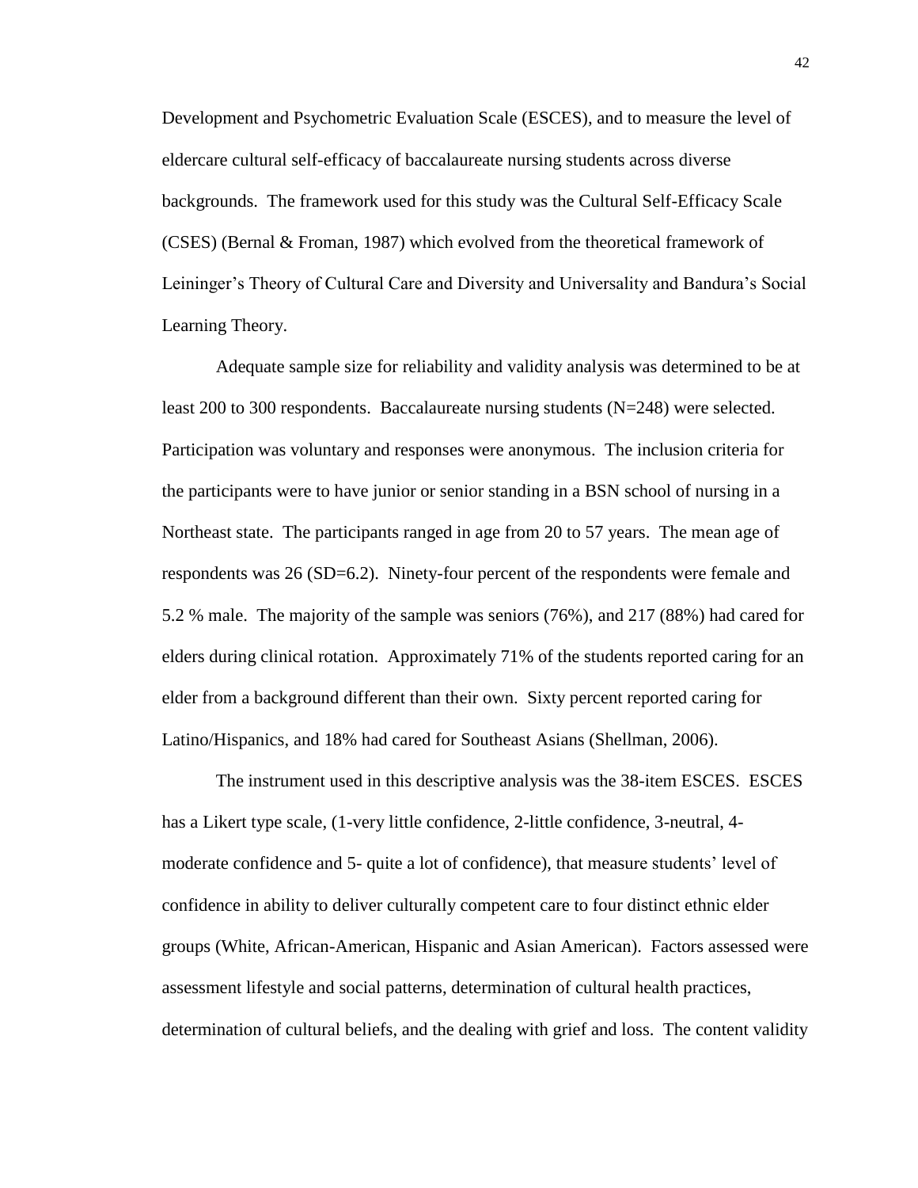Development and Psychometric Evaluation Scale (ESCES), and to measure the level of eldercare cultural self-efficacy of baccalaureate nursing students across diverse backgrounds. The framework used for this study was the Cultural Self-Efficacy Scale (CSES) (Bernal & Froman, 1987) which evolved from the theoretical framework of Leininger's Theory of Cultural Care and Diversity and Universality and Bandura's Social Learning Theory.

Adequate sample size for reliability and validity analysis was determined to be at least 200 to 300 respondents. Baccalaureate nursing students (N=248) were selected. Participation was voluntary and responses were anonymous. The inclusion criteria for the participants were to have junior or senior standing in a BSN school of nursing in a Northeast state. The participants ranged in age from 20 to 57 years. The mean age of respondents was 26 (SD=6.2). Ninety-four percent of the respondents were female and 5.2 % male. The majority of the sample was seniors (76%), and 217 (88%) had cared for elders during clinical rotation. Approximately 71% of the students reported caring for an elder from a background different than their own. Sixty percent reported caring for Latino/Hispanics, and 18% had cared for Southeast Asians (Shellman, 2006).

The instrument used in this descriptive analysis was the 38-item ESCES. ESCES has a Likert type scale, (1-very little confidence, 2-little confidence, 3-neutral, 4-moderate confidence and 5- quite a lot of confidence), that measure students' level of confidence in ability to deliver culturally competent care to four distinct ethnic elder groups (White, African-American, Hispanic and Asian American). Factors assessed were assessment lifestyle and social patterns, determination of cultural health practices, determination of cultural beliefs, and the dealing with grief and loss. The content validity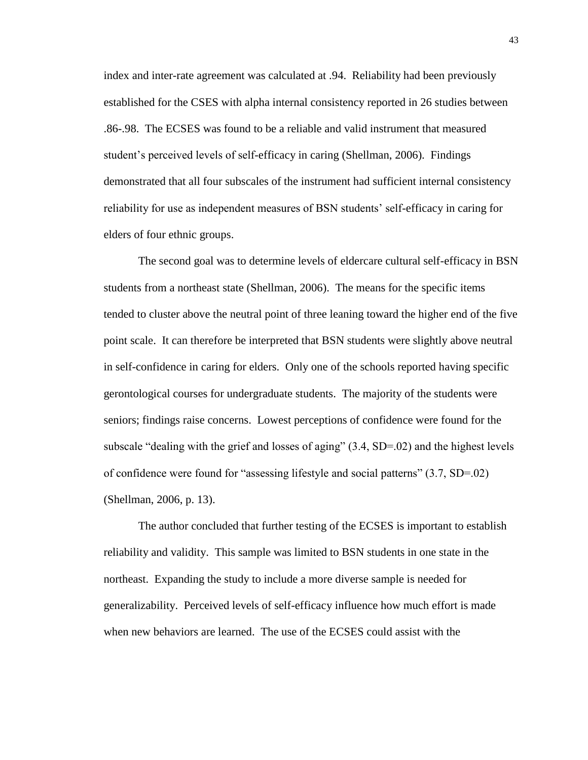index and inter-rate agreement was calculated at .94. Reliability had been previously established for the CSES with alpha internal consistency reported in 26 studies between .86-.98. The ECSES was found to be a reliable and valid instrument that measured student's perceived levels of self-efficacy in caring (Shellman, 2006). Findings demonstrated that all four subscales of the instrument had sufficient internal consistency reliability for use as independent measures of BSN students' self-efficacy in caring for elders of four ethnic groups.

The second goal was to determine levels of eldercare cultural self-efficacy in BSN students from a northeast state (Shellman, 2006). The means for the specific items tended to cluster above the neutral point of three leaning toward the higher end of the five point scale. It can therefore be interpreted that BSN students were slightly above neutral in self-confidence in caring for elders. Only one of the schools reported having specific gerontological courses for undergraduate students. The majority of the students were seniors; findings raise concerns. Lowest perceptions of confidence were found for the subscale "dealing with the grief and losses of aging" (3.4, SD=.02) and the highest levels of confidence were found for "assessing lifestyle and social patterns" (3.7, SD=.02) (Shellman, 2006, p. 13).

The author concluded that further testing of the ECSES is important to establish reliability and validity. This sample was limited to BSN students in one state in the northeast. Expanding the study to include a more diverse sample is needed for generalizability. Perceived levels of self-efficacy influence how much effort is made when new behaviors are learned. The use of the ECSES could assist with the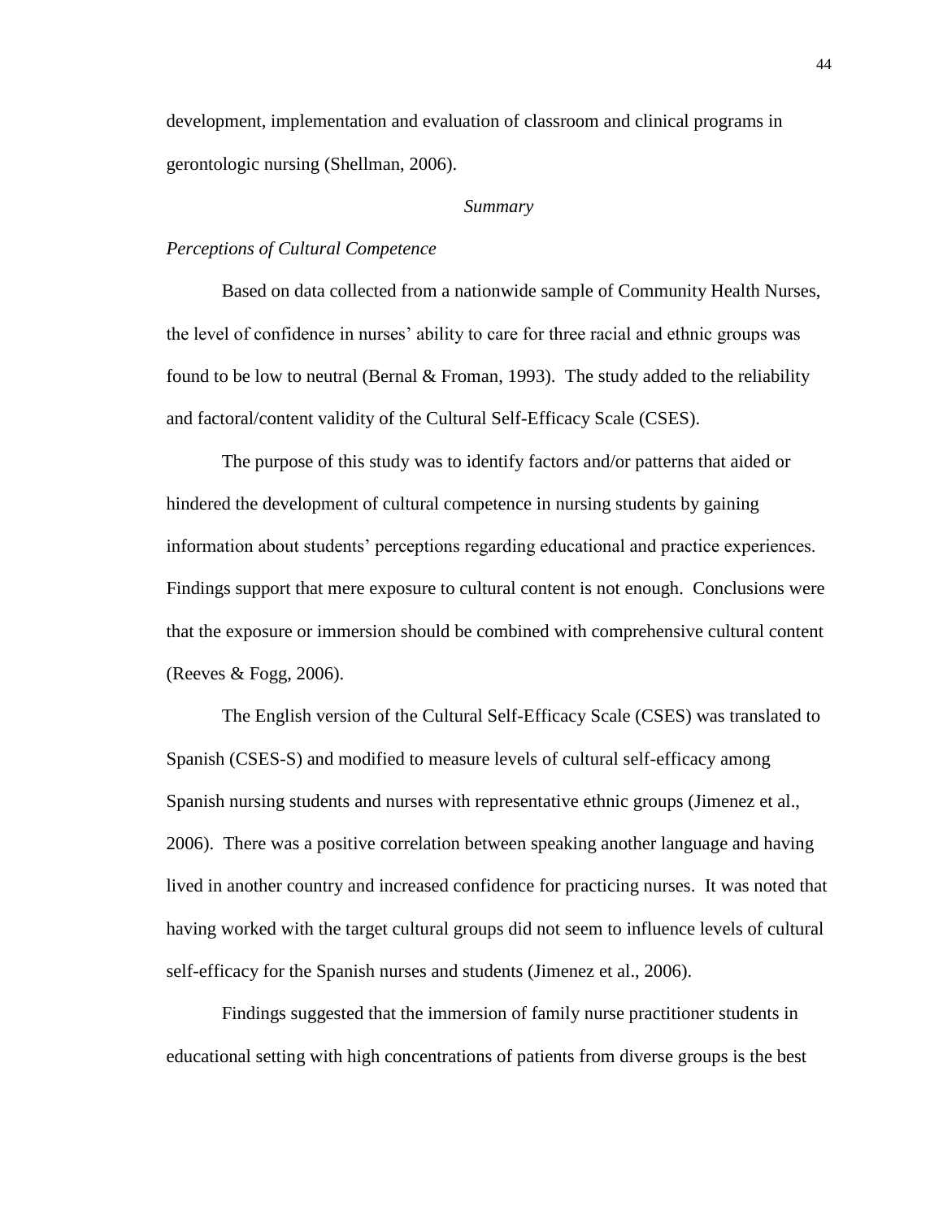development, implementation and evaluation of classroom and clinical programs in gerontologic nursing (Shellman, 2006).

## *Summary*

### *Perceptions of Cultural Competence*

Based on data collected from a nationwide sample of Community Health Nurses, the level of confidence in nurses' ability to care for three racial and ethnic groups was found to be low to neutral (Bernal & Froman, 1993). The study added to the reliability and factoral/content validity of the Cultural Self-Efficacy Scale (CSES).

The purpose of this study was to identify factors and/or patterns that aided or hindered the development of cultural competence in nursing students by gaining information about students' perceptions regarding educational and practice experiences. Findings support that mere exposure to cultural content is not enough. Conclusions were that the exposure or immersion should be combined with comprehensive cultural content (Reeves & Fogg, 2006).

The English version of the Cultural Self-Efficacy Scale (CSES) was translated to Spanish (CSES-S) and modified to measure levels of cultural self-efficacy among Spanish nursing students and nurses with representative ethnic groups (Jimenez et al., 2006). There was a positive correlation between speaking another language and having lived in another country and increased confidence for practicing nurses. It was noted that having worked with the target cultural groups did not seem to influence levels of cultural self-efficacy for the Spanish nurses and students (Jimenez et al., 2006).

Findings suggested that the immersion of family nurse practitioner students in educational setting with high concentrations of patients from diverse groups is the best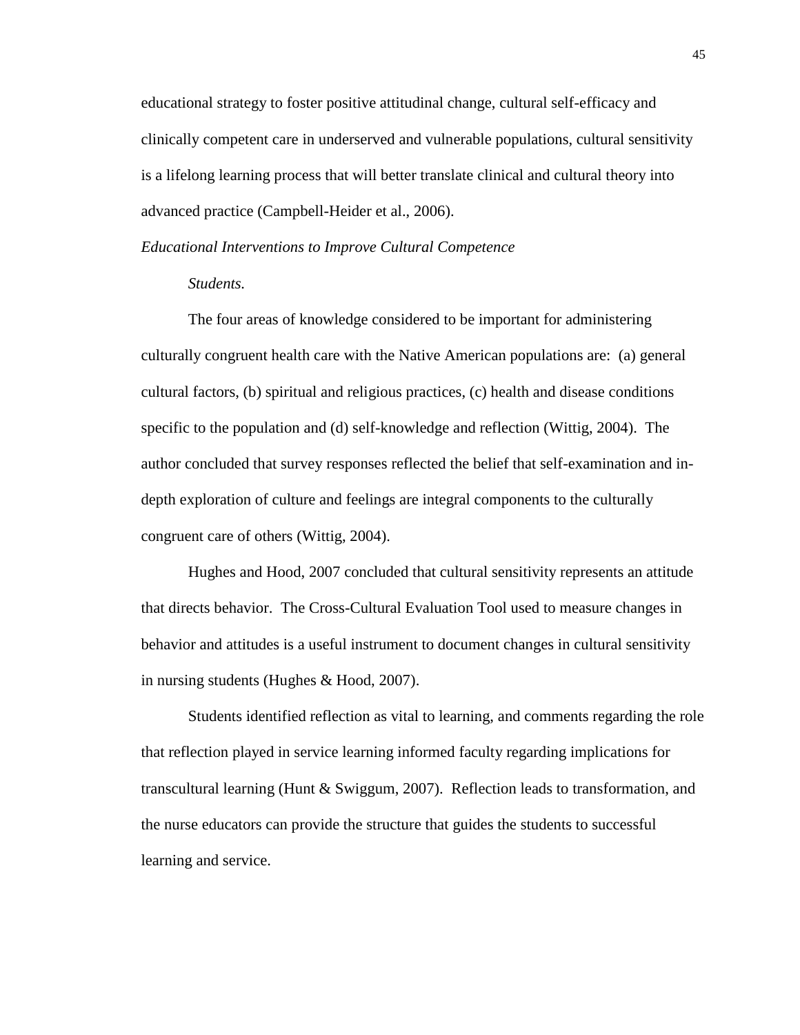educational strategy to foster positive attitudinal change, cultural self-efficacy and clinically competent care in underserved and vulnerable populations, cultural sensitivity is a lifelong learning process that will better translate clinical and cultural theory into advanced practice (Campbell-Heider et al., 2006).

### *Educational Interventions to Improve Cultural Competence*

#### *Students.*

The four areas of knowledge considered to be important for administering culturally congruent health care with the Native American populations are: (a) general cultural factors, (b) spiritual and religious practices, (c) health and disease conditions specific to the population and (d) self-knowledge and reflection (Wittig, 2004). The author concluded that survey responses reflected the belief that self-examination and in-depth exploration of culture and feelings are integral components to the culturally congruent care of others (Wittig, 2004).

Hughes and Hood, 2007 concluded that cultural sensitivity represents an attitude that directs behavior. The Cross-Cultural Evaluation Tool used to measure changes in behavior and attitudes is a useful instrument to document changes in cultural sensitivity in nursing students (Hughes & Hood, 2007).

Students identified reflection as vital to learning, and comments regarding the role that reflection played in service learning informed faculty regarding implications for transcultural learning (Hunt & Swiggum, 2007). Reflection leads to transformation, and the nurse educators can provide the structure that guides the students to successful learning and service.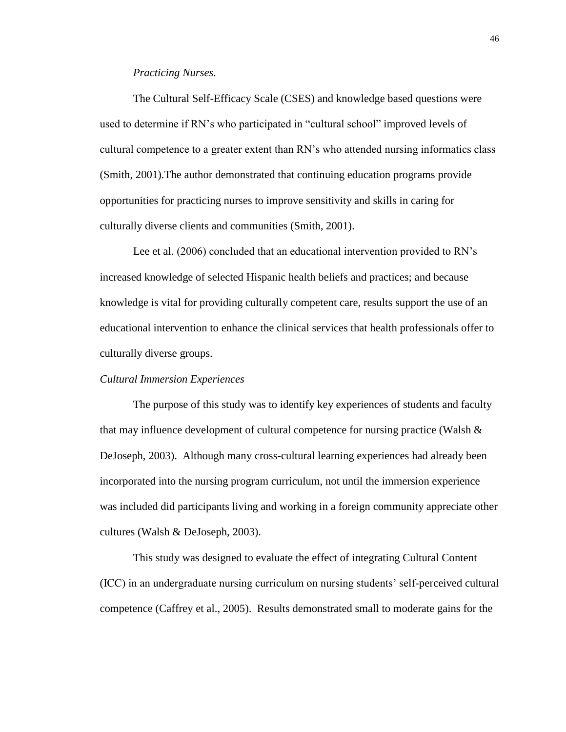*Practicing Nurses.*

The Cultural Self-Efficacy Scale (CSES) and knowledge based questions were used to determine if RN's who participated in "cultural school" improved levels of cultural competence to a greater extent than RN's who attended nursing informatics class (Smith, 2001).The author demonstrated that continuing education programs provide opportunities for practicing nurses to improve sensitivity and skills in caring for culturally diverse clients and communities (Smith, 2001).

Lee et al. (2006) concluded that an educational intervention provided to RN's increased knowledge of selected Hispanic health beliefs and practices; and because knowledge is vital for providing culturally competent care, results support the use of an educational intervention to enhance the clinical services that health professionals offer to culturally diverse groups.

*Cultural Immersion Experiences*

The purpose of this study was to identify key experiences of students and faculty that may influence development of cultural competence for nursing practice (Walsh & DeJoseph, 2003). Although many cross-cultural learning experiences had already been incorporated into the nursing program curriculum, not until the immersion experience was included did participants living and working in a foreign community appreciate other cultures (Walsh & DeJoseph, 2003).

This study was designed to evaluate the effect of integrating Cultural Content (ICC) in an undergraduate nursing curriculum on nursing students' self-perceived cultural competence (Caffrey et al., 2005). Results demonstrated small to moderate gains for the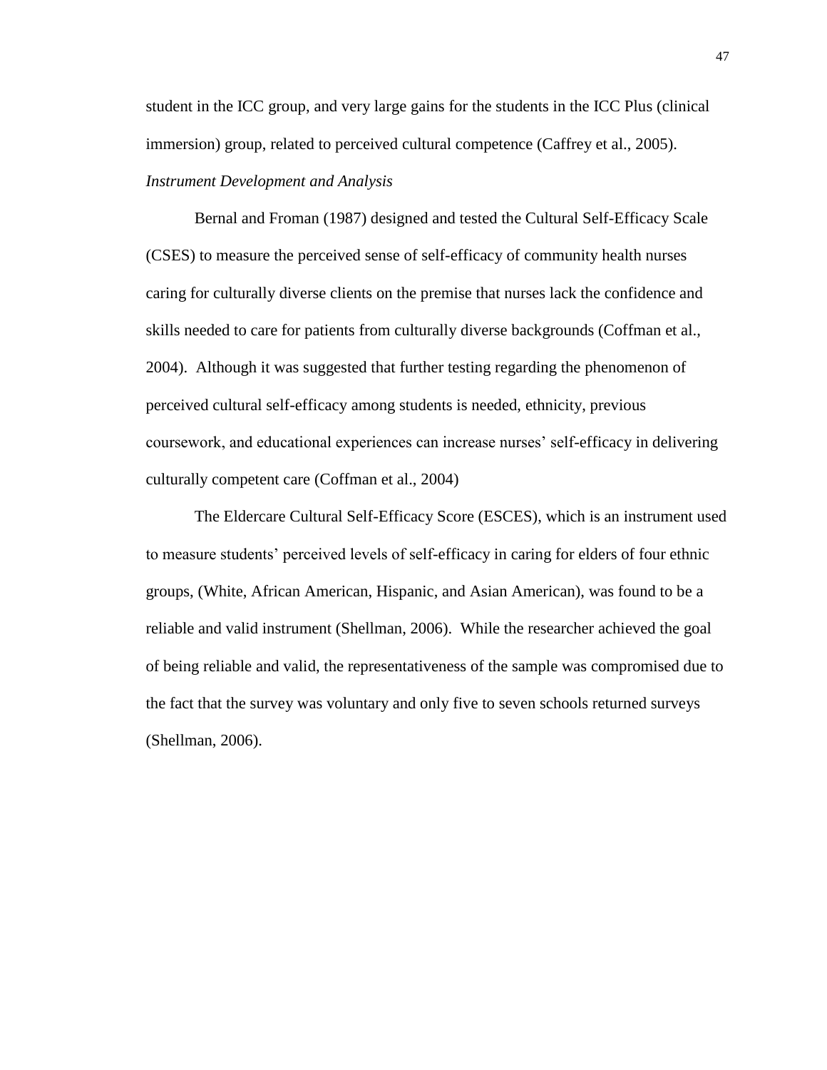student in the ICC group, and very large gains for the students in the ICC Plus (clinical immersion) group, related to perceived cultural competence (Caffrey et al., 2005).

*Instrument Development and Analysis*

Bernal and Froman (1987) designed and tested the Cultural Self-Efficacy Scale (CSES) to measure the perceived sense of self-efficacy of community health nurses caring for culturally diverse clients on the premise that nurses lack the confidence and skills needed to care for patients from culturally diverse backgrounds (Coffman et al., 2004). Although it was suggested that further testing regarding the phenomenon of perceived cultural self-efficacy among students is needed, ethnicity, previous coursework, and educational experiences can increase nurses' self-efficacy in delivering culturally competent care (Coffman et al., 2004)

The Eldercare Cultural Self-Efficacy Score (ESCES), which is an instrument used to measure students' perceived levels of self-efficacy in caring for elders of four ethnic groups, (White, African American, Hispanic, and Asian American), was found to be a reliable and valid instrument (Shellman, 2006). While the researcher achieved the goal of being reliable and valid, the representativeness of the sample was compromised due to the fact that the survey was voluntary and only five to seven schools returned surveys (Shellman, 2006).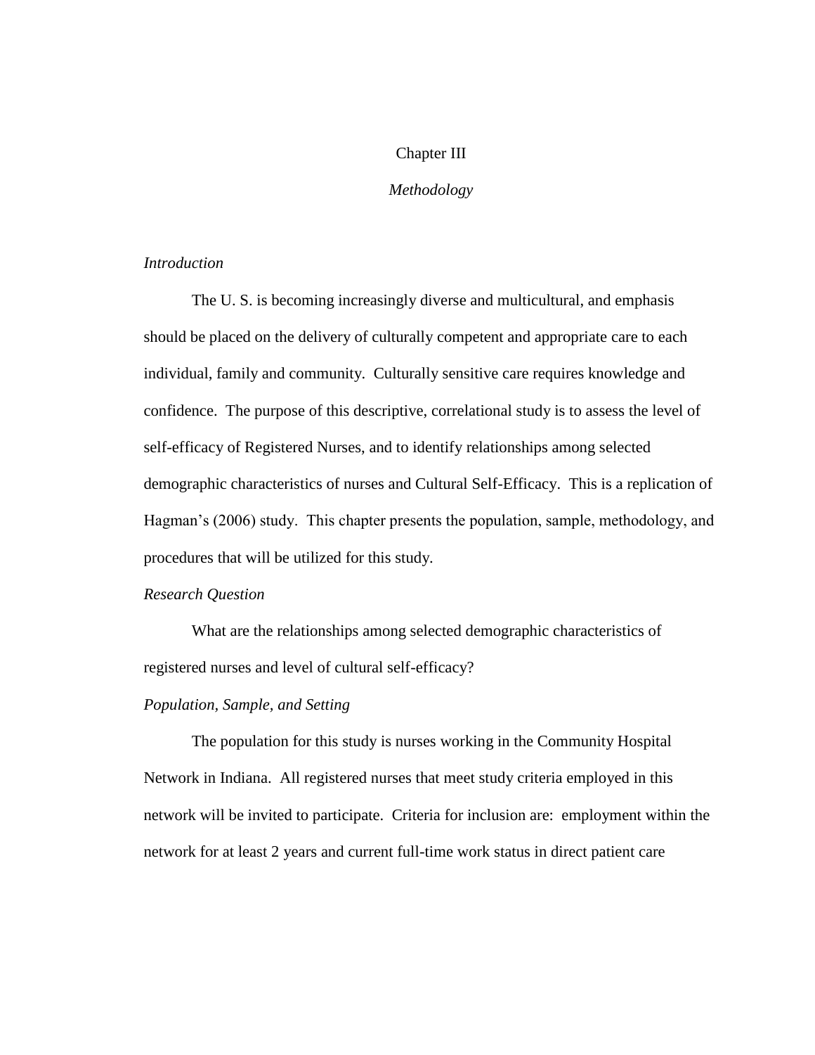# Chapter III

## *Methodology*

### *Introduction*

The U. S. is becoming increasingly diverse and multicultural, and emphasis should be placed on the delivery of culturally competent and appropriate care to each individual, family and community. Culturally sensitive care requires knowledge and confidence. The purpose of this descriptive, correlational study is to assess the level of self-efficacy of Registered Nurses, and to identify relationships among selected demographic characteristics of nurses and Cultural Self-Efficacy. This is a replication of Hagman's (2006) study. This chapter presents the population, sample, methodology, and procedures that will be utilized for this study.

### *Research Question*

What are the relationships among selected demographic characteristics of registered nurses and level of cultural self-efficacy?

### *Population, Sample, and Setting*

The population for this study is nurses working in the Community Hospital Network in Indiana. All registered nurses that meet study criteria employed in this network will be invited to participate. Criteria for inclusion are: employment within the network for at least 2 years and current full-time work status in direct patient care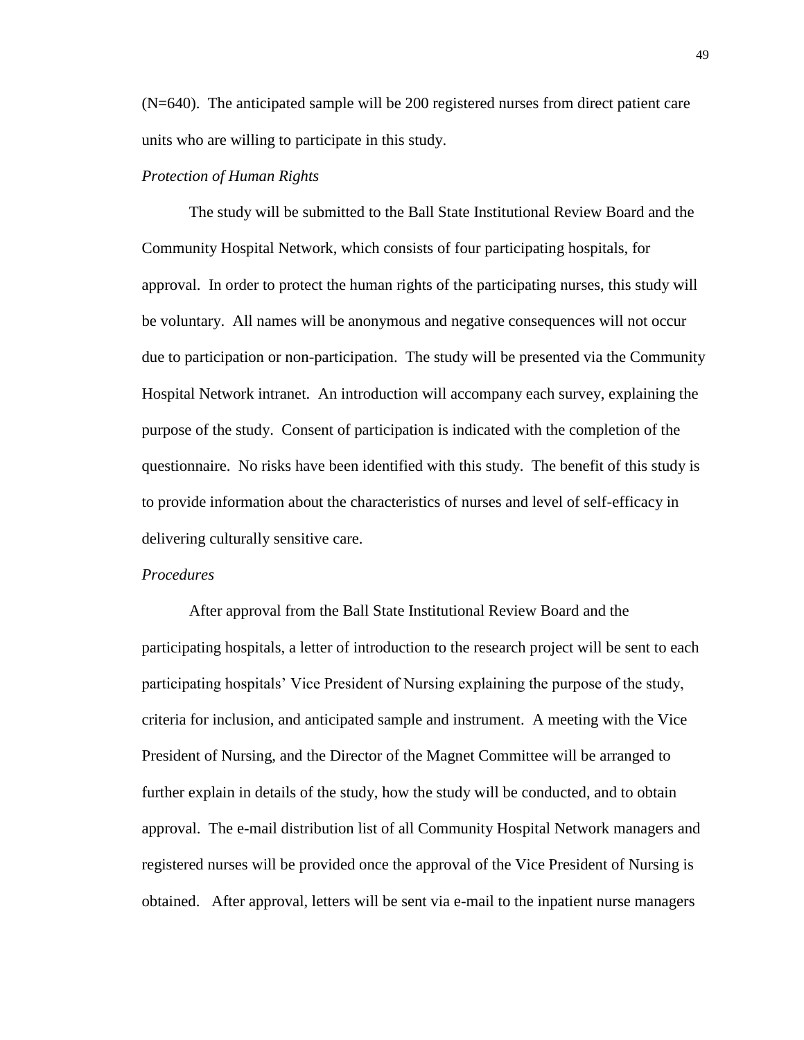(N=640). The anticipated sample will be 200 registered nurses from direct patient care units who are willing to participate in this study.

*Protection of Human Rights*

The study will be submitted to the Ball State Institutional Review Board and the Community Hospital Network, which consists of four participating hospitals, for approval. In order to protect the human rights of the participating nurses, this study will be voluntary. All names will be anonymous and negative consequences will not occur due to participation or non-participation. The study will be presented via the Community Hospital Network intranet. An introduction will accompany each survey, explaining the purpose of the study. Consent of participation is indicated with the completion of the questionnaire. No risks have been identified with this study. The benefit of this study is to provide information about the characteristics of nurses and level of self-efficacy in delivering culturally sensitive care.

*Procedures*

After approval from the Ball State Institutional Review Board and the participating hospitals, a letter of introduction to the research project will be sent to each participating hospitals' Vice President of Nursing explaining the purpose of the study, criteria for inclusion, and anticipated sample and instrument. A meeting with the Vice President of Nursing, and the Director of the Magnet Committee will be arranged to further explain in details of the study, how the study will be conducted, and to obtain approval. The e-mail distribution list of all Community Hospital Network managers and registered nurses will be provided once the approval of the Vice President of Nursing is obtained. After approval, letters will be sent via e-mail to the inpatient nurse managers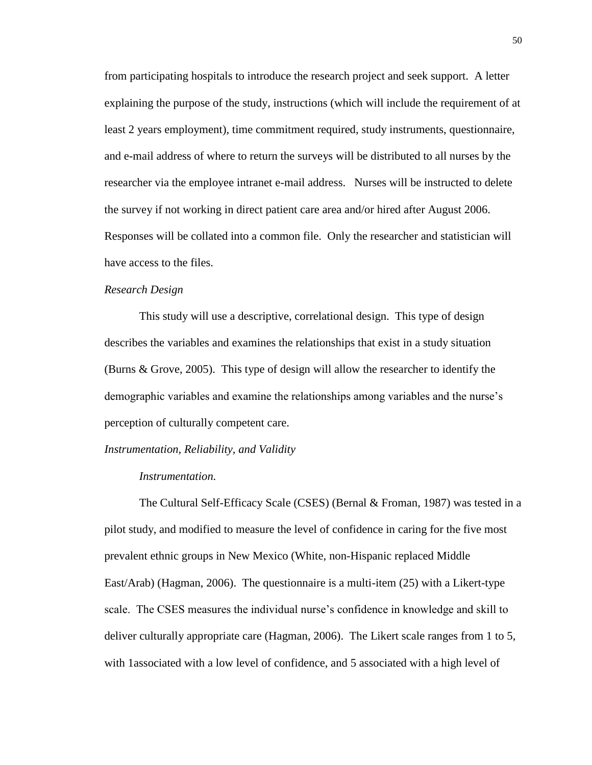from participating hospitals to introduce the research project and seek support. A letter explaining the purpose of the study, instructions (which will include the requirement of at least 2 years employment), time commitment required, study instruments, questionnaire, and e-mail address of where to return the surveys will be distributed to all nurses by the researcher via the employee intranet e-mail address. Nurses will be instructed to delete the survey if not working in direct patient care area and/or hired after August 2006. Responses will be collated into a common file. Only the researcher and statistician will have access to the files.

*Research Design*

This study will use a descriptive, correlational design. This type of design describes the variables and examines the relationships that exist in a study situation (Burns & Grove, 2005). This type of design will allow the researcher to identify the demographic variables and examine the relationships among variables and the nurse's perception of culturally competent care.

*Instrumentation, Reliability, and Validity*

*Instrumentation.*

The Cultural Self-Efficacy Scale (CSES) (Bernal & Froman, 1987) was tested in a pilot study, and modified to measure the level of confidence in caring for the five most prevalent ethnic groups in New Mexico (White, non-Hispanic replaced Middle East/Arab) (Hagman, 2006). The questionnaire is a multi-item (25) with a Likert-type scale. The CSES measures the individual nurse's confidence in knowledge and skill to deliver culturally appropriate care (Hagman, 2006). The Likert scale ranges from 1 to 5, with 1associated with a low level of confidence, and 5 associated with a high level of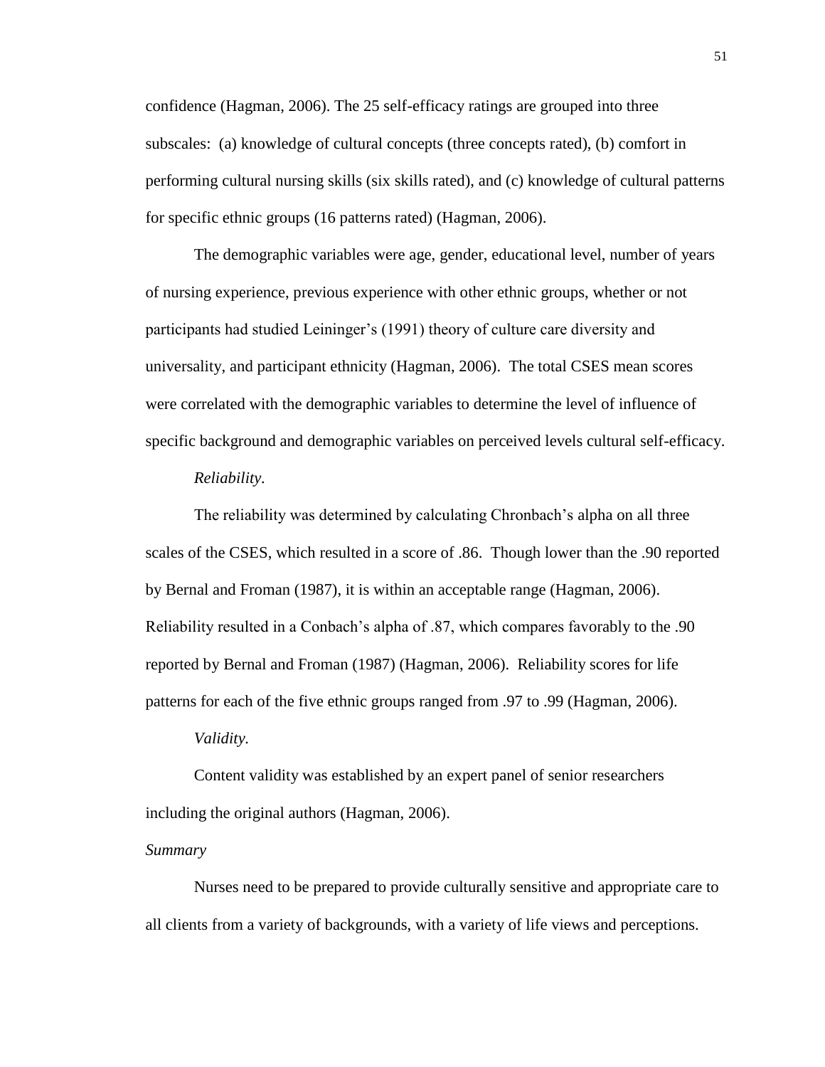confidence (Hagman, 2006). The 25 self-efficacy ratings are grouped into three subscales: (a) knowledge of cultural concepts (three concepts rated), (b) comfort in performing cultural nursing skills (six skills rated), and (c) knowledge of cultural patterns for specific ethnic groups (16 patterns rated) (Hagman, 2006).

The demographic variables were age, gender, educational level, number of years of nursing experience, previous experience with other ethnic groups, whether or not participants had studied Leininger's (1991) theory of culture care diversity and universality, and participant ethnicity (Hagman, 2006). The total CSES mean scores were correlated with the demographic variables to determine the level of influence of specific background and demographic variables on perceived levels cultural self-efficacy.

*Reliability.*

The reliability was determined by calculating Chronbach's alpha on all three scales of the CSES, which resulted in a score of .86. Though lower than the .90 reported by Bernal and Froman (1987), it is within an acceptable range (Hagman, 2006). Reliability resulted in a Conbach's alpha of .87, which compares favorably to the .90 reported by Bernal and Froman (1987) (Hagman, 2006). Reliability scores for life patterns for each of the five ethnic groups ranged from .97 to .99 (Hagman, 2006).

*Validity.*

Content validity was established by an expert panel of senior researchers including the original authors (Hagman, 2006).

*Summary*

Nurses need to be prepared to provide culturally sensitive and appropriate care to all clients from a variety of backgrounds, with a variety of life views and perceptions.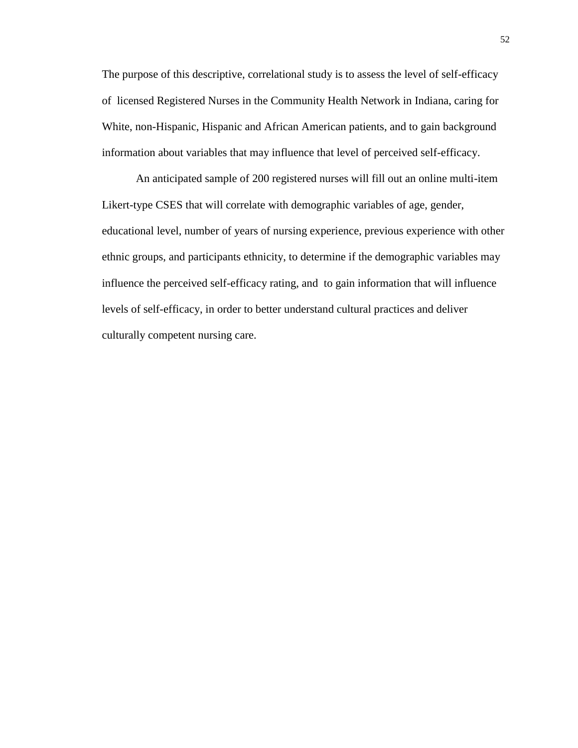The purpose of this descriptive, correlational study is to assess the level of self-efficacy of licensed Registered Nurses in the Community Health Network in Indiana, caring for White, non-Hispanic, Hispanic and African American patients, and to gain background information about variables that may influence that level of perceived self-efficacy.

An anticipated sample of 200 registered nurses will fill out an online multi-item Likert-type CSES that will correlate with demographic variables of age, gender, educational level, number of years of nursing experience, previous experience with other ethnic groups, and participants ethnicity, to determine if the demographic variables may influence the perceived self-efficacy rating, and to gain information that will influence levels of self-efficacy, in order to better understand cultural practices and deliver culturally competent nursing care.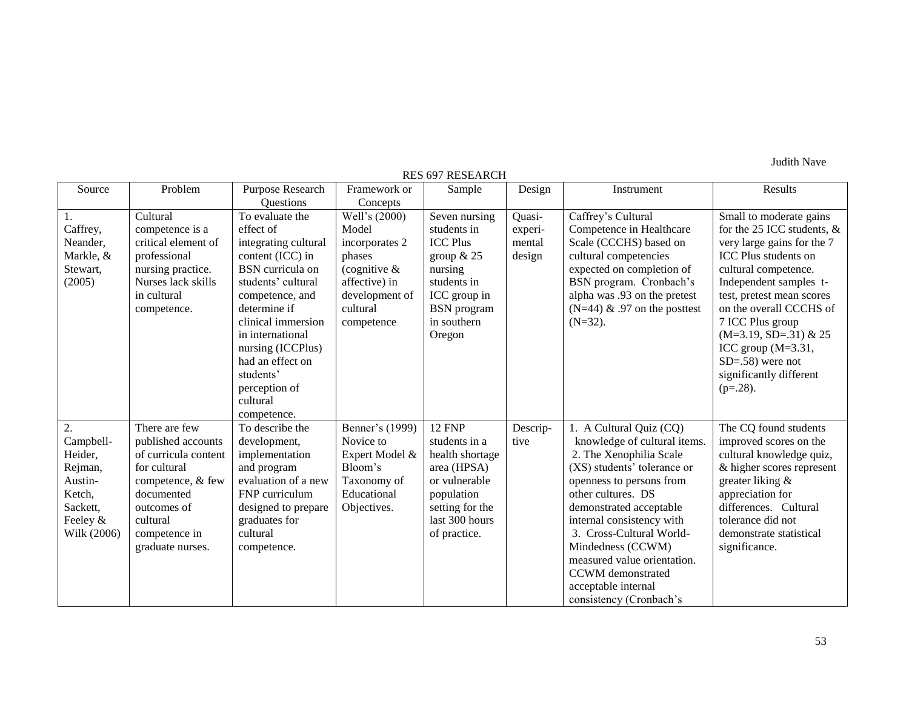Judith Nave

RES 697 RESEARCH

| Source | Problem | Purpose Research Questions | Framework or Concepts | Sample | Design | Instrument | Results |
|---|---|---|---|---|---|---|---|
| 1. Caffrey, Neander, Markle, & Stewart, (2005) | Cultural competence is a critical element of professional nursing practice. Nurses lack skills in cultural competence. | To evaluate the effect of integrating cultural content (ICC) in BSN curricula on students' cultural competence, and determine if clinical immersion in international nursing (ICCPlus) had an effect on students' perception of cultural competence. | Well's (2000) Model incorporates 2 phases (cognitive & affective) in development of cultural competence | Seven nursing students in ICC Plus group & 25 nursing students in ICC group in BSN program in southern Oregon | Quasi-experimental design | Caffrey's Cultural Competence in Healthcare Scale (CCCHS) based on cultural competencies expected on completion of BSN program. Cronbach's alpha was .93 on the pretest (N=44) & .97 on the posttest (N=32). | Small to moderate gains for the 25 ICC students, & very large gains for the 7 ICC Plus students on cultural competence. Independent samples t-test, pretest mean scores on the overall CCCHS of 7 ICC Plus group (M=3.19, SD=.31) & 25 ICC group (M=3.31, SD=.58) were not significantly different (p=.28). |
| 2. Campbell-Heider, Rejman, Austin-Ketch, Sackett, Feeley & Wilk (2006) | There are few published accounts of curricula content for cultural competence, & few documented outcomes of cultural competence in graduate nurses. | To describe the development, implementation and program evaluation of a new FNP curriculum designed to prepare graduates for cultural competence. | Benner's (1999) Novice to Expert Model & Bloom's Taxonomy of Educational Objectives. | 12 FNP students in a health shortage area (HPSA) or vulnerable population setting for the last 300 hours of practice. | Descriptive | 1. A Cultural Quiz (CQ) knowledge of cultural items. 2. The Xenophilia Scale (XS) students' tolerance or openness to persons from other cultures. DS demonstrated acceptable internal consistency with 3. Cross-Cultural World-Mindedness (CCWM) measured value orientation. CCWM demonstrated acceptable internal consistency (Cronbach's | The CQ found students improved scores on the cultural knowledge quiz, & higher scores represent greater liking & appreciation for differences. Cultural tolerance did not demonstrate statistical significance. |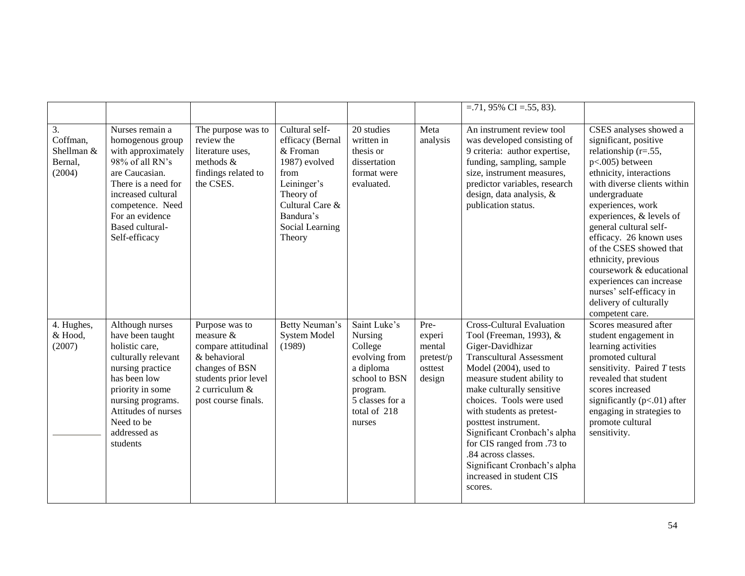| | | | | | | | |
|---|---|---|---|---|---|---|---|
| | | | | | | =.71, 95% CI =.55, 83). | |
| 3. Coffman, Shellman & Bernal, (2004) | Nurses remain a homogenous group with approximately 98% of all RN's are Caucasian. There is a need for increased cultural competence. Need For an evidence Based cultural-Self-efficacy | The purpose was to review the literature uses, methods & findings related to the CSES. | Cultural self-efficacy (Bernal & Froman 1987) evolved from Leininger's Theory of Cultural Care & Bandura's Social Learning Theory | 20 studies written in thesis or dissertation format were evaluated. | Meta analysis | An instrument review tool was developed consisting of 9 criteria: author expertise, funding, sampling, sample size, instrument measures, predictor variables, research design, data analysis, & publication status. | CSES analyses showed a significant, positive relationship ($r$=.55, $p$<.005) between ethnicity, interactions with diverse clients within undergraduate experiences, work experiences, & levels of general cultural self-efficacy. 26 known uses of the CSES showed that ethnicity, previous coursework & educational experiences can increase nurses' self-efficacy in delivery of culturally competent care. |
| 4. Hughes, & Hood, (2007) | Although nurses have been taught holistic care, culturally relevant nursing practice has been low priority in some nursing programs. Attitudes of nurses Need to be addressed as students | Purpose was to measure & compare attitudinal & behavioral changes of BSN students prior level 2 curriculum & post course finals. | Betty Neuman's System Model (1989) | Saint Luke's Nursing College evolving from a diploma school to BSN program. 5 classes for a total of 218 nurses | Pre-experimental pretest/posttest design | Cross-Cultural Evaluation Tool (Freeman, 1993), & Giger-Davidhizar Transcultural Assessment Model (2004), used to measure student ability to make culturally sensitive choices. Tools were used with students as pretest-posttest instrument. Significant Cronbach's alpha for CIS ranged from .73 to .84 across classes. Significant Cronbach's alpha increased in student CIS scores. | Scores measured after student engagement in learning activities promoted cultural sensitivity. Paired *T* tests revealed that student scores increased significantly ($p$<.01) after engaging in strategies to promote cultural sensitivity. |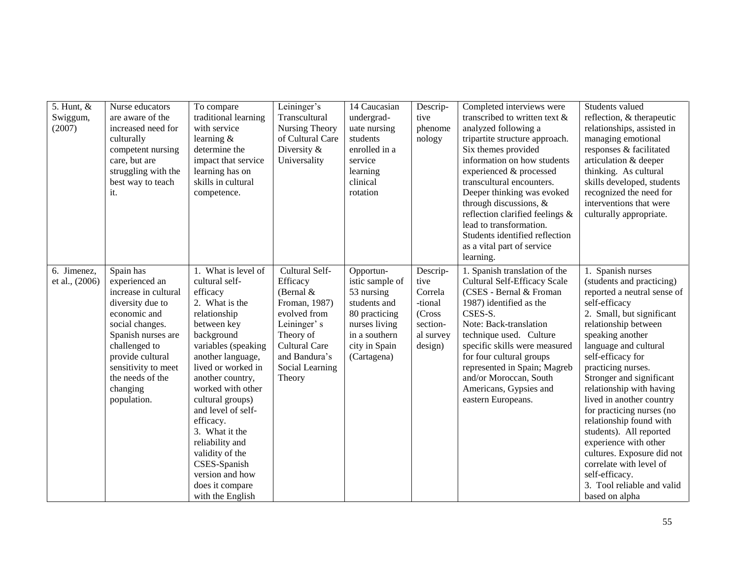| 5. Hunt, & Swiggum, (2007) | Nurse educators are aware of the increased need for culturally competent nursing care, but are struggling with the best way to teach it. | To compare traditional learning with service learning & determine the impact that service learning has on skills in cultural competence. | Leininger's Transcultural Nursing Theory of Cultural Care Diversity & Universality | 14 Caucasian undergraduate nursing students enrolled in a service learning clinical rotation | Descriptive phenomenology | Completed interviews were transcribed to written text & analyzed following a tripartite structure approach. Six themes provided information on how students experienced & processed transcultural encounters. Deeper thinking was evoked through discussions, & reflection clarified feelings & lead to transformation. Students identified reflection as a vital part of service learning. | Students valued reflection, & therapeutic relationships, assisted in managing emotional responses & facilitated articulation & deeper thinking. As cultural skills developed, students recognized the need for interventions that were culturally appropriate. |
|---|---|---|---|---|---|---|---|
| 6. Jimenez, et al., (2006) | Spain has experienced an increase in cultural diversity due to economic and social changes. Spanish nurses are challenged to provide cultural sensitivity to meet the needs of the changing population. | 1. What is level of cultural self-efficacy<br>2. What is the relationship between key background variables (speaking another language, lived or worked in another country, worked with other cultural groups) and level of self-efficacy.<br>3. What it the reliability and validity of the CSES-Spanish version and how does it compare with the English | Cultural Self-Efficacy (Bernal & Froman, 1987) evolved from Leininger' s Theory of Cultural Care and Bandura's Social Learning Theory | Opportunistic sample of 53 nursing students and 80 practicing nurses living in a southern city in Spain (Cartagena) | Descriptive Correlational (Cross sectional survey design) | 1. Spanish translation of the Cultural Self-Efficacy Scale (CSES - Bernal & Froman 1987) identified as the CSES-S.<br>Note: Back-translation technique used. Culture specific skills were measured for four cultural groups represented in Spain; Magreb and/or Moroccan, South Americans, Gypsies and eastern Europeans. | 1. Spanish nurses (students and practicing) reported a neutral sense of self-efficacy<br>2. Small, but significant relationship between speaking another language and cultural self-efficacy for practicing nurses. Stronger and significant relationship with having lived in another country for practicing nurses (no relationship found with students). All reported experience with other cultures. Exposure did not correlate with level of self-efficacy.<br>3. Tool reliable and valid based on alpha |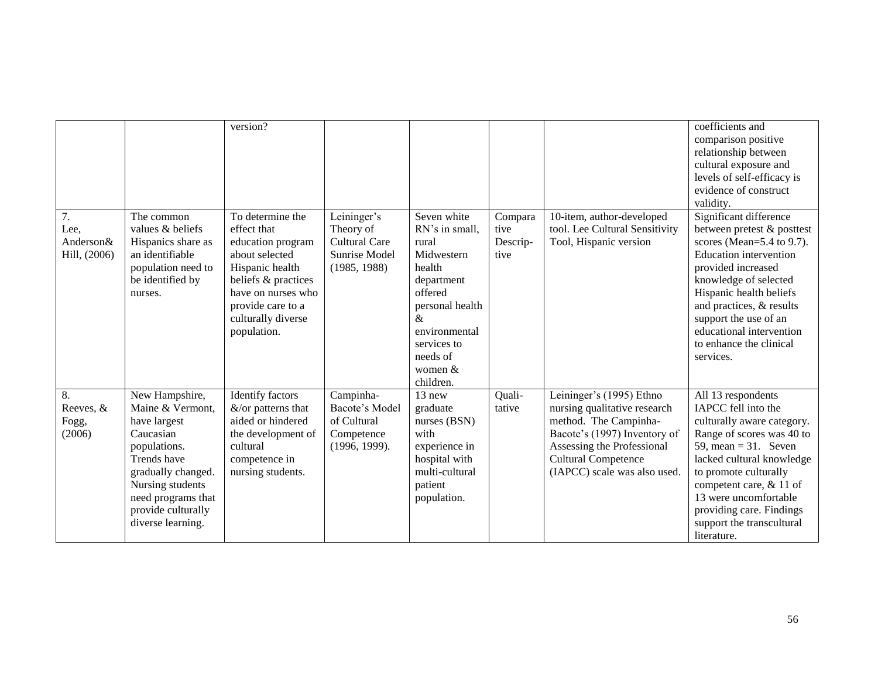|  |  |  |  |  |  |  |  |
|---|---|---|---|---|---|---|---|
|  |  | version? |  |  |  |  | coefficients and comparison positive relationship between cultural exposure and levels of self-efficacy is evidence of construct validity. |
| 7. Lee, Anderson& Hill, (2006) | The common values & beliefs Hispanics share as an identifiable population need to be identified by nurses. | To determine the effect that education program about selected Hispanic health beliefs & practices have on nurses who provide care to a culturally diverse population. | Leininger's Theory of Cultural Care Sunrise Model (1985, 1988) | Seven white RN's in small, rural Midwestern health department offered personal health & environmental services to needs of women & children. | Comparative Descriptive | 10-item, author-developed tool. Lee Cultural Sensitivity Tool, Hispanic version | Significant difference between pretest & posttest scores (Mean=5.4 to 9.7). Education intervention provided increased knowledge of selected Hispanic health beliefs and practices, & results support the use of an educational intervention to enhance the clinical services. |
| 8. Reeves, & Fogg, (2006) | New Hampshire, Maine & Vermont, have largest Caucasian populations. Trends have gradually changed. Nursing students need programs that provide culturally diverse learning. | Identify factors &/or patterns that aided or hindered the development of cultural competence in nursing students. | Campinha-Bacote's Model of Cultural Competence (1996, 1999). | 13 new graduate nurses (BSN) with experience in hospital with multi-cultural patient population. | Qualitative | Leininger's (1995) Ethno nursing qualitative research method. The Campinha-Bacote's (1997) Inventory of Assessing the Professional Cultural Competence (IAPCC) scale was also used. | All 13 respondents IAPCC fell into the culturally aware category. Range of scores was 40 to 59, mean = 31. Seven lacked cultural knowledge to promote culturally competent care, & 11 of 13 were uncomfortable providing care. Findings support the transcultural literature. |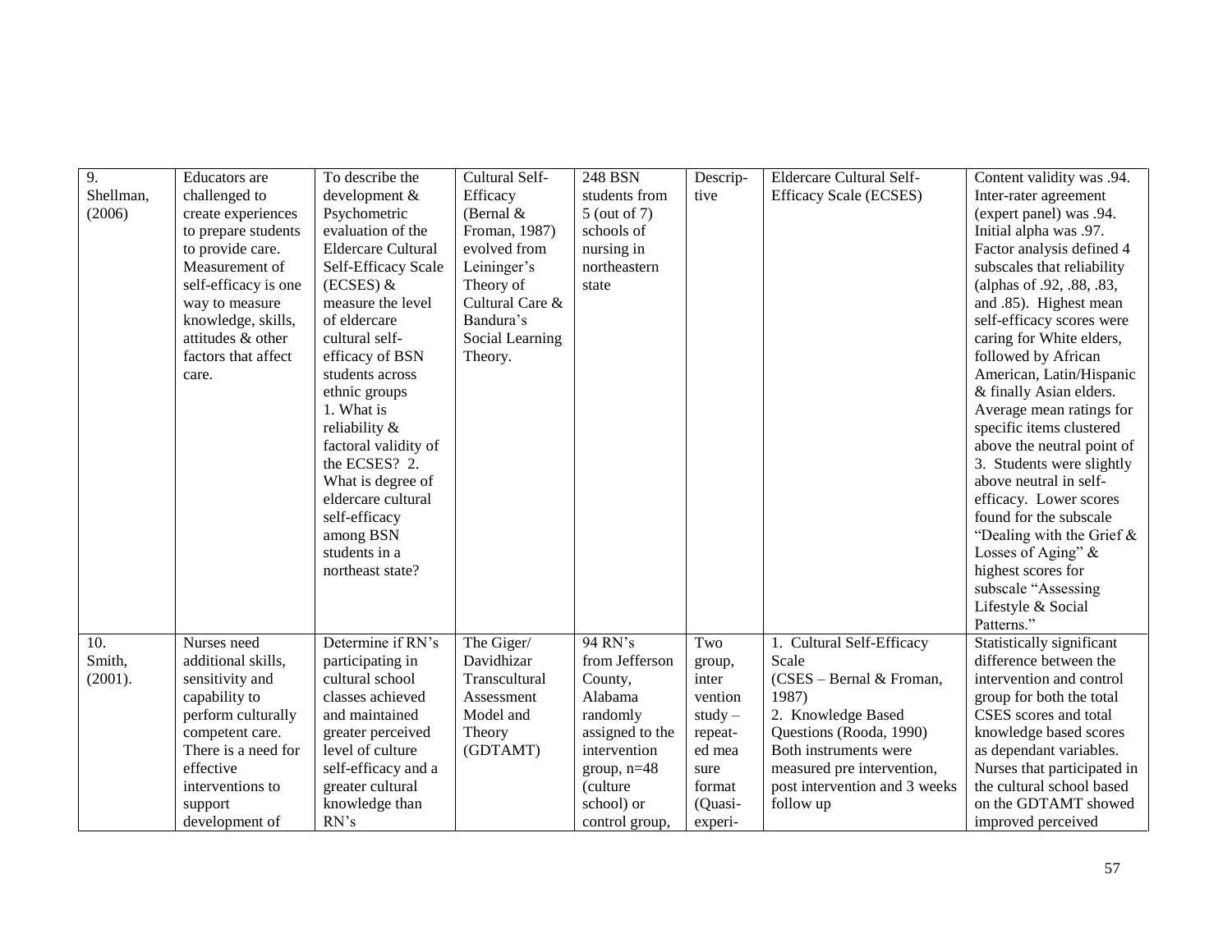| 9. Shellman, (2006) | Educators are challenged to create experiences to prepare students to provide care. Measurement of self-efficacy is one way to measure knowledge, skills, attitudes & other factors that affect care. | To describe the development & Psychometric evaluation of the Eldercare Cultural Self-Efficacy Scale (ECSES) & measure the level of eldercare cultural self-efficacy of BSN students across ethnic groups 1. What is reliability & factoral validity of the ECSES? 2. What is degree of eldercare cultural self-efficacy among BSN students in a northeast state? | Cultural Self-Efficacy (Bernal & Froman, 1987) evolved from Leininger's Theory of Cultural Care & Bandura's Social Learning Theory. | 248 BSN students from 5 (out of 7) schools of nursing in northeastern state | Descrip-tive | Eldercare Cultural Self-Efficacy Scale (ECSES) | Content validity was .94. Inter-rater agreement (expert panel) was .94. Initial alpha was .97. Factor analysis defined 4 subscales that reliability (alphas of .92, .88, .83, and .85). Highest mean self-efficacy scores were caring for White elders, followed by African American, Latin/Hispanic & finally Asian elders. Average mean ratings for specific items clustered above the neutral point of 3. Students were slightly above neutral in self-efficacy. Lower scores found for the subscale "Dealing with the Grief & Losses of Aging" & highest scores for subscale "Assessing Lifestyle & Social Patterns." |
|---|---|---|---|---|---|---|---|
| 10. Smith, (2001). | Nurses need additional skills, sensitivity and capability to perform culturally competent care. There is a need for effective interventions to support development of | Determine if RN's participating in cultural school classes achieved and maintained greater perceived level of culture self-efficacy and a greater cultural knowledge than RN's | The Giger/ Davidhizar Transcultural Assessment Model and Theory (GDTAMT) | 94 RN's from Jefferson County, Alabama randomly assigned to the intervention group, n=48 (culture school) or control group, | Two group, inter vention study – repeat-ed mea sure format (Quasi-experi- | 1. Cultural Self-Efficacy Scale (CSES – Bernal & Froman, 1987) 2. Knowledge Based Questions (Rooda, 1990) Both instruments were measured pre intervention, post intervention and 3 weeks follow up | Statistically significant difference between the intervention and control group for both the total CSES scores and total knowledge based scores as dependant variables. Nurses that participated in the cultural school based on the GDTAMT showed improved perceived |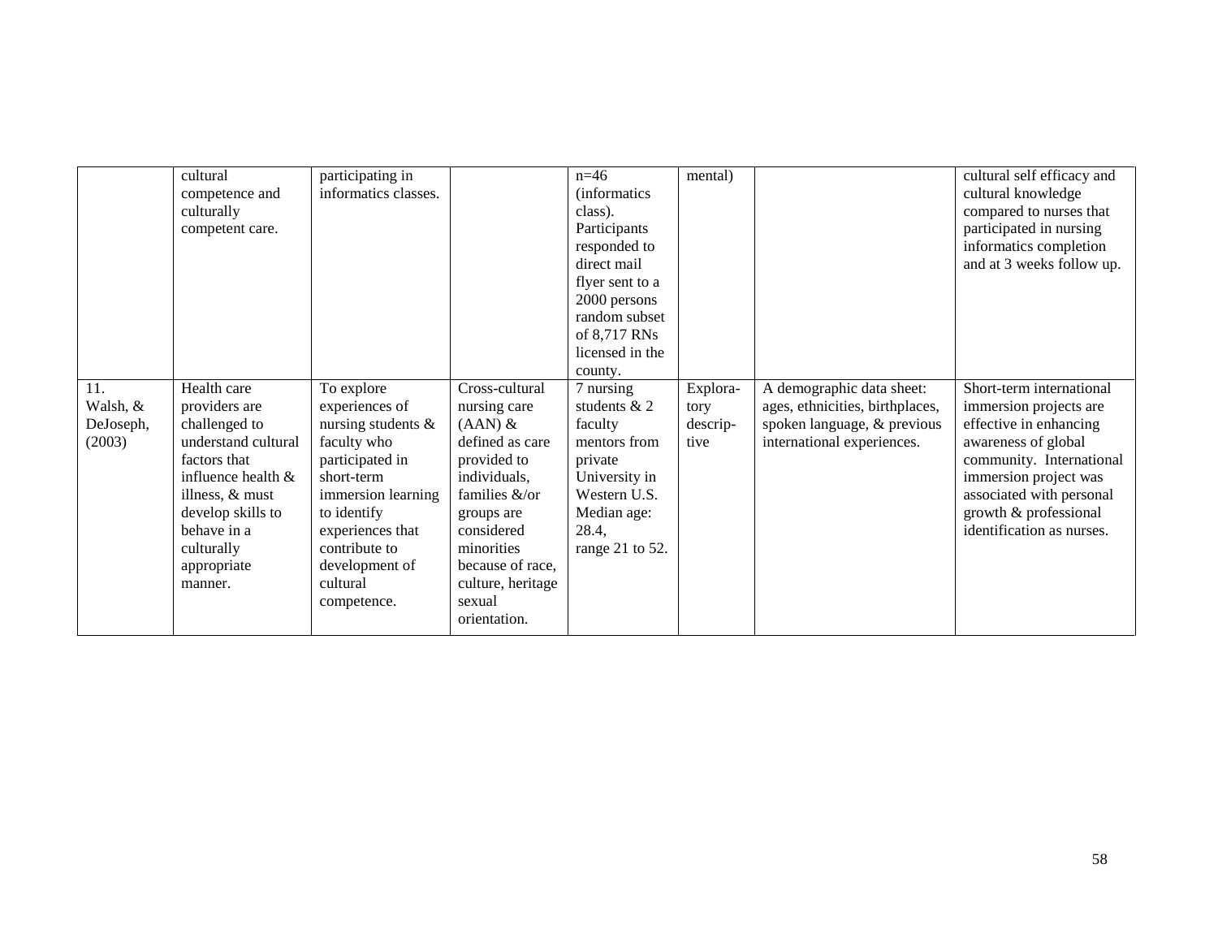| | | | | | | | |
|---|---|---|---|---|---|---|---|
| | cultural competence and culturally competent care. | participating in informatics classes. | | n=46 (informatics class). Participants responded to direct mail flyer sent to a 2000 persons random subset of 8,717 RNs licensed in the county. | mental) | | cultural self efficacy and cultural knowledge compared to nurses that participated in nursing informatics completion and at 3 weeks follow up. |
| 11. Walsh, & DeJoseph, (2003) | Health care providers are challenged to understand cultural factors that influence health & illness, & must develop skills to behave in a culturally appropriate manner. | To explore experiences of nursing students & faculty who participated in short-term immersion learning to identify experiences that contribute to development of cultural competence. | Cross-cultural nursing care (AAN) & defined as care provided to individuals, families &/or groups are considered minorities because of race, culture, heritage sexual orientation. | 7 nursing students & 2 faculty mentors from private University in Western U.S. Median age: 28.4, range 21 to 52. | Explora-tory descrip-tive | A demographic data sheet: ages, ethnicities, birthplaces, spoken language, & previous international experiences. | Short-term international immersion projects are effective in enhancing awareness of global community. International immersion project was associated with personal growth & professional identification as nurses. |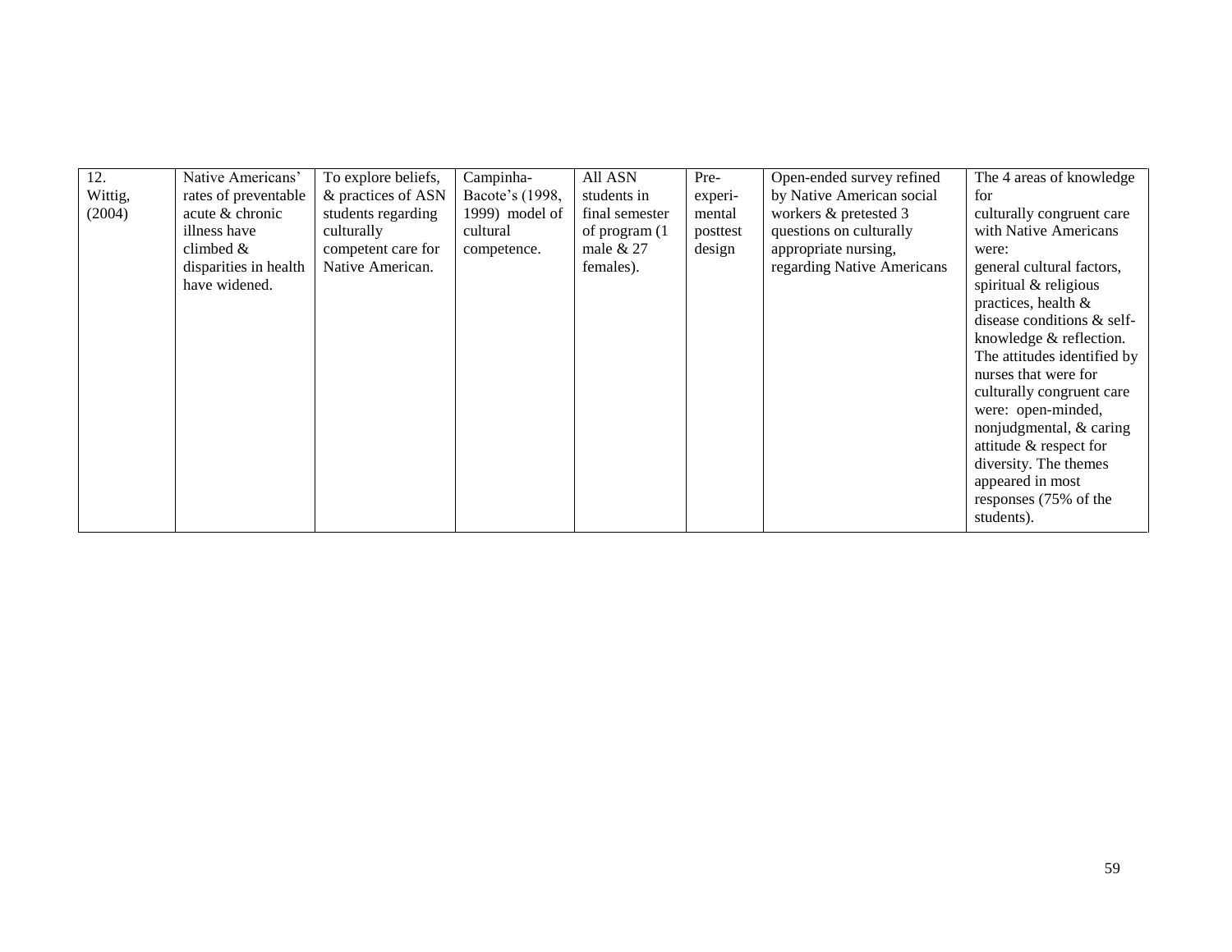| 12. Wittig, (2004) | Native Americans' rates of preventable acute & chronic illness have climbed & disparities in health have widened. | To explore beliefs, & practices of ASN students regarding culturally competent care for Native American. | Campinha-Bacote's (1998, 1999) model of cultural competence. | All ASN students in final semester of program (1 male & 27 females). | Pre-experi-mental posttest design | Open-ended survey refined by Native American social workers & pretested 3 questions on culturally appropriate nursing, regarding Native Americans | The 4 areas of knowledge for culturally congruent care with Native Americans were: general cultural factors, spiritual & religious practices, health & disease conditions & self-knowledge & reflection. The attitudes identified by nurses that were for culturally congruent care were: open-minded, nonjudgmental, & caring attitude & respect for diversity. The themes appeared in most responses (75% of the students). |
|---|---|---|---|---|---|---|---|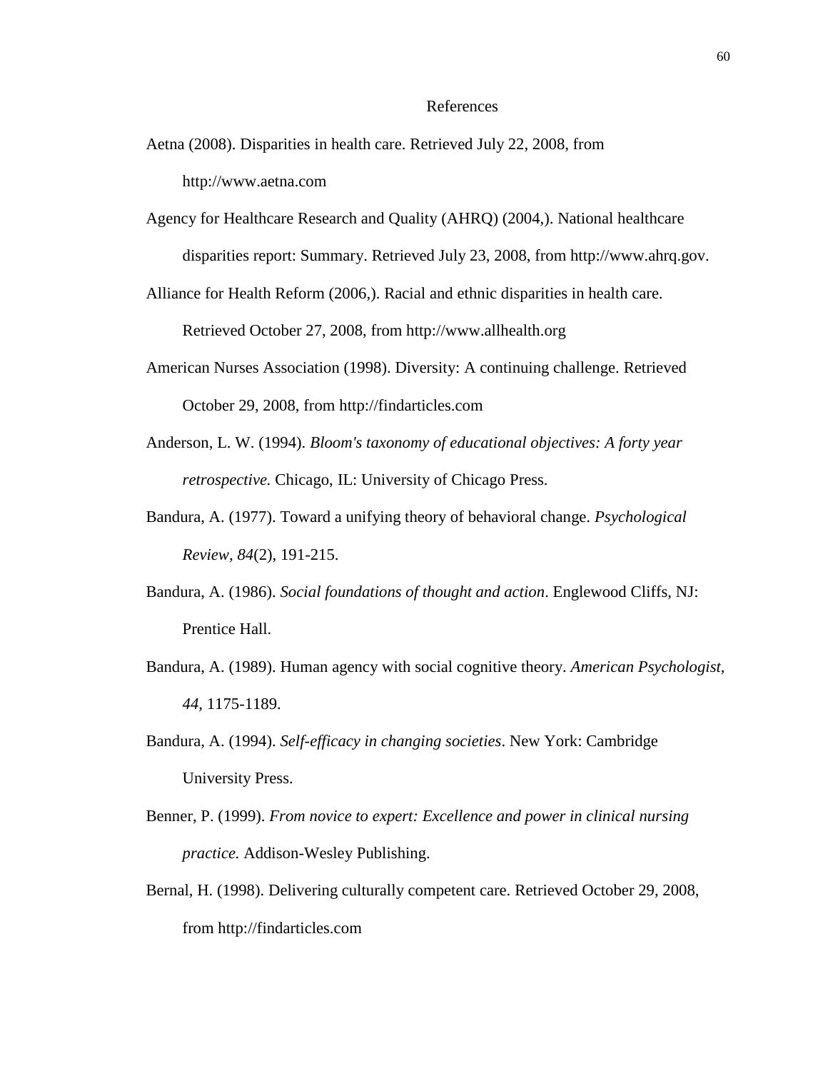# References

Aetna (2008). Disparities in health care. Retrieved July 22, 2008, from http://www.aetna.com

Agency for Healthcare Research and Quality (AHRQ) (2004,). National healthcare disparities report: Summary. Retrieved July 23, 2008, from http://www.ahrq.gov.

Alliance for Health Reform (2006,). Racial and ethnic disparities in health care. Retrieved October 27, 2008, from http://www.allhealth.org

American Nurses Association (1998). Diversity: A continuing challenge. Retrieved October 29, 2008, from http://findarticles.com

Anderson, L. W. (1994). *Bloom's taxonomy of educational objectives: A forty year retrospective.* Chicago, IL: University of Chicago Press.

Bandura, A. (1977). Toward a unifying theory of behavioral change. *Psychological Review, 84*(2), 191-215.

Bandura, A. (1986). *Social foundations of thought and action*. Englewood Cliffs, NJ: Prentice Hall.

Bandura, A. (1989). Human agency with social cognitive theory. *American Psychologist, 44*, 1175-1189.

Bandura, A. (1994). *Self-efficacy in changing societies*. New York: Cambridge University Press.

Benner, P. (1999). *From novice to expert: Excellence and power in clinical nursing practice.* Addison-Wesley Publishing.

Bernal, H. (1998). Delivering culturally competent care. Retrieved October 29, 2008, from http://findarticles.com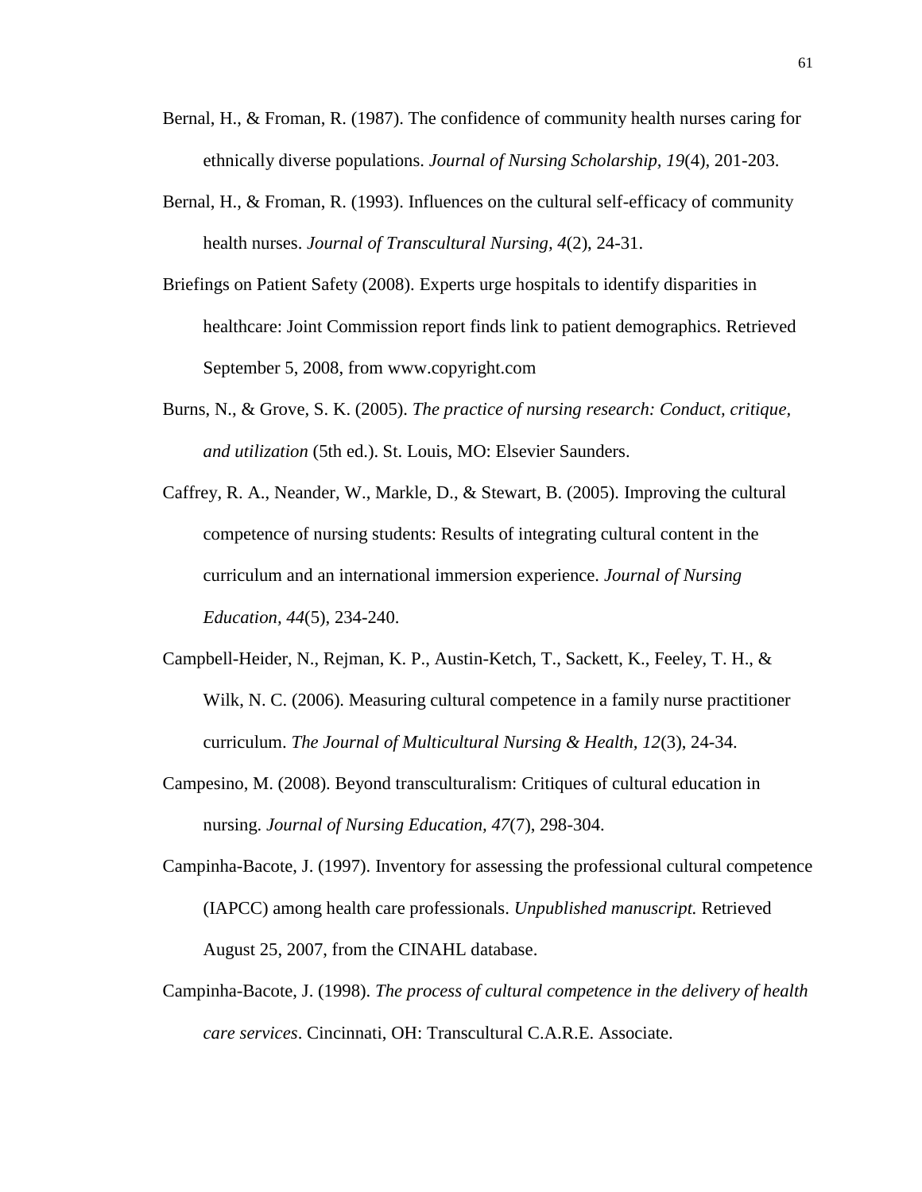Bernal, H., & Froman, R. (1987). The confidence of community health nurses caring for ethnically diverse populations. *Journal of Nursing Scholarship, 19*(4), 201-203.

Bernal, H., & Froman, R. (1993). Influences on the cultural self-efficacy of community health nurses. *Journal of Transcultural Nursing, 4*(2), 24-31.

Briefings on Patient Safety (2008). Experts urge hospitals to identify disparities in healthcare: Joint Commission report finds link to patient demographics. Retrieved September 5, 2008, from www.copyright.com

Burns, N., & Grove, S. K. (2005). *The practice of nursing research: Conduct, critique, and utilization* (5th ed.). St. Louis, MO: Elsevier Saunders.

Caffrey, R. A., Neander, W., Markle, D., & Stewart, B. (2005). Improving the cultural competence of nursing students: Results of integrating cultural content in the curriculum and an international immersion experience. *Journal of Nursing Education, 44*(5), 234-240.

Campbell-Heider, N., Rejman, K. P., Austin-Ketch, T., Sackett, K., Feeley, T. H., & Wilk, N. C. (2006). Measuring cultural competence in a family nurse practitioner curriculum. *The Journal of Multicultural Nursing & Health, 12*(3), 24-34.

Campesino, M. (2008). Beyond transculturalism: Critiques of cultural education in nursing. *Journal of Nursing Education, 47*(7), 298-304.

Campinha-Bacote, J. (1997). Inventory for assessing the professional cultural competence (IAPCC) among health care professionals. *Unpublished manuscript.* Retrieved August 25, 2007, from the CINAHL database.

Campinha-Bacote, J. (1998). *The process of cultural competence in the delivery of health care services*. Cincinnati, OH: Transcultural C.A.R.E. Associate.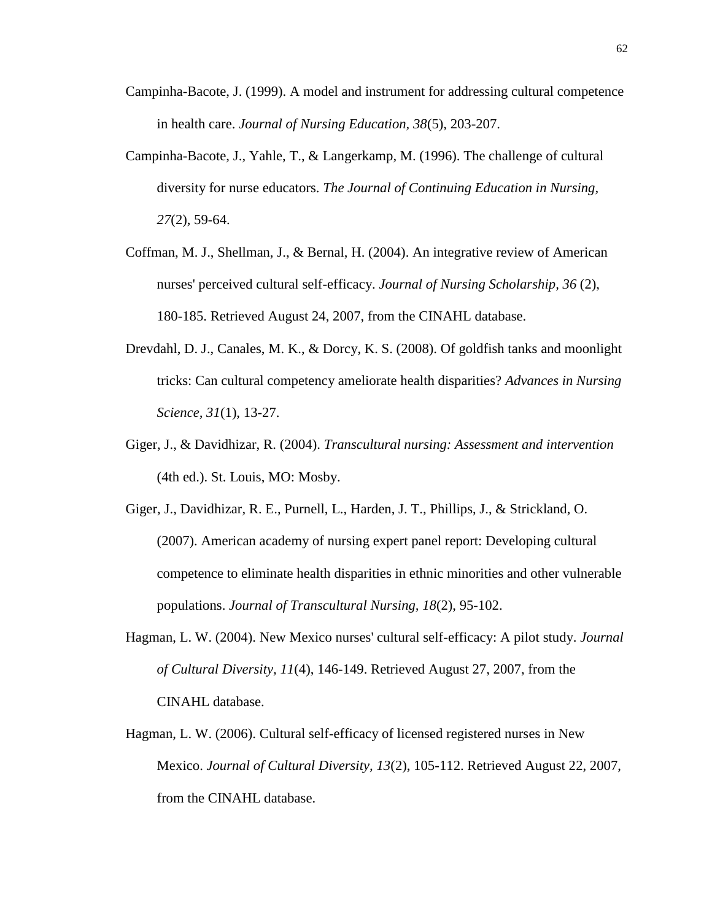Campinha-Bacote, J. (1999). A model and instrument for addressing cultural competence in health care. *Journal of Nursing Education, 38*(5), 203-207.

Campinha-Bacote, J., Yahle, T., & Langerkamp, M. (1996). The challenge of cultural diversity for nurse educators. *The Journal of Continuing Education in Nursing, 27*(2), 59-64.

Coffman, M. J., Shellman, J., & Bernal, H. (2004). An integrative review of American nurses' perceived cultural self-efficacy. *Journal of Nursing Scholarship, 36* (2), 180-185. Retrieved August 24, 2007, from the CINAHL database.

Drevdahl, D. J., Canales, M. K., & Dorcy, K. S. (2008). Of goldfish tanks and moonlight tricks: Can cultural competency ameliorate health disparities? *Advances in Nursing Science, 31*(1), 13-27.

Giger, J., & Davidhizar, R. (2004). *Transcultural nursing: Assessment and intervention* (4th ed.). St. Louis, MO: Mosby.

Giger, J., Davidhizar, R. E., Purnell, L., Harden, J. T., Phillips, J., & Strickland, O. (2007). American academy of nursing expert panel report: Developing cultural competence to eliminate health disparities in ethnic minorities and other vulnerable populations. *Journal of Transcultural Nursing, 18*(2), 95-102.

Hagman, L. W. (2004). New Mexico nurses' cultural self-efficacy: A pilot study. *Journal of Cultural Diversity, 11*(4), 146-149. Retrieved August 27, 2007, from the CINAHL database.

Hagman, L. W. (2006). Cultural self-efficacy of licensed registered nurses in New Mexico. *Journal of Cultural Diversity, 13*(2), 105-112. Retrieved August 22, 2007, from the CINAHL database.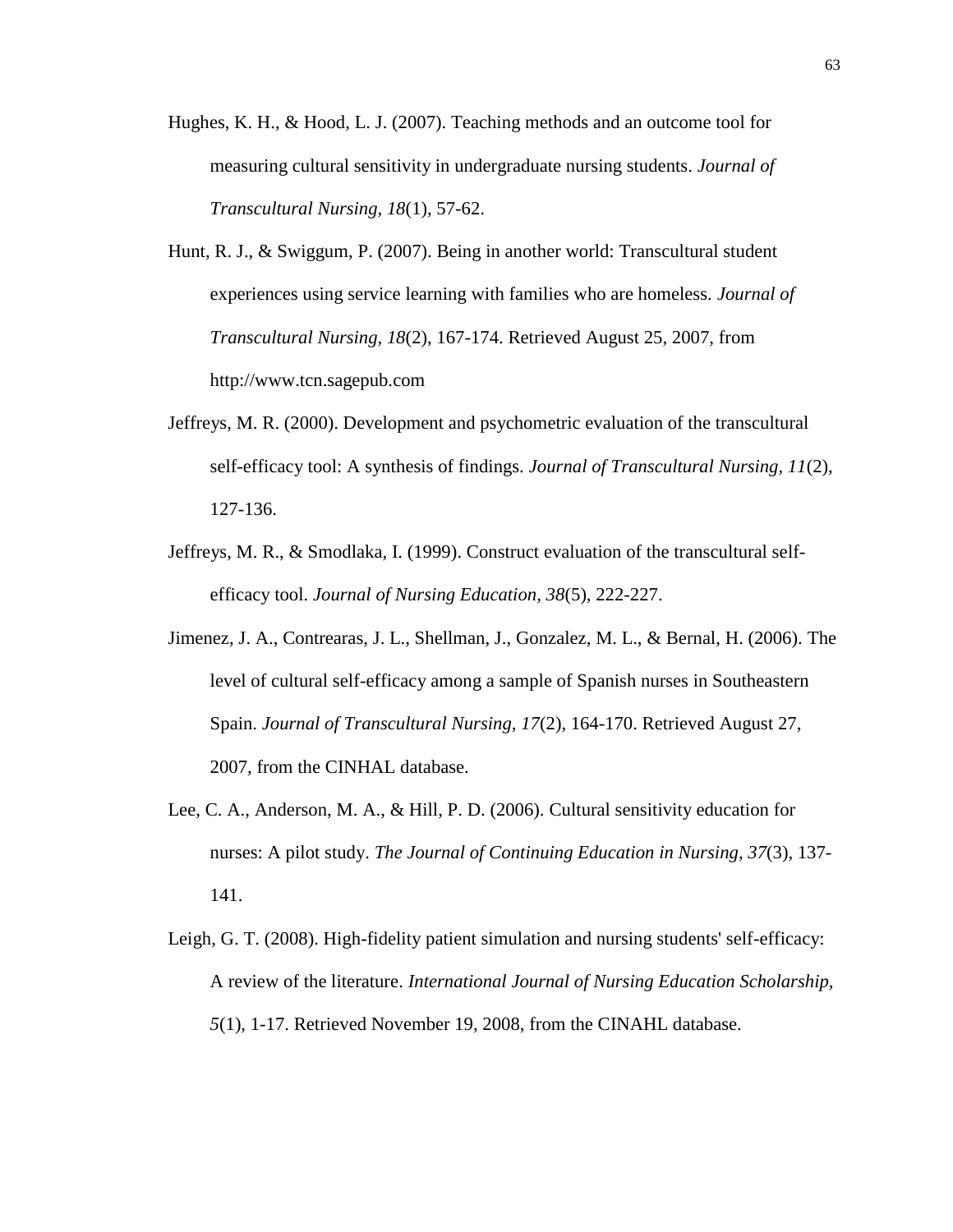Hughes, K. H., & Hood, L. J. (2007). Teaching methods and an outcome tool for measuring cultural sensitivity in undergraduate nursing students. *Journal of Transcultural Nursing, 18*(1), 57-62.

Hunt, R. J., & Swiggum, P. (2007). Being in another world: Transcultural student experiences using service learning with families who are homeless. *Journal of Transcultural Nursing, 18*(2), 167-174. Retrieved August 25, 2007, from http://www.tcn.sagepub.com

Jeffreys, M. R. (2000). Development and psychometric evaluation of the transcultural self-efficacy tool: A synthesis of findings. *Journal of Transcultural Nursing, 11*(2), 127-136.

Jeffreys, M. R., & Smodlaka, I. (1999). Construct evaluation of the transcultural self-efficacy tool. *Journal of Nursing Education, 38*(5), 222-227.

Jimenez, J. A., Contrearas, J. L., Shellman, J., Gonzalez, M. L., & Bernal, H. (2006). The level of cultural self-efficacy among a sample of Spanish nurses in Southeastern Spain. *Journal of Transcultural Nursing, 17*(2), 164-170. Retrieved August 27, 2007, from the CINHAL database.

Lee, C. A., Anderson, M. A., & Hill, P. D. (2006). Cultural sensitivity education for nurses: A pilot study. *The Journal of Continuing Education in Nursing, 37*(3), 137-141.

Leigh, G. T. (2008). High-fidelity patient simulation and nursing students' self-efficacy: A review of the literature. *International Journal of Nursing Education Scholarship, 5*(1), 1-17. Retrieved November 19, 2008, from the CINAHL database.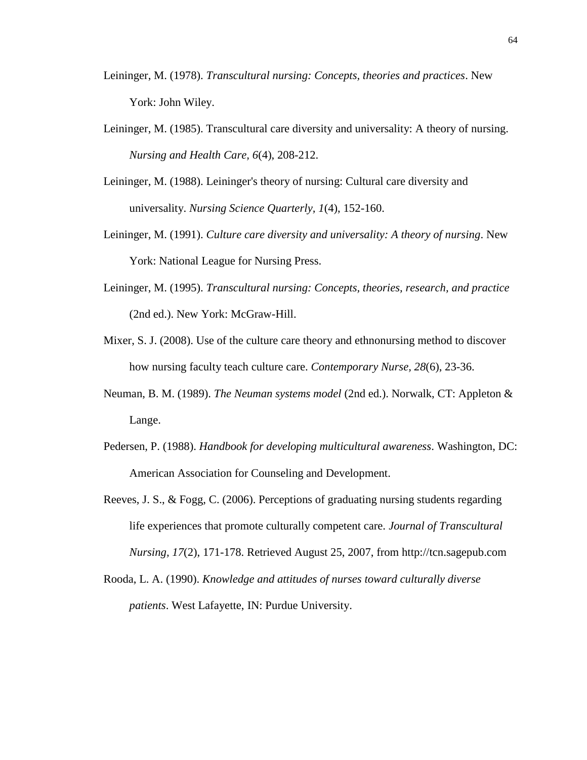Leininger, M. (1978). *Transcultural nursing: Concepts, theories and practices*. New York: John Wiley.

Leininger, M. (1985). Transcultural care diversity and universality: A theory of nursing. *Nursing and Health Care, 6*(4), 208-212.

Leininger, M. (1988). Leininger's theory of nursing: Cultural care diversity and universality. *Nursing Science Quarterly, 1*(4), 152-160.

Leininger, M. (1991). *Culture care diversity and universality: A theory of nursing*. New York: National League for Nursing Press.

Leininger, M. (1995). *Transcultural nursing: Concepts, theories, research, and practice* (2nd ed.). New York: McGraw-Hill.

Mixer, S. J. (2008). Use of the culture care theory and ethnonursing method to discover how nursing faculty teach culture care. *Contemporary Nurse, 28*(6), 23-36.

Neuman, B. M. (1989). *The Neuman systems model* (2nd ed.). Norwalk, CT: Appleton & Lange.

Pedersen, P. (1988). *Handbook for developing multicultural awareness*. Washington, DC: American Association for Counseling and Development.

Reeves, J. S., & Fogg, C. (2006). Perceptions of graduating nursing students regarding life experiences that promote culturally competent care. *Journal of Transcultural Nursing, 17*(2), 171-178. Retrieved August 25, 2007, from http://tcn.sagepub.com

Rooda, L. A. (1990). *Knowledge and attitudes of nurses toward culturally diverse patients*. West Lafayette, IN: Purdue University.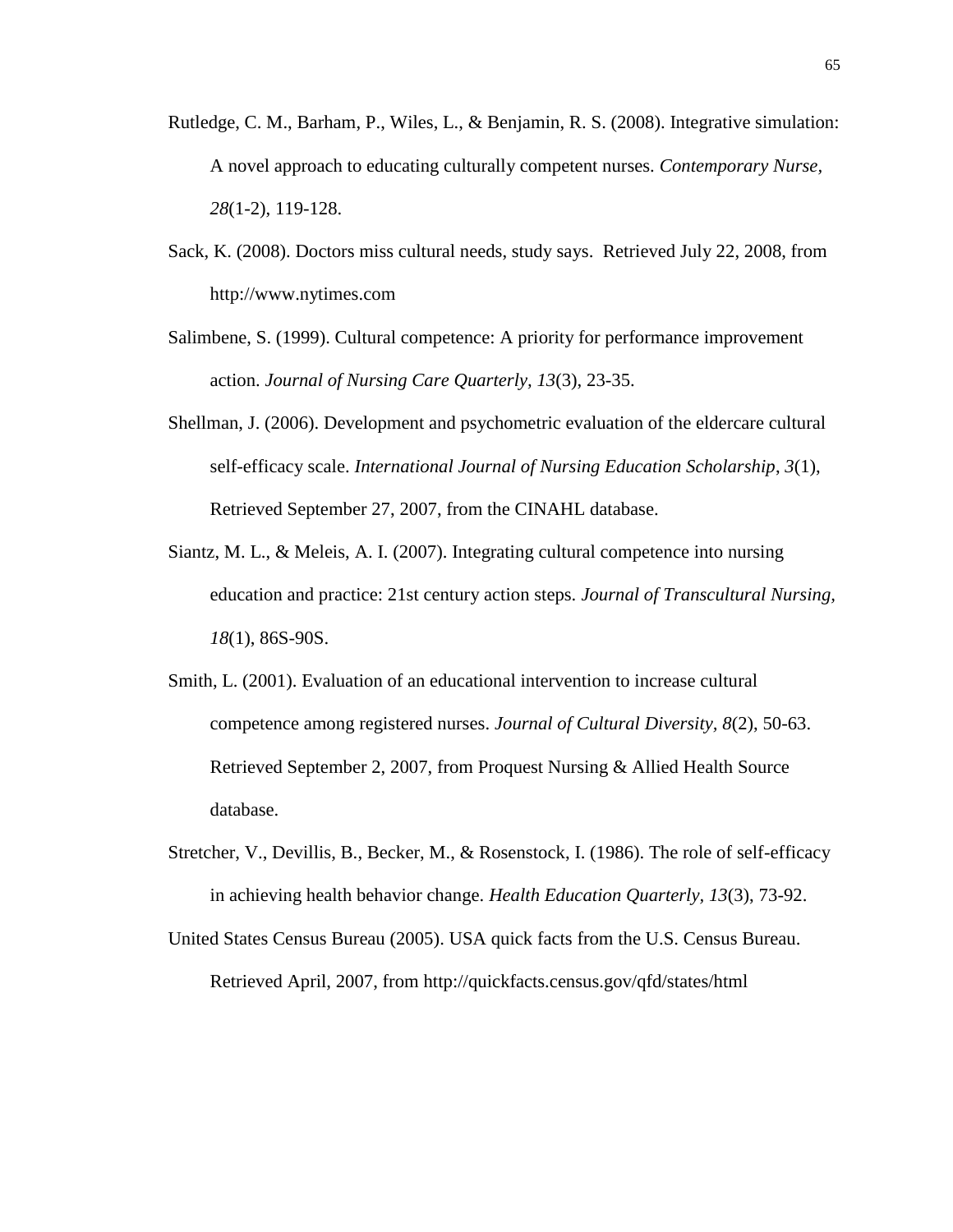Rutledge, C. M., Barham, P., Wiles, L., & Benjamin, R. S. (2008). Integrative simulation: A novel approach to educating culturally competent nurses. *Contemporary Nurse, 28*(1-2), 119-128.

Sack, K. (2008). Doctors miss cultural needs, study says. Retrieved July 22, 2008, from http://www.nytimes.com

Salimbene, S. (1999). Cultural competence: A priority for performance improvement action. *Journal of Nursing Care Quarterly, 13*(3), 23-35.

Shellman, J. (2006). Development and psychometric evaluation of the eldercare cultural self-efficacy scale. *International Journal of Nursing Education Scholarship*, *3*(1), Retrieved September 27, 2007, from the CINAHL database.

Siantz, M. L., & Meleis, A. I. (2007). Integrating cultural competence into nursing education and practice: 21st century action steps. *Journal of Transcultural Nursing, 18*(1), 86S-90S.

Smith, L. (2001). Evaluation of an educational intervention to increase cultural competence among registered nurses. *Journal of Cultural Diversity, 8*(2), 50-63. Retrieved September 2, 2007, from Proquest Nursing & Allied Health Source database.

Stretcher, V., Devillis, B., Becker, M., & Rosenstock, I. (1986). The role of self-efficacy in achieving health behavior change. *Health Education Quarterly*, *13*(3), 73-92.

United States Census Bureau (2005). USA quick facts from the U.S. Census Bureau. Retrieved April, 2007, from http://quickfacts.census.gov/qfd/states/html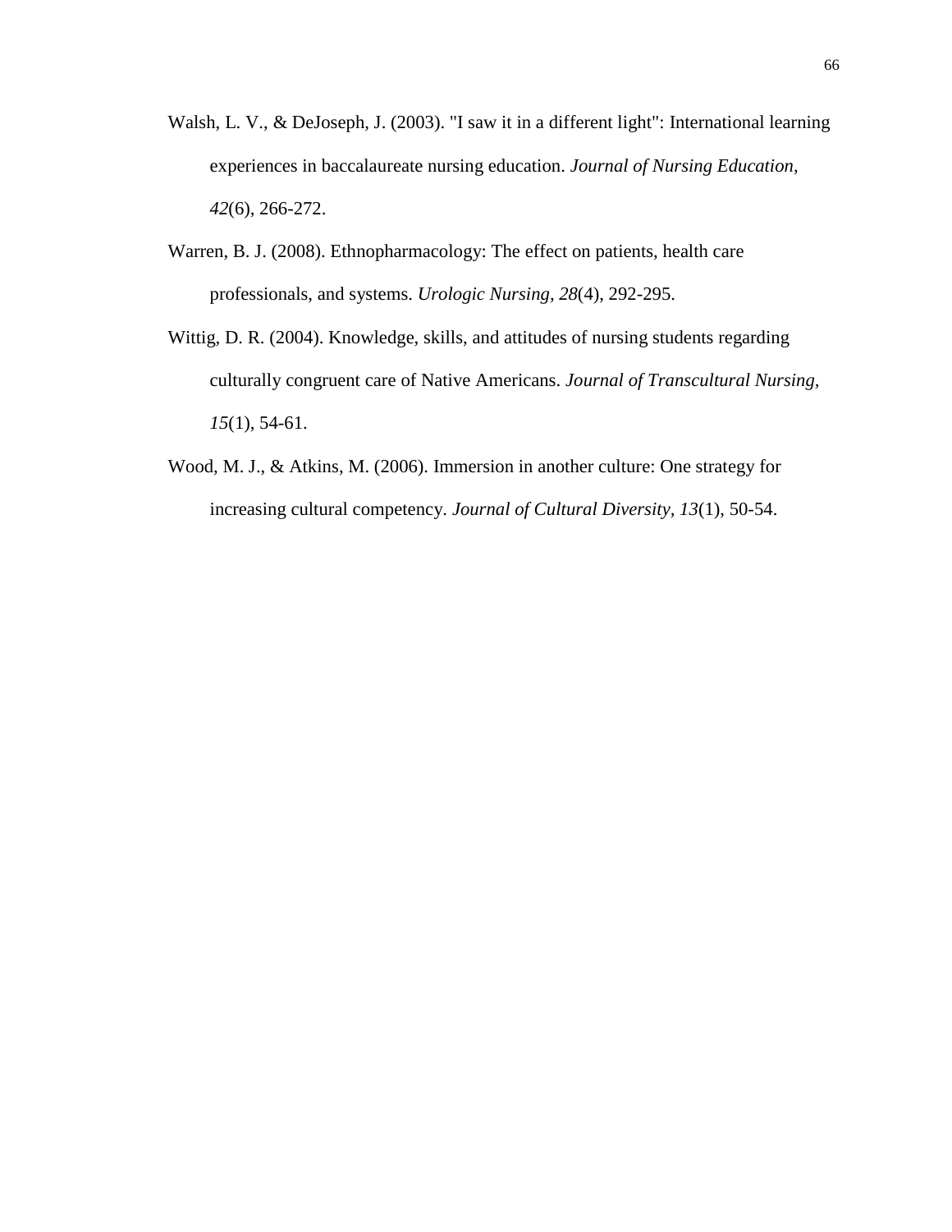Walsh, L. V., & DeJoseph, J. (2003). "I saw it in a different light": International learning experiences in baccalaureate nursing education. *Journal of Nursing Education*, *42*(6), 266-272.

Warren, B. J. (2008). Ethnopharmacology: The effect on patients, health care professionals, and systems. *Urologic Nursing, 28*(4), 292-295.

Wittig, D. R. (2004). Knowledge, skills, and attitudes of nursing students regarding culturally congruent care of Native Americans. *Journal of Transcultural Nursing*, *15*(1), 54-61.

Wood, M. J., & Atkins, M. (2006). Immersion in another culture: One strategy for increasing cultural competency. *Journal of Cultural Diversity, 13*(1), 50-54.